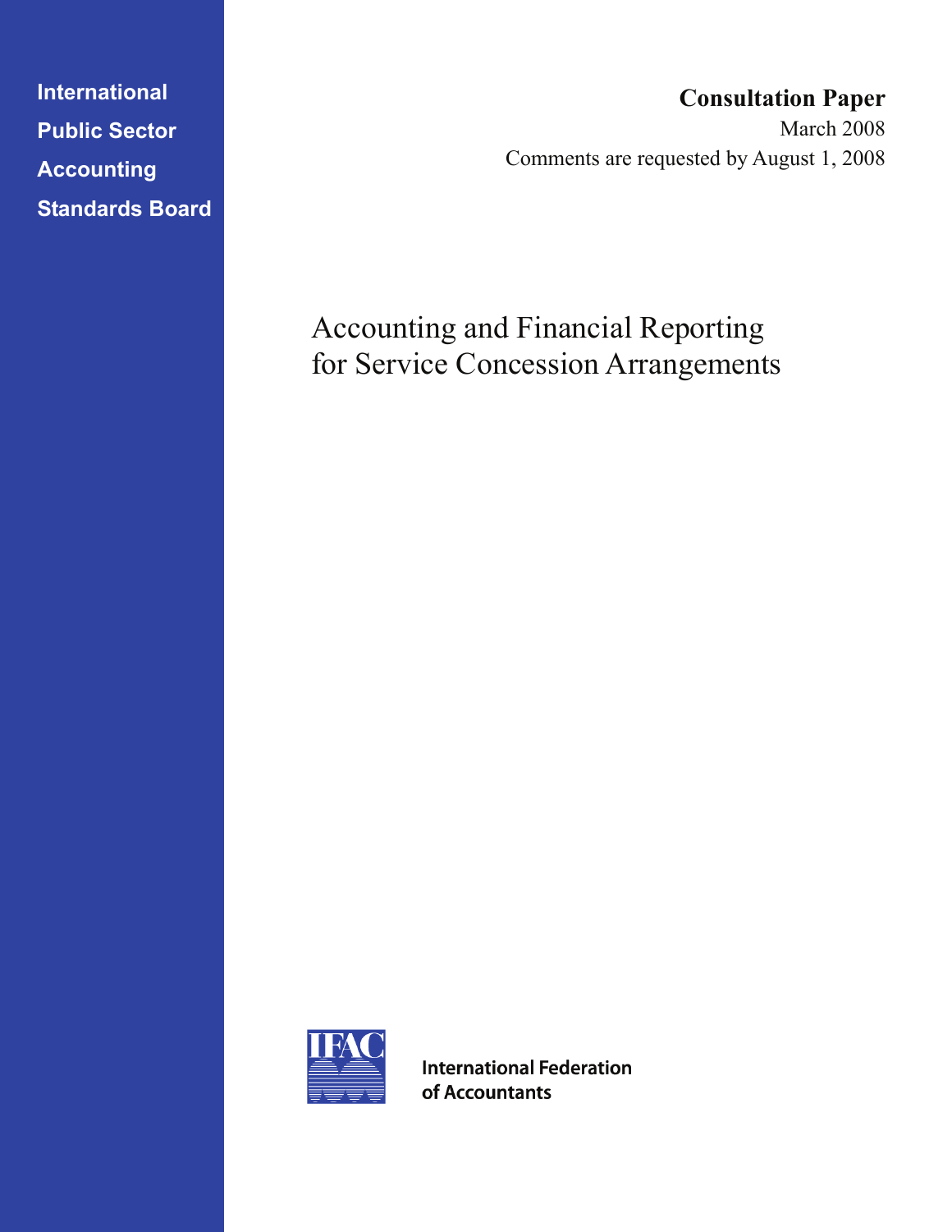International
Public Sector
Accounting
Standards Board

**Consultation Paper**

March 2008

Comments are requested by August 1, 2008

# Accounting and Financial Reporting for Service Concession Arrangements

International Federation of Accountants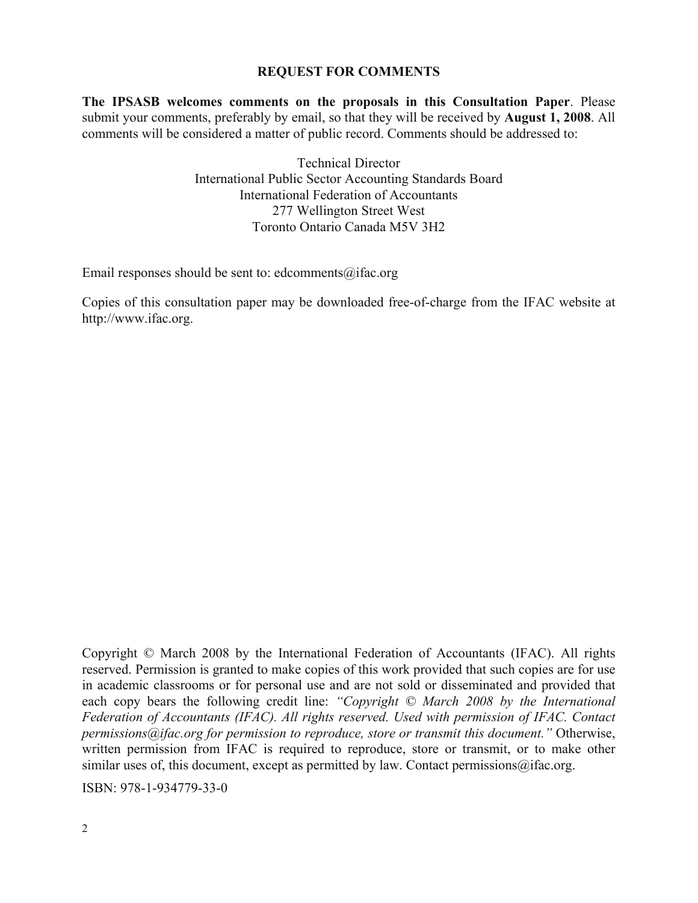## REQUEST FOR COMMENTS

**The IPSASB welcomes comments on the proposals in this Consultation Paper**. Please submit your comments, preferably by email, so that they will be received by **August 1, 2008**. All comments will be considered a matter of public record. Comments should be addressed to:

Technical Director
International Public Sector Accounting Standards Board
International Federation of Accountants
277 Wellington Street West
Toronto Ontario Canada M5V 3H2

Email responses should be sent to: edcomments@ifac.org

Copies of this consultation paper may be downloaded free-of-charge from the IFAC website at http://www.ifac.org.

Copyright © March 2008 by the International Federation of Accountants (IFAC). All rights reserved. Permission is granted to make copies of this work provided that such copies are for use in academic classrooms or for personal use and are not sold or disseminated and provided that each copy bears the following credit line: *"Copyright © March 2008 by the International Federation of Accountants (IFAC). All rights reserved. Used with permission of IFAC. Contact permissions@ifac.org for permission to reproduce, store or transmit this document."* Otherwise, written permission from IFAC is required to reproduce, store or transmit, or to make other similar uses of, this document, except as permitted by law. Contact permissions@ifac.org.

ISBN: 978-1-934779-33-0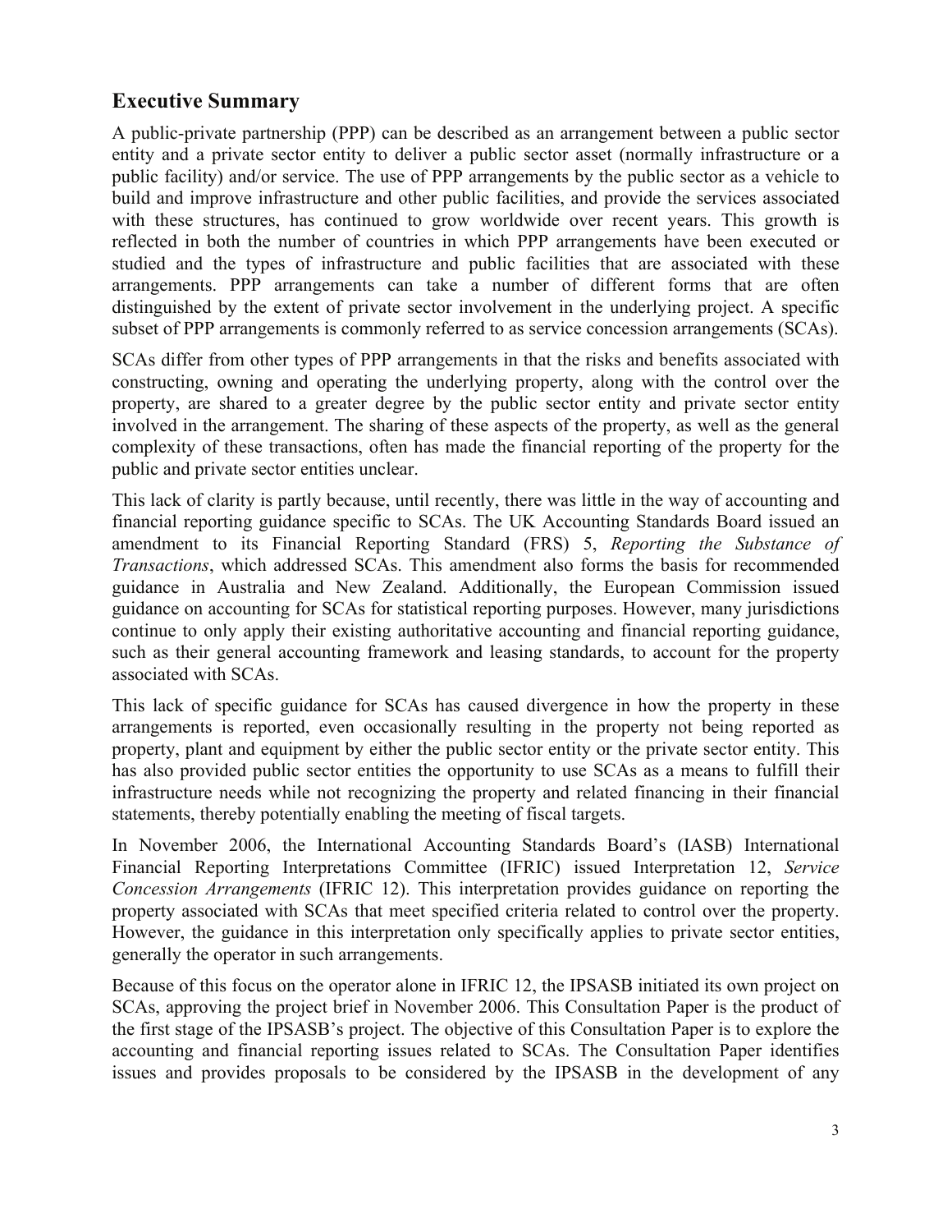## Executive Summary

A public-private partnership (PPP) can be described as an arrangement between a public sector entity and a private sector entity to deliver a public sector asset (normally infrastructure or a public facility) and/or service. The use of PPP arrangements by the public sector as a vehicle to build and improve infrastructure and other public facilities, and provide the services associated with these structures, has continued to grow worldwide over recent years. This growth is reflected in both the number of countries in which PPP arrangements have been executed or studied and the types of infrastructure and public facilities that are associated with these arrangements. PPP arrangements can take a number of different forms that are often distinguished by the extent of private sector involvement in the underlying project. A specific subset of PPP arrangements is commonly referred to as service concession arrangements (SCAs).

SCAs differ from other types of PPP arrangements in that the risks and benefits associated with constructing, owning and operating the underlying property, along with the control over the property, are shared to a greater degree by the public sector entity and private sector entity involved in the arrangement. The sharing of these aspects of the property, as well as the general complexity of these transactions, often has made the financial reporting of the property for the public and private sector entities unclear.

This lack of clarity is partly because, until recently, there was little in the way of accounting and financial reporting guidance specific to SCAs. The UK Accounting Standards Board issued an amendment to its Financial Reporting Standard (FRS) 5, *Reporting the Substance of Transactions*, which addressed SCAs. This amendment also forms the basis for recommended guidance in Australia and New Zealand. Additionally, the European Commission issued guidance on accounting for SCAs for statistical reporting purposes. However, many jurisdictions continue to only apply their existing authoritative accounting and financial reporting guidance, such as their general accounting framework and leasing standards, to account for the property associated with SCAs.

This lack of specific guidance for SCAs has caused divergence in how the property in these arrangements is reported, even occasionally resulting in the property not being reported as property, plant and equipment by either the public sector entity or the private sector entity. This has also provided public sector entities the opportunity to use SCAs as a means to fulfill their infrastructure needs while not recognizing the property and related financing in their financial statements, thereby potentially enabling the meeting of fiscal targets.

In November 2006, the International Accounting Standards Board's (IASB) International Financial Reporting Interpretations Committee (IFRIC) issued Interpretation 12, *Service Concession Arrangements* (IFRIC 12). This interpretation provides guidance on reporting the property associated with SCAs that meet specified criteria related to control over the property. However, the guidance in this interpretation only specifically applies to private sector entities, generally the operator in such arrangements.

Because of this focus on the operator alone in IFRIC 12, the IPSASB initiated its own project on SCAs, approving the project brief in November 2006. This Consultation Paper is the product of the first stage of the IPSASB's project. The objective of this Consultation Paper is to explore the accounting and financial reporting issues related to SCAs. The Consultation Paper identifies issues and provides proposals to be considered by the IPSASB in the development of any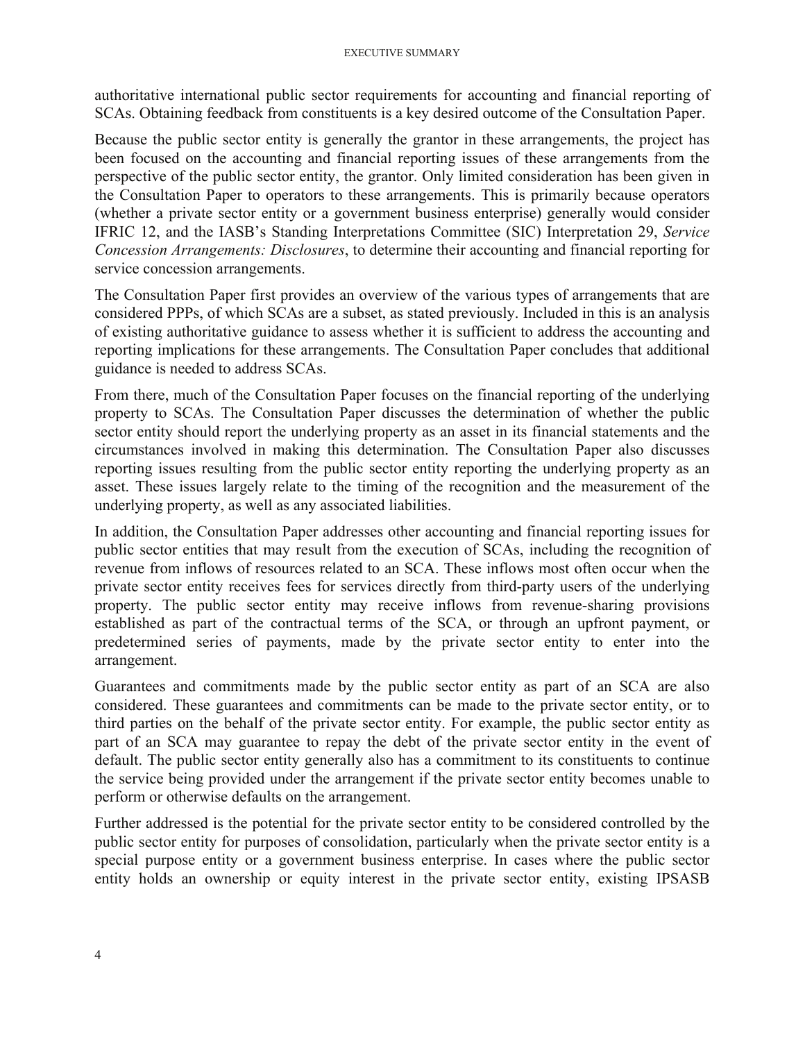authoritative international public sector requirements for accounting and financial reporting of SCAs. Obtaining feedback from constituents is a key desired outcome of the Consultation Paper.

Because the public sector entity is generally the grantor in these arrangements, the project has been focused on the accounting and financial reporting issues of these arrangements from the perspective of the public sector entity, the grantor. Only limited consideration has been given in the Consultation Paper to operators to these arrangements. This is primarily because operators (whether a private sector entity or a government business enterprise) generally would consider IFRIC 12, and the IASB's Standing Interpretations Committee (SIC) Interpretation 29, *Service Concession Arrangements: Disclosures*, to determine their accounting and financial reporting for service concession arrangements.

The Consultation Paper first provides an overview of the various types of arrangements that are considered PPPs, of which SCAs are a subset, as stated previously. Included in this is an analysis of existing authoritative guidance to assess whether it is sufficient to address the accounting and reporting implications for these arrangements. The Consultation Paper concludes that additional guidance is needed to address SCAs.

From there, much of the Consultation Paper focuses on the financial reporting of the underlying property to SCAs. The Consultation Paper discusses the determination of whether the public sector entity should report the underlying property as an asset in its financial statements and the circumstances involved in making this determination. The Consultation Paper also discusses reporting issues resulting from the public sector entity reporting the underlying property as an asset. These issues largely relate to the timing of the recognition and the measurement of the underlying property, as well as any associated liabilities.

In addition, the Consultation Paper addresses other accounting and financial reporting issues for public sector entities that may result from the execution of SCAs, including the recognition of revenue from inflows of resources related to an SCA. These inflows most often occur when the private sector entity receives fees for services directly from third-party users of the underlying property. The public sector entity may receive inflows from revenue-sharing provisions established as part of the contractual terms of the SCA, or through an upfront payment, or predetermined series of payments, made by the private sector entity to enter into the arrangement.

Guarantees and commitments made by the public sector entity as part of an SCA are also considered. These guarantees and commitments can be made to the private sector entity, or to third parties on the behalf of the private sector entity. For example, the public sector entity as part of an SCA may guarantee to repay the debt of the private sector entity in the event of default. The public sector entity generally also has a commitment to its constituents to continue the service being provided under the arrangement if the private sector entity becomes unable to perform or otherwise defaults on the arrangement.

Further addressed is the potential for the private sector entity to be considered controlled by the public sector entity for purposes of consolidation, particularly when the private sector entity is a special purpose entity or a government business enterprise. In cases where the public sector entity holds an ownership or equity interest in the private sector entity, existing IPSASB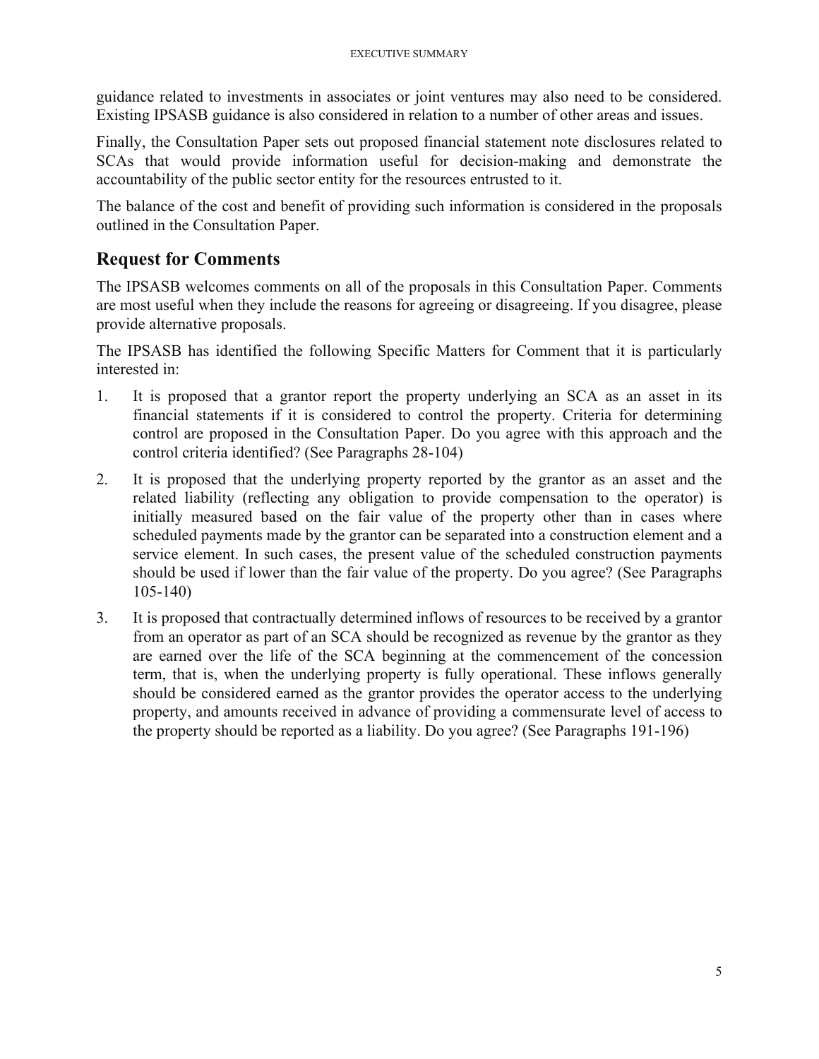guidance related to investments in associates or joint ventures may also need to be considered. Existing IPSASB guidance is also considered in relation to a number of other areas and issues.

Finally, the Consultation Paper sets out proposed financial statement note disclosures related to SCAs that would provide information useful for decision-making and demonstrate the accountability of the public sector entity for the resources entrusted to it.

The balance of the cost and benefit of providing such information is considered in the proposals outlined in the Consultation Paper.

## Request for Comments

The IPSASB welcomes comments on all of the proposals in this Consultation Paper. Comments are most useful when they include the reasons for agreeing or disagreeing. If you disagree, please provide alternative proposals.

The IPSASB has identified the following Specific Matters for Comment that it is particularly interested in:

1. It is proposed that a grantor report the property underlying an SCA as an asset in its financial statements if it is considered to control the property. Criteria for determining control are proposed in the Consultation Paper. Do you agree with this approach and the control criteria identified? (See Paragraphs 28-104)
2. It is proposed that the underlying property reported by the grantor as an asset and the related liability (reflecting any obligation to provide compensation to the operator) is initially measured based on the fair value of the property other than in cases where scheduled payments made by the grantor can be separated into a construction element and a service element. In such cases, the present value of the scheduled construction payments should be used if lower than the fair value of the property. Do you agree? (See Paragraphs 105-140)
3. It is proposed that contractually determined inflows of resources to be received by a grantor from an operator as part of an SCA should be recognized as revenue by the grantor as they are earned over the life of the SCA beginning at the commencement of the concession term, that is, when the underlying property is fully operational. These inflows generally should be considered earned as the grantor provides the operator access to the underlying property, and amounts received in advance of providing a commensurate level of access to the property should be reported as a liability. Do you agree? (See Paragraphs 191-196)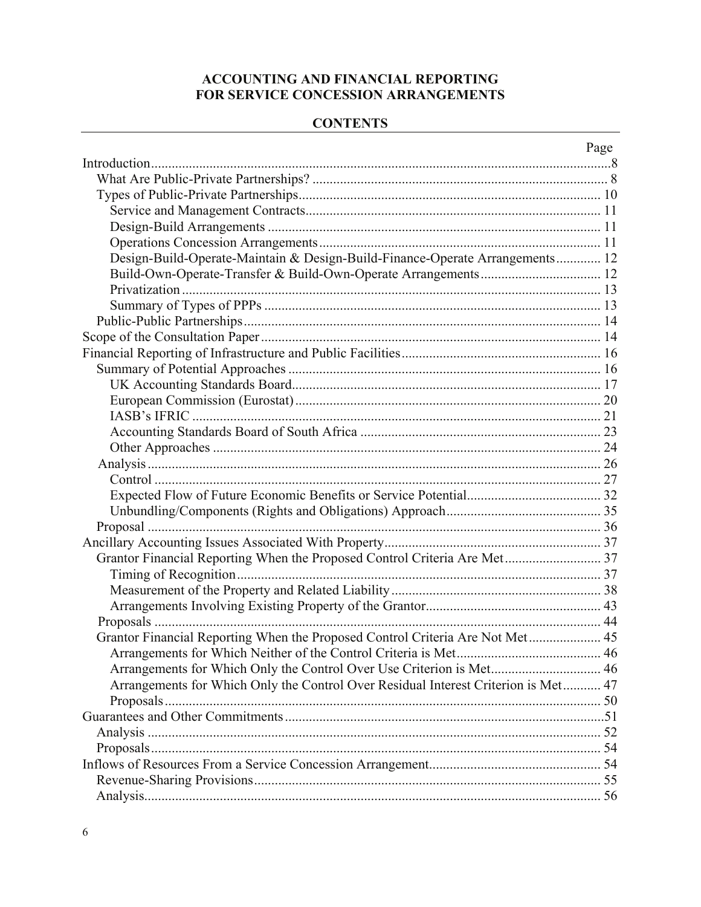# ACCOUNTING AND FINANCIAL REPORTING FOR SERVICE CONCESSION ARRANGEMENTS

## CONTENTS

| | Page |
|---|---|
| Introduction | 8 |
| What Are Public-Private Partnerships? | 8 |
| Types of Public-Private Partnerships | 10 |
| Service and Management Contracts | 11 |
| Design-Build Arrangements | 11 |
| Operations Concession Arrangements | 11 |
| Design-Build-Operate-Maintain & Design-Build-Finance-Operate Arrangements | 12 |
| Build-Own-Operate-Transfer & Build-Own-Operate Arrangements | 12 |
| Privatization | 13 |
| Summary of Types of PPPs | 13 |
| Public-Public Partnerships | 14 |
| Scope of the Consultation Paper | 14 |
| Financial Reporting of Infrastructure and Public Facilities | 16 |
| Summary of Potential Approaches | 16 |
| UK Accounting Standards Board | 17 |
| European Commission (Eurostat) | 20 |
| IASB's IFRIC | 21 |
| Accounting Standards Board of South Africa | 23 |
| Other Approaches | 24 |
| Analysis | 26 |
| Control | 27 |
| Expected Flow of Future Economic Benefits or Service Potential | 32 |
| Unbundling/Components (Rights and Obligations) Approach | 35 |
| Proposal | 36 |
| Ancillary Accounting Issues Associated With Property | 37 |
| Grantor Financial Reporting When the Proposed Control Criteria Are Met | 37 |
| Timing of Recognition | 37 |
| Measurement of the Property and Related Liability | 38 |
| Arrangements Involving Existing Property of the Grantor | 43 |
| Proposals | 44 |
| Grantor Financial Reporting When the Proposed Control Criteria Are Not Met | 45 |
| Arrangements for Which Neither of the Control Criteria is Met | 46 |
| Arrangements for Which Only the Control Over Use Criterion is Met | 46 |
| Arrangements for Which Only the Control Over Residual Interest Criterion is Met | 47 |
| Proposals | 50 |
| Guarantees and Other Commitments | 51 |
| Analysis | 52 |
| Proposals | 54 |
| Inflows of Resources From a Service Concession Arrangement | 54 |
| Revenue-Sharing Provisions | 55 |
| Analysis | 56 |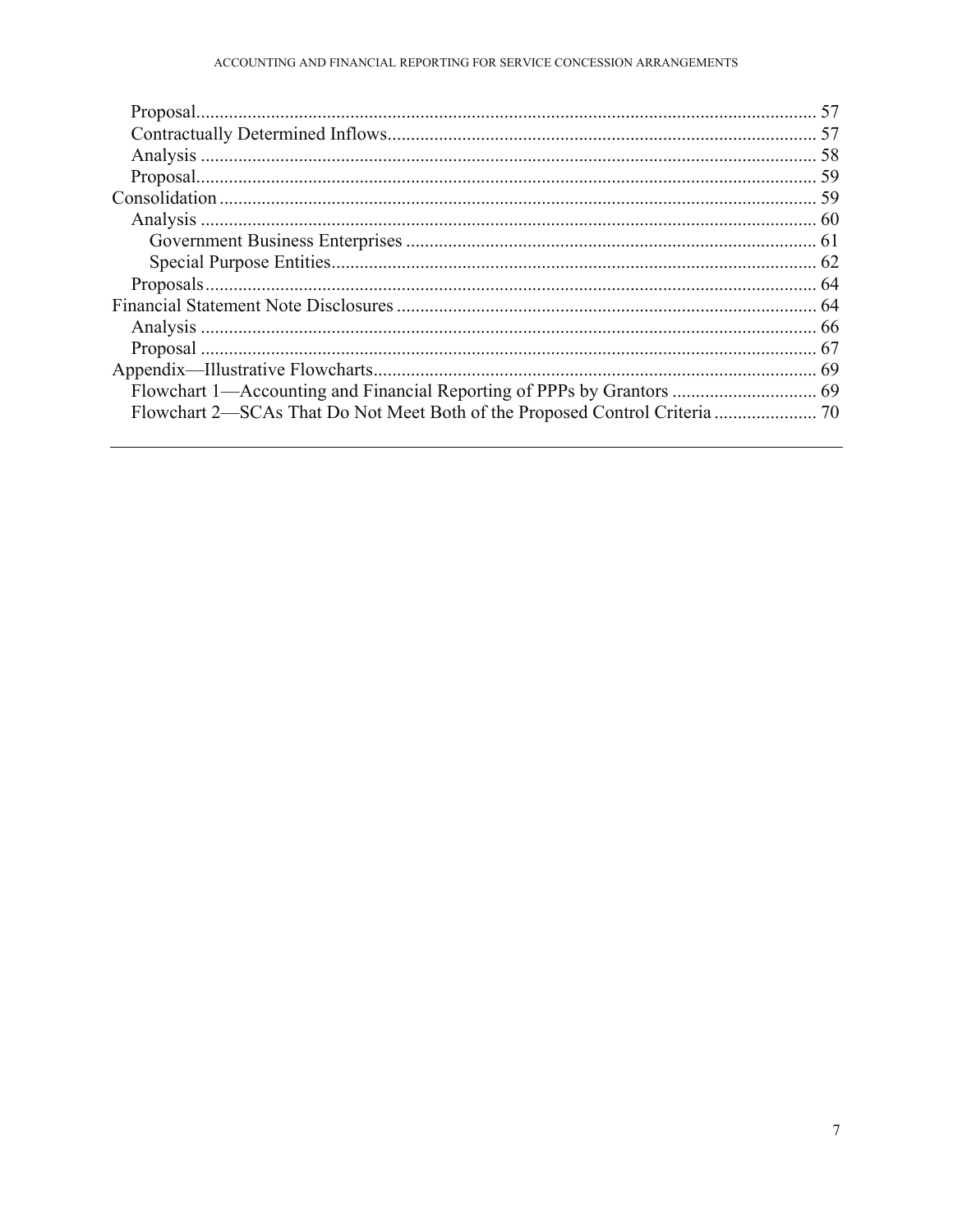Proposal ........ 57
Contractually Determined Inflows ........ 57
Analysis ........ 58
Proposal ........ 59
Consolidation ........ 59
Analysis ........ 60
Government Business Enterprises ........ 61
Special Purpose Entities ........ 62
Proposals ........ 64
Financial Statement Note Disclosures ........ 64
Analysis ........ 66
Proposal ........ 67
Appendix—Illustrative Flowcharts ........ 69
Flowchart 1—Accounting and Financial Reporting of PPPs by Grantors ........ 69
Flowchart 2—SCAs That Do Not Meet Both of the Proposed Control Criteria ........ 70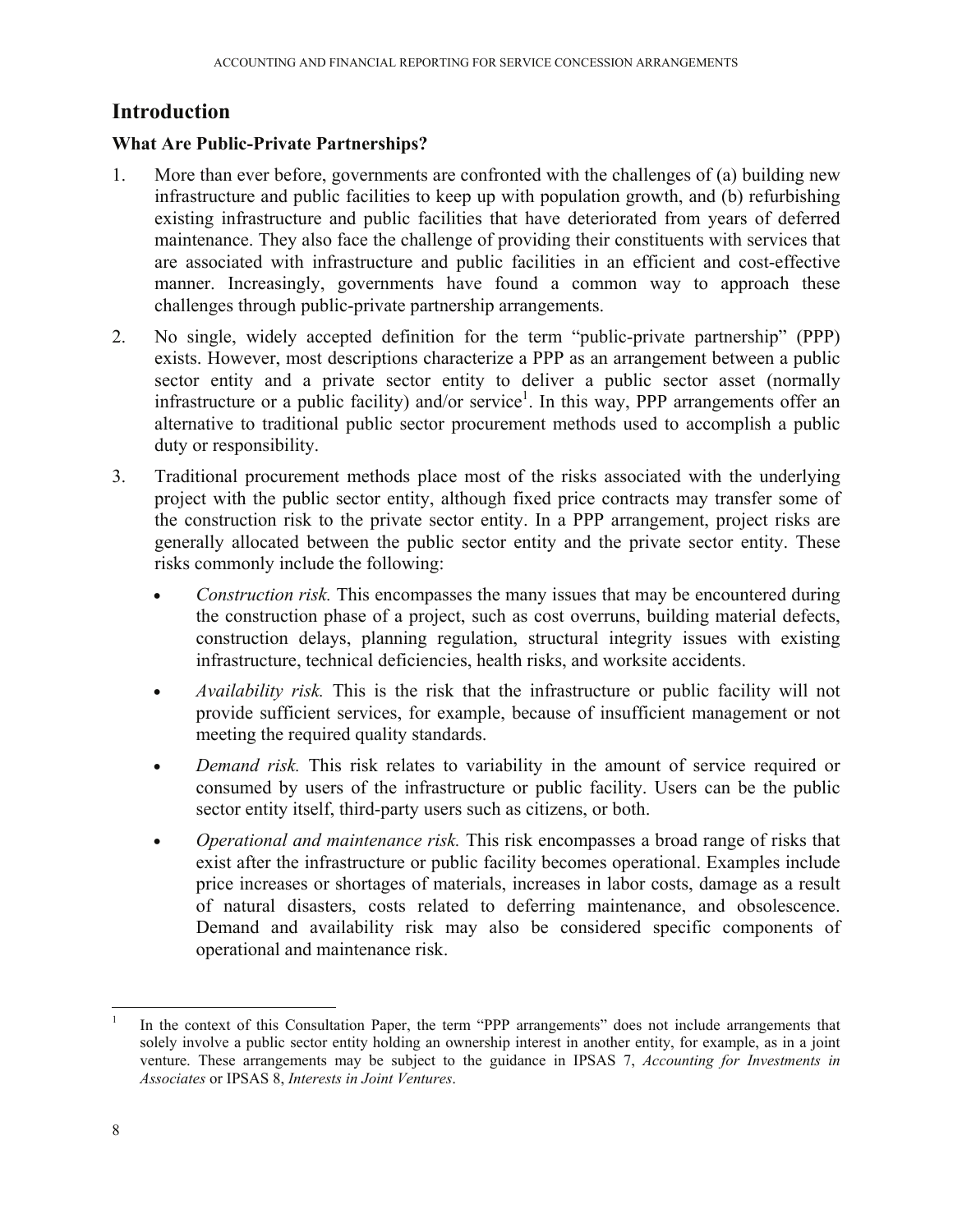## Introduction

### What Are Public-Private Partnerships?

1. More than ever before, governments are confronted with the challenges of (a) building new infrastructure and public facilities to keep up with population growth, and (b) refurbishing existing infrastructure and public facilities that have deteriorated from years of deferred maintenance. They also face the challenge of providing their constituents with services that are associated with infrastructure and public facilities in an efficient and cost-effective manner. Increasingly, governments have found a common way to approach these challenges through public-private partnership arrangements.

2. No single, widely accepted definition for the term "public-private partnership" (PPP) exists. However, most descriptions characterize a PPP as an arrangement between a public sector entity and a private sector entity to deliver a public sector asset (normally infrastructure or a public facility) and/or service[1]. In this way, PPP arrangements offer an alternative to traditional public sector procurement methods used to accomplish a public duty or responsibility.

3. Traditional procurement methods place most of the risks associated with the underlying project with the public sector entity, although fixed price contracts may transfer some of the construction risk to the private sector entity. In a PPP arrangement, project risks are generally allocated between the public sector entity and the private sector entity. These risks commonly include the following:

   - *Construction risk.* This encompasses the many issues that may be encountered during the construction phase of a project, such as cost overruns, building material defects, construction delays, planning regulation, structural integrity issues with existing infrastructure, technical deficiencies, health risks, and worksite accidents.

   - *Availability risk.* This is the risk that the infrastructure or public facility will not provide sufficient services, for example, because of insufficient management or not meeting the required quality standards.

   - *Demand risk.* This risk relates to variability in the amount of service required or consumed by users of the infrastructure or public facility. Users can be the public sector entity itself, third-party users such as citizens, or both.

   - *Operational and maintenance risk.* This risk encompasses a broad range of risks that exist after the infrastructure or public facility becomes operational. Examples include price increases or shortages of materials, increases in labor costs, damage as a result of natural disasters, costs related to deferring maintenance, and obsolescence. Demand and availability risk may also be considered specific components of operational and maintenance risk.

---

[1] In the context of this Consultation Paper, the term "PPP arrangements" does not include arrangements that solely involve a public sector entity holding an ownership interest in another entity, for example, as in a joint venture. These arrangements may be subject to the guidance in IPSAS 7, *Accounting for Investments in Associates* or IPSAS 8, *Interests in Joint Ventures*.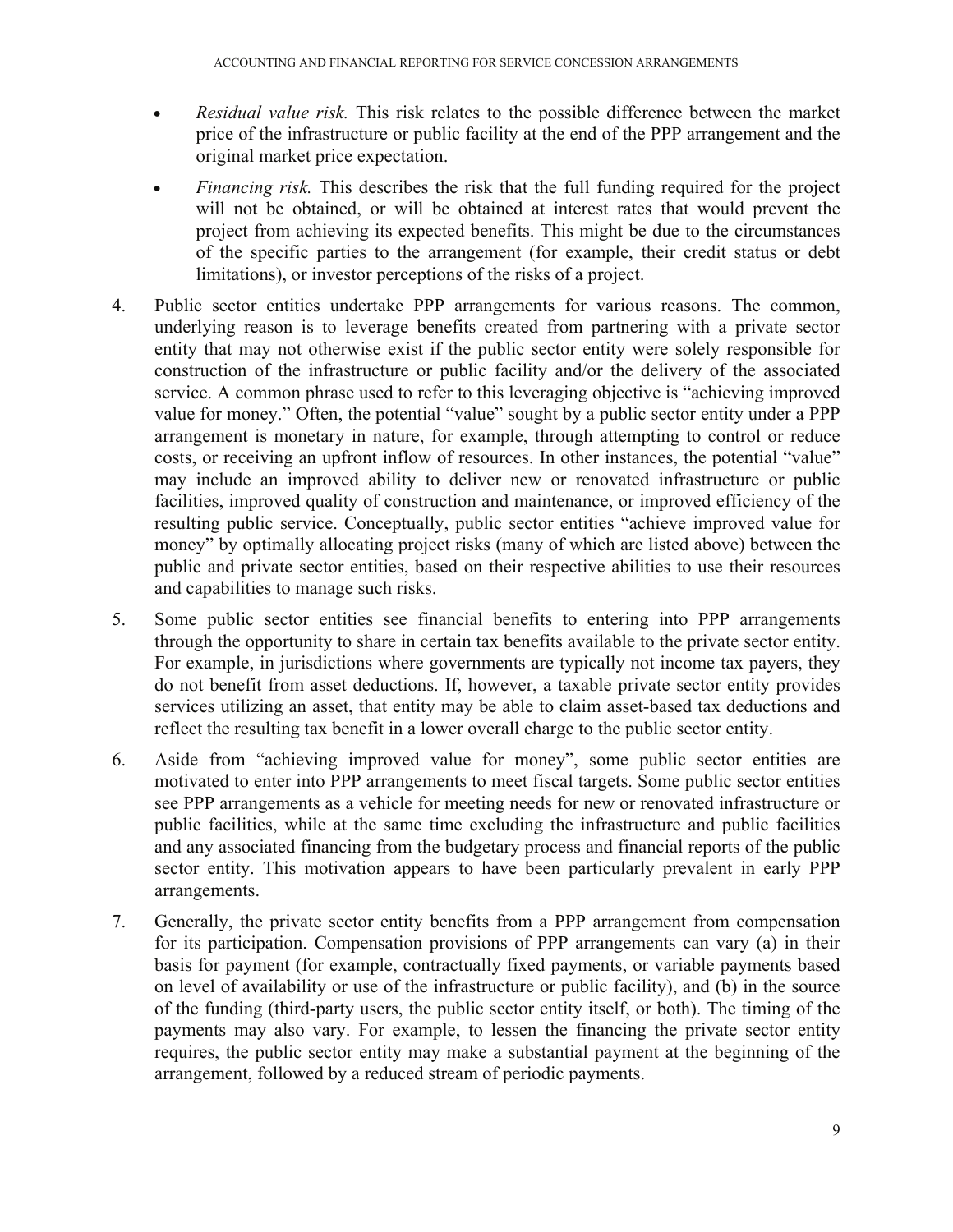- *Residual value risk.* This risk relates to the possible difference between the market price of the infrastructure or public facility at the end of the PPP arrangement and the original market price expectation.
- *Financing risk.* This describes the risk that the full funding required for the project will not be obtained, or will be obtained at interest rates that would prevent the project from achieving its expected benefits. This might be due to the circumstances of the specific parties to the arrangement (for example, their credit status or debt limitations), or investor perceptions of the risks of a project.

4. Public sector entities undertake PPP arrangements for various reasons. The common, underlying reason is to leverage benefits created from partnering with a private sector entity that may not otherwise exist if the public sector entity were solely responsible for construction of the infrastructure or public facility and/or the delivery of the associated service. A common phrase used to refer to this leveraging objective is "achieving improved value for money." Often, the potential "value" sought by a public sector entity under a PPP arrangement is monetary in nature, for example, through attempting to control or reduce costs, or receiving an upfront inflow of resources. In other instances, the potential "value" may include an improved ability to deliver new or renovated infrastructure or public facilities, improved quality of construction and maintenance, or improved efficiency of the resulting public service. Conceptually, public sector entities "achieve improved value for money" by optimally allocating project risks (many of which are listed above) between the public and private sector entities, based on their respective abilities to use their resources and capabilities to manage such risks.

5. Some public sector entities see financial benefits to entering into PPP arrangements through the opportunity to share in certain tax benefits available to the private sector entity. For example, in jurisdictions where governments are typically not income tax payers, they do not benefit from asset deductions. If, however, a taxable private sector entity provides services utilizing an asset, that entity may be able to claim asset-based tax deductions and reflect the resulting tax benefit in a lower overall charge to the public sector entity.

6. Aside from "achieving improved value for money", some public sector entities are motivated to enter into PPP arrangements to meet fiscal targets. Some public sector entities see PPP arrangements as a vehicle for meeting needs for new or renovated infrastructure or public facilities, while at the same time excluding the infrastructure and public facilities and any associated financing from the budgetary process and financial reports of the public sector entity. This motivation appears to have been particularly prevalent in early PPP arrangements.

7. Generally, the private sector entity benefits from a PPP arrangement from compensation for its participation. Compensation provisions of PPP arrangements can vary (a) in their basis for payment (for example, contractually fixed payments, or variable payments based on level of availability or use of the infrastructure or public facility), and (b) in the source of the funding (third-party users, the public sector entity itself, or both). The timing of the payments may also vary. For example, to lessen the financing the private sector entity requires, the public sector entity may make a substantial payment at the beginning of the arrangement, followed by a reduced stream of periodic payments.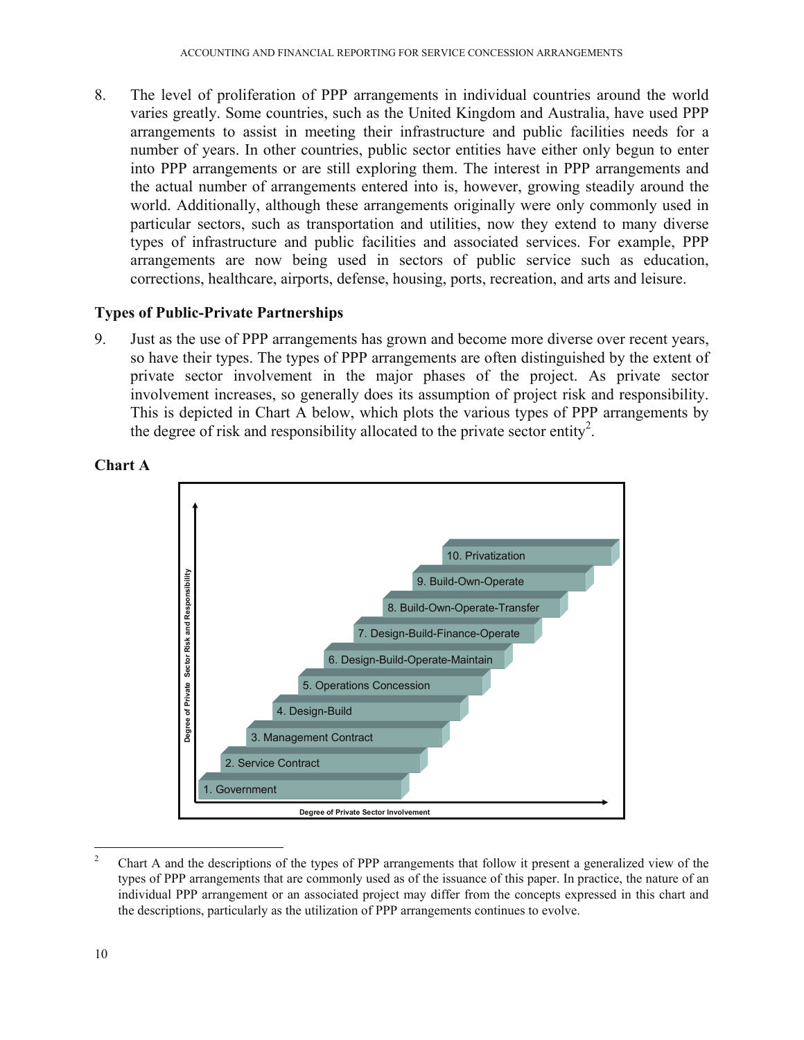8. The level of proliferation of PPP arrangements in individual countries around the world varies greatly. Some countries, such as the United Kingdom and Australia, have used PPP arrangements to assist in meeting their infrastructure and public facilities needs for a number of years. In other countries, public sector entities have either only begun to enter into PPP arrangements or are still exploring them. The interest in PPP arrangements and the actual number of arrangements entered into is, however, growing steadily around the world. Additionally, although these arrangements originally were only commonly used in particular sectors, such as transportation and utilities, now they extend to many diverse types of infrastructure and public facilities and associated services. For example, PPP arrangements are now being used in sectors of public service such as education, corrections, healthcare, airports, defense, housing, ports, recreation, and arts and leisure.

### Types of Public-Private Partnerships

9. Just as the use of PPP arrangements has grown and become more diverse over recent years, so have their types. The types of PPP arrangements are often distinguished by the extent of private sector involvement in the major phases of the project. As private sector involvement increases, so generally does its assumption of project risk and responsibility. This is depicted in Chart A below, which plots the various types of PPP arrangements by the degree of risk and responsibility allocated to the private sector entity[2].

**Chart A**

Degree of Private Sector Risk and Responsibility

10. Privatization
9. Build-Own-Operate
8. Build-Own-Operate-Transfer
7. Design-Build-Finance-Operate
6. Design-Build-Operate-Maintain
5. Operations Concession
4. Design-Build
3. Management Contract
2. Service Contract
1. Government

Degree of Private Sector Involvement

---

[2] Chart A and the descriptions of the types of PPP arrangements that follow it present a generalized view of the types of PPP arrangements that are commonly used as of the issuance of this paper. In practice, the nature of an individual PPP arrangement or an associated project may differ from the concepts expressed in this chart and the descriptions, particularly as the utilization of PPP arrangements continues to evolve.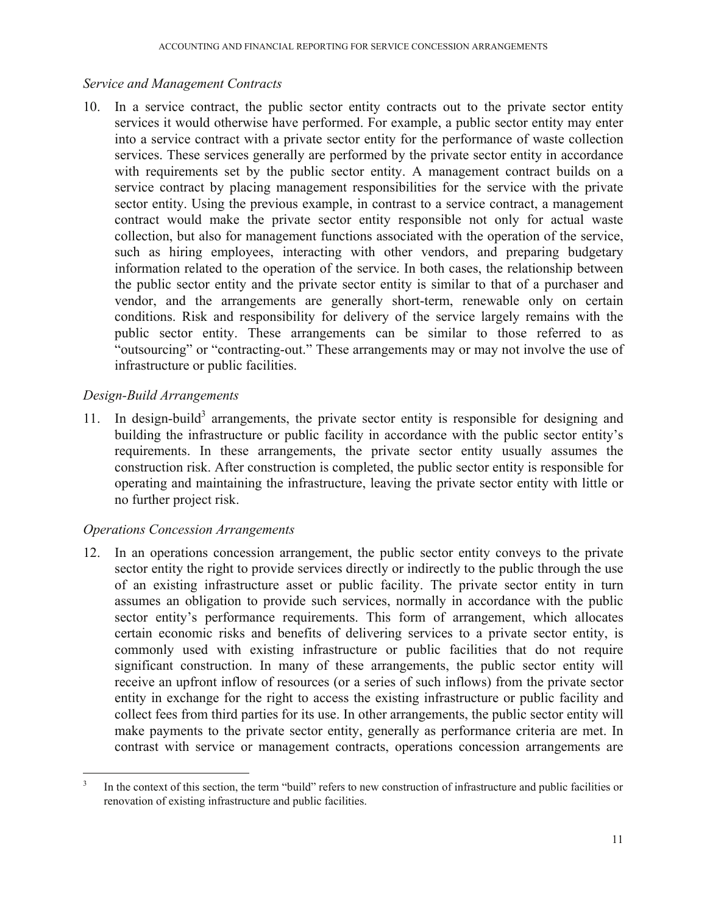*Service and Management Contracts*

10. In a service contract, the public sector entity contracts out to the private sector entity services it would otherwise have performed. For example, a public sector entity may enter into a service contract with a private sector entity for the performance of waste collection services. These services generally are performed by the private sector entity in accordance with requirements set by the public sector entity. A management contract builds on a service contract by placing management responsibilities for the service with the private sector entity. Using the previous example, in contrast to a service contract, a management contract would make the private sector entity responsible not only for actual waste collection, but also for management functions associated with the operation of the service, such as hiring employees, interacting with other vendors, and preparing budgetary information related to the operation of the service. In both cases, the relationship between the public sector entity and the private sector entity is similar to that of a purchaser and vendor, and the arrangements are generally short-term, renewable only on certain conditions. Risk and responsibility for delivery of the service largely remains with the public sector entity. These arrangements can be similar to those referred to as "outsourcing" or "contracting-out." These arrangements may or may not involve the use of infrastructure or public facilities.

*Design-Build Arrangements*

11. In design-build[3] arrangements, the private sector entity is responsible for designing and building the infrastructure or public facility in accordance with the public sector entity's requirements. In these arrangements, the private sector entity usually assumes the construction risk. After construction is completed, the public sector entity is responsible for operating and maintaining the infrastructure, leaving the private sector entity with little or no further project risk.

*Operations Concession Arrangements*

12. In an operations concession arrangement, the public sector entity conveys to the private sector entity the right to provide services directly or indirectly to the public through the use of an existing infrastructure asset or public facility. The private sector entity in turn assumes an obligation to provide such services, normally in accordance with the public sector entity's performance requirements. This form of arrangement, which allocates certain economic risks and benefits of delivering services to a private sector entity, is commonly used with existing infrastructure or public facilities that do not require significant construction. In many of these arrangements, the public sector entity will receive an upfront inflow of resources (or a series of such inflows) from the private sector entity in exchange for the right to access the existing infrastructure or public facility and collect fees from third parties for its use. In other arrangements, the public sector entity will make payments to the private sector entity, generally as performance criteria are met. In contrast with service or management contracts, operations concession arrangements are

[3] In the context of this section, the term "build" refers to new construction of infrastructure and public facilities or renovation of existing infrastructure and public facilities.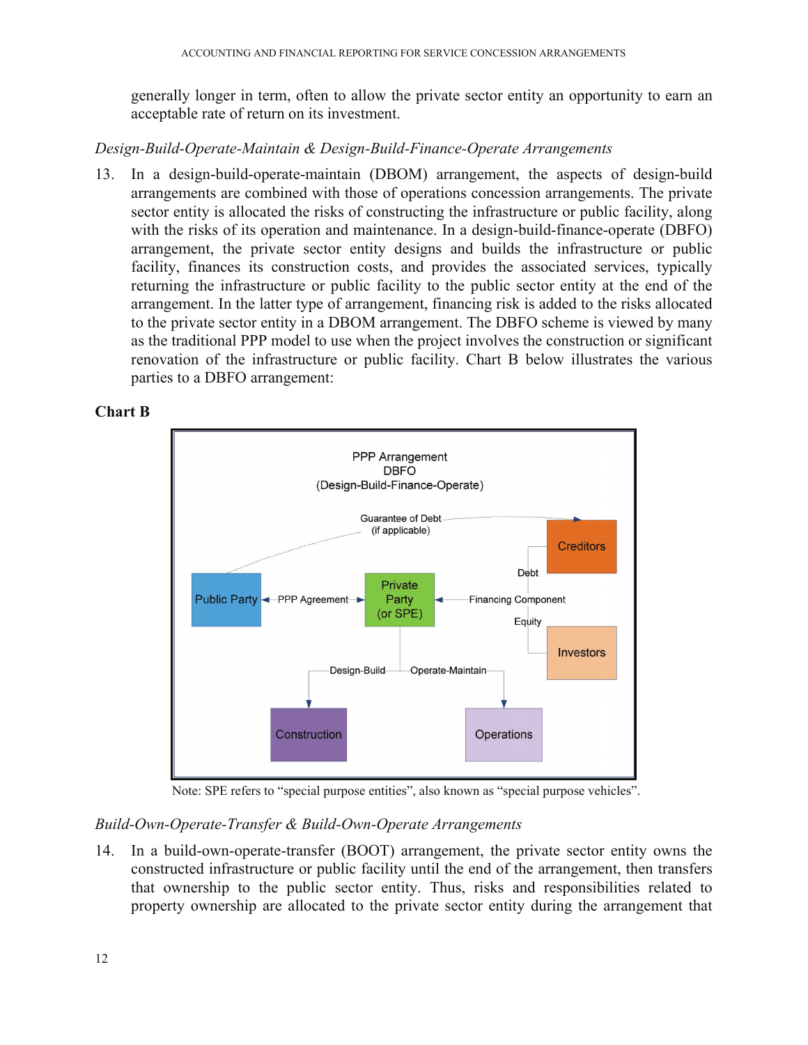generally longer in term, often to allow the private sector entity an opportunity to earn an acceptable rate of return on its investment.

*Design-Build-Operate-Maintain & Design-Build-Finance-Operate Arrangements*

13. In a design-build-operate-maintain (DBOM) arrangement, the aspects of design-build arrangements are combined with those of operations concession arrangements. The private sector entity is allocated the risks of constructing the infrastructure or public facility, along with the risks of its operation and maintenance. In a design-build-finance-operate (DBFO) arrangement, the private sector entity designs and builds the infrastructure or public facility, finances its construction costs, and provides the associated services, typically returning the infrastructure or public facility to the public sector entity at the end of the arrangement. In the latter type of arrangement, financing risk is added to the risks allocated to the private sector entity in a DBOM arrangement. The DBFO scheme is viewed by many as the traditional PPP model to use when the project involves the construction or significant renovation of the infrastructure or public facility. Chart B below illustrates the various parties to a DBFO arrangement:

**Chart B**

PPP Arrangement
DBFO
(Design-Build-Finance-Operate)

Guarantee of Debt (if applicable)

Creditors

Debt

Public Party — PPP Agreement — Private Party (or SPE) — Financing Component

Equity

Investors

Design-Build — Operate-Maintain

Construction

Operations

Note: SPE refers to "special purpose entities", also known as "special purpose vehicles".

*Build-Own-Operate-Transfer & Build-Own-Operate Arrangements*

14. In a build-own-operate-transfer (BOOT) arrangement, the private sector entity owns the constructed infrastructure or public facility until the end of the arrangement, then transfers that ownership to the public sector entity. Thus, risks and responsibilities related to property ownership are allocated to the private sector entity during the arrangement that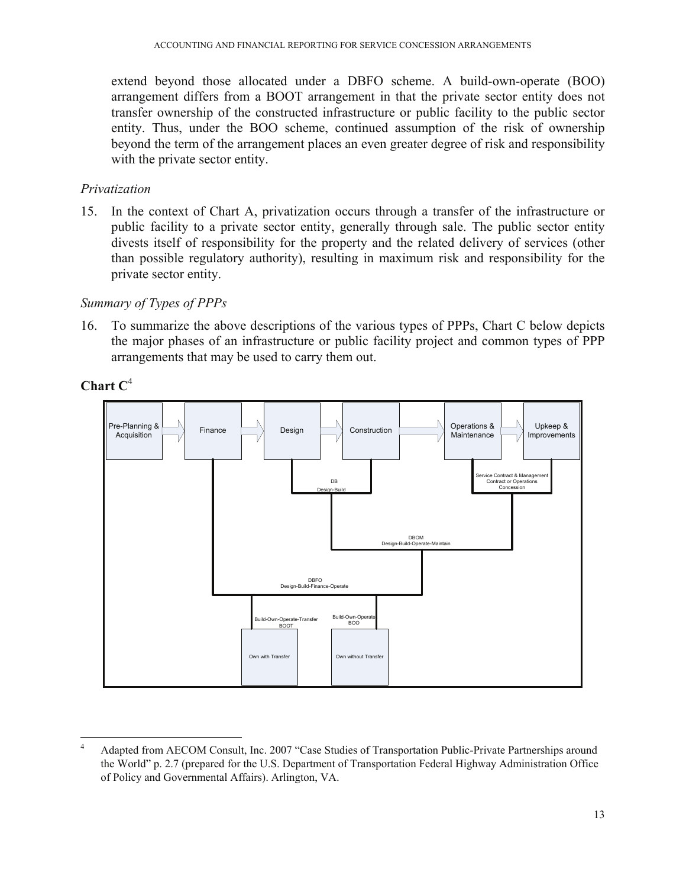extend beyond those allocated under a DBFO scheme. A build-own-operate (BOO) arrangement differs from a BOOT arrangement in that the private sector entity does not transfer ownership of the constructed infrastructure or public facility to the public sector entity. Thus, under the BOO scheme, continued assumption of the risk of ownership beyond the term of the arrangement places an even greater degree of risk and responsibility with the private sector entity.

*Privatization*

15. In the context of Chart A, privatization occurs through a transfer of the infrastructure or public facility to a private sector entity, generally through sale. The public sector entity divests itself of responsibility for the property and the related delivery of services (other than possible regulatory authority), resulting in maximum risk and responsibility for the private sector entity.

*Summary of Types of PPPs*

16. To summarize the above descriptions of the various types of PPPs, Chart C below depicts the major phases of an infrastructure or public facility project and common types of PPP arrangements that may be used to carry them out.

**Chart C**[4]

Pre-Planning & Acquisition → Finance → Design → Construction → Operations & Maintenance → Upkeep & Improvements

DB
Design-Build

Service Contract & Management Contract or Operations Concession

DBOM
Design-Build-Operate-Maintain

DBFO
Design-Build-Finance-Operate

Build-Own-Operate-Transfer
BOOT

Build-Own-Operate
BOO

Own with Transfer

Own without Transfer

---

[4] Adapted from AECOM Consult, Inc. 2007 "Case Studies of Transportation Public-Private Partnerships around the World" p. 2.7 (prepared for the U.S. Department of Transportation Federal Highway Administration Office of Policy and Governmental Affairs). Arlington, VA.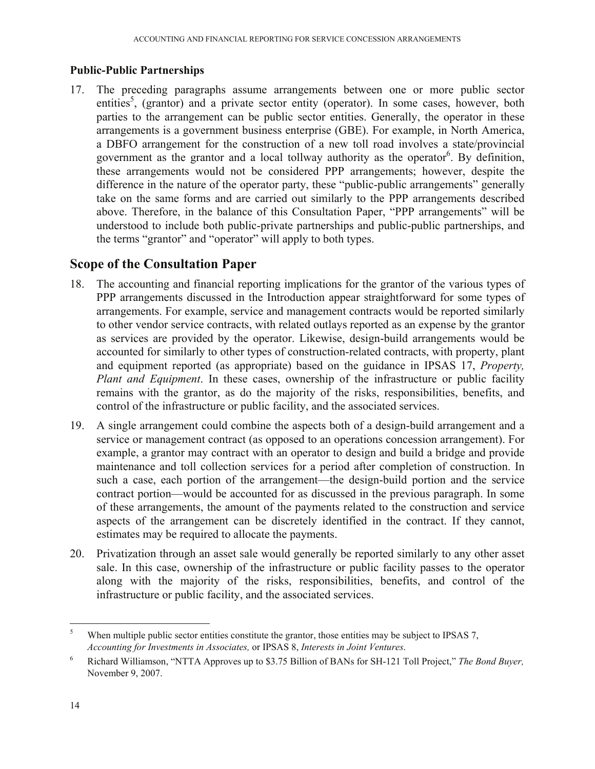### Public-Public Partnerships

17. The preceding paragraphs assume arrangements between one or more public sector entities[5], (grantor) and a private sector entity (operator). In some cases, however, both parties to the arrangement can be public sector entities. Generally, the operator in these arrangements is a government business enterprise (GBE). For example, in North America, a DBFO arrangement for the construction of a new toll road involves a state/provincial government as the grantor and a local tollway authority as the operator[6]. By definition, these arrangements would not be considered PPP arrangements; however, despite the difference in the nature of the operator party, these "public-public arrangements" generally take on the same forms and are carried out similarly to the PPP arrangements described above. Therefore, in the balance of this Consultation Paper, "PPP arrangements" will be understood to include both public-private partnerships and public-public partnerships, and the terms "grantor" and "operator" will apply to both types.

## Scope of the Consultation Paper

18. The accounting and financial reporting implications for the grantor of the various types of PPP arrangements discussed in the Introduction appear straightforward for some types of arrangements. For example, service and management contracts would be reported similarly to other vendor service contracts, with related outlays reported as an expense by the grantor as services are provided by the operator. Likewise, design-build arrangements would be accounted for similarly to other types of construction-related contracts, with property, plant and equipment reported (as appropriate) based on the guidance in IPSAS 17, *Property, Plant and Equipment*. In these cases, ownership of the infrastructure or public facility remains with the grantor, as do the majority of the risks, responsibilities, benefits, and control of the infrastructure or public facility, and the associated services.

19. A single arrangement could combine the aspects both of a design-build arrangement and a service or management contract (as opposed to an operations concession arrangement). For example, a grantor may contract with an operator to design and build a bridge and provide maintenance and toll collection services for a period after completion of construction. In such a case, each portion of the arrangement—the design-build portion and the service contract portion—would be accounted for as discussed in the previous paragraph. In some of these arrangements, the amount of the payments related to the construction and service aspects of the arrangement can be discretely identified in the contract. If they cannot, estimates may be required to allocate the payments.

20. Privatization through an asset sale would generally be reported similarly to any other asset sale. In this case, ownership of the infrastructure or public facility passes to the operator along with the majority of the risks, responsibilities, benefits, and control of the infrastructure or public facility, and the associated services.

---

[5] When multiple public sector entities constitute the grantor, those entities may be subject to IPSAS 7, *Accounting for Investments in Associates,* or IPSAS 8, *Interests in Joint Ventures*.

[6] Richard Williamson, "NTTA Approves up to $3.75 Billion of BANs for SH-121 Toll Project," *The Bond Buyer,* November 9, 2007.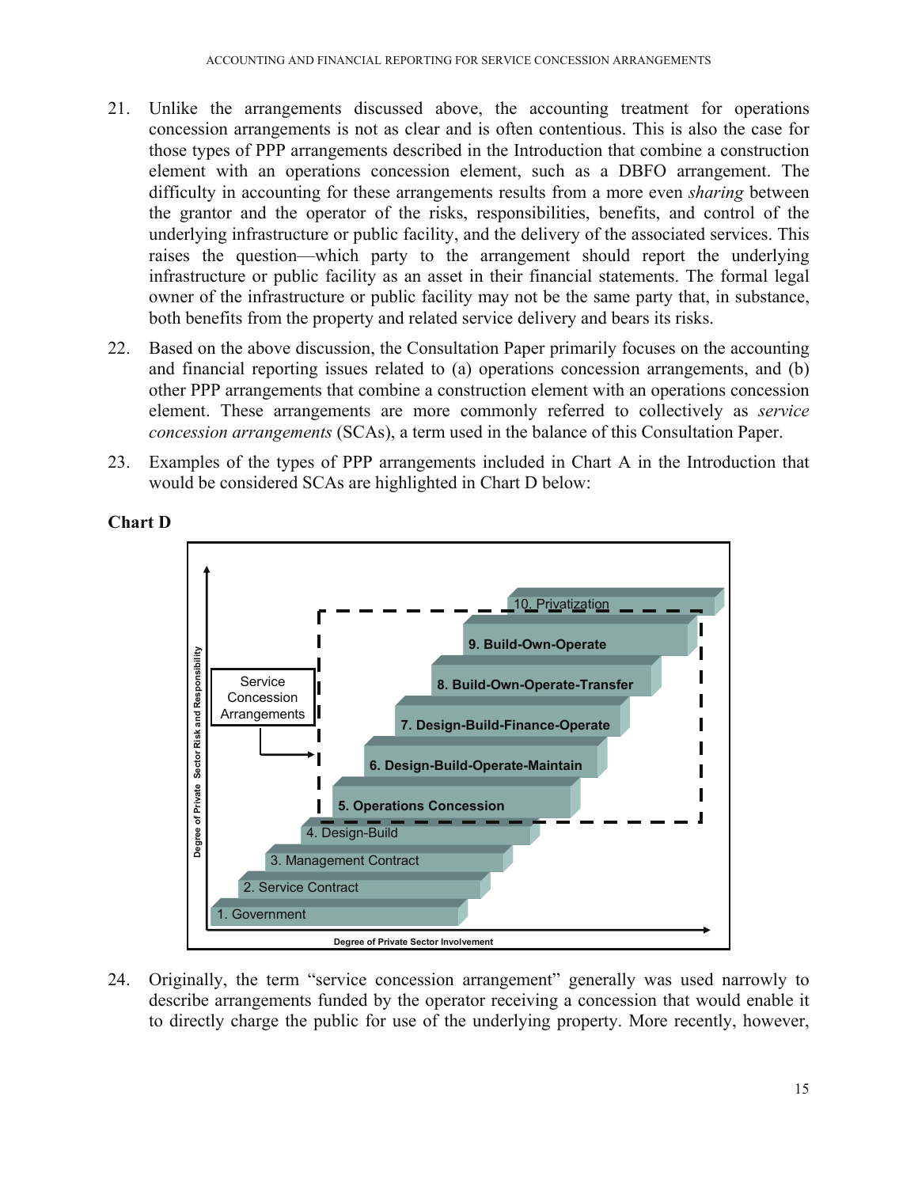21. Unlike the arrangements discussed above, the accounting treatment for operations concession arrangements is not as clear and is often contentious. This is also the case for those types of PPP arrangements described in the Introduction that combine a construction element with an operations concession element, such as a DBFO arrangement. The difficulty in accounting for these arrangements results from a more even *sharing* between the grantor and the operator of the risks, responsibilities, benefits, and control of the underlying infrastructure or public facility, and the delivery of the associated services. This raises the question—which party to the arrangement should report the underlying infrastructure or public facility as an asset in their financial statements. The formal legal owner of the infrastructure or public facility may not be the same party that, in substance, both benefits from the property and related service delivery and bears its risks.

22. Based on the above discussion, the Consultation Paper primarily focuses on the accounting and financial reporting issues related to (a) operations concession arrangements, and (b) other PPP arrangements that combine a construction element with an operations concession element. These arrangements are more commonly referred to collectively as *service concession arrangements* (SCAs), a term used in the balance of this Consultation Paper.

23. Examples of the types of PPP arrangements included in Chart A in the Introduction that would be considered SCAs are highlighted in Chart D below:

**Chart D**

Degree of Private Sector Risk and Responsibility (vertical axis); Degree of Private Sector Involvement (horizontal axis)

1. Government
2. Service Contract
3. Management Contract
4. Design-Build
5. **Operations Concession**
6. **Design-Build-Operate-Maintain**
7. **Design-Build-Finance-Operate**
8. **Build-Own-Operate-Transfer**
9. **Build-Own-Operate**
10. Privatization

Service Concession Arrangements (items 5–9)

24. Originally, the term "service concession arrangement" generally was used narrowly to describe arrangements funded by the operator receiving a concession that would enable it to directly charge the public for use of the underlying property. More recently, however,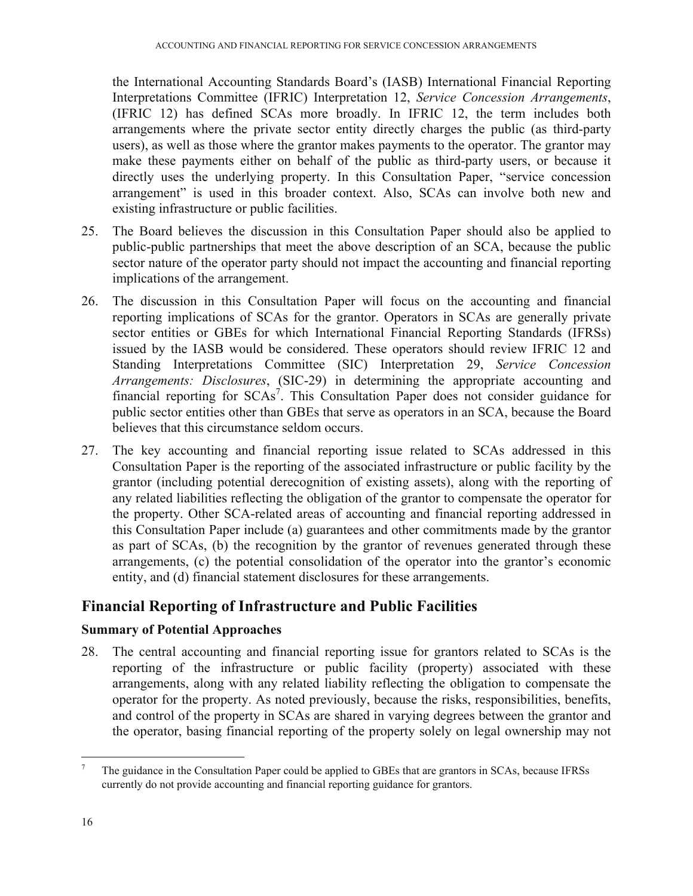the International Accounting Standards Board's (IASB) International Financial Reporting Interpretations Committee (IFRIC) Interpretation 12, *Service Concession Arrangements*, (IFRIC 12) has defined SCAs more broadly. In IFRIC 12, the term includes both arrangements where the private sector entity directly charges the public (as third-party users), as well as those where the grantor makes payments to the operator. The grantor may make these payments either on behalf of the public as third-party users, or because it directly uses the underlying property. In this Consultation Paper, "service concession arrangement" is used in this broader context. Also, SCAs can involve both new and existing infrastructure or public facilities.

25. The Board believes the discussion in this Consultation Paper should also be applied to public-public partnerships that meet the above description of an SCA, because the public sector nature of the operator party should not impact the accounting and financial reporting implications of the arrangement.

26. The discussion in this Consultation Paper will focus on the accounting and financial reporting implications of SCAs for the grantor. Operators in SCAs are generally private sector entities or GBEs for which International Financial Reporting Standards (IFRSs) issued by the IASB would be considered. These operators should review IFRIC 12 and Standing Interpretations Committee (SIC) Interpretation 29, *Service Concession Arrangements: Disclosures*, (SIC-29) in determining the appropriate accounting and financial reporting for SCAs[7]. This Consultation Paper does not consider guidance for public sector entities other than GBEs that serve as operators in an SCA, because the Board believes that this circumstance seldom occurs.

27. The key accounting and financial reporting issue related to SCAs addressed in this Consultation Paper is the reporting of the associated infrastructure or public facility by the grantor (including potential derecognition of existing assets), along with the reporting of any related liabilities reflecting the obligation of the grantor to compensate the operator for the property. Other SCA-related areas of accounting and financial reporting addressed in this Consultation Paper include (a) guarantees and other commitments made by the grantor as part of SCAs, (b) the recognition by the grantor of revenues generated through these arrangements, (c) the potential consolidation of the operator into the grantor's economic entity, and (d) financial statement disclosures for these arrangements.

## Financial Reporting of Infrastructure and Public Facilities

### Summary of Potential Approaches

28. The central accounting and financial reporting issue for grantors related to SCAs is the reporting of the infrastructure or public facility (property) associated with these arrangements, along with any related liability reflecting the obligation to compensate the operator for the property. As noted previously, because the risks, responsibilities, benefits, and control of the property in SCAs are shared in varying degrees between the grantor and the operator, basing financial reporting of the property solely on legal ownership may not

---

[7] The guidance in the Consultation Paper could be applied to GBEs that are grantors in SCAs, because IFRSs currently do not provide accounting and financial reporting guidance for grantors.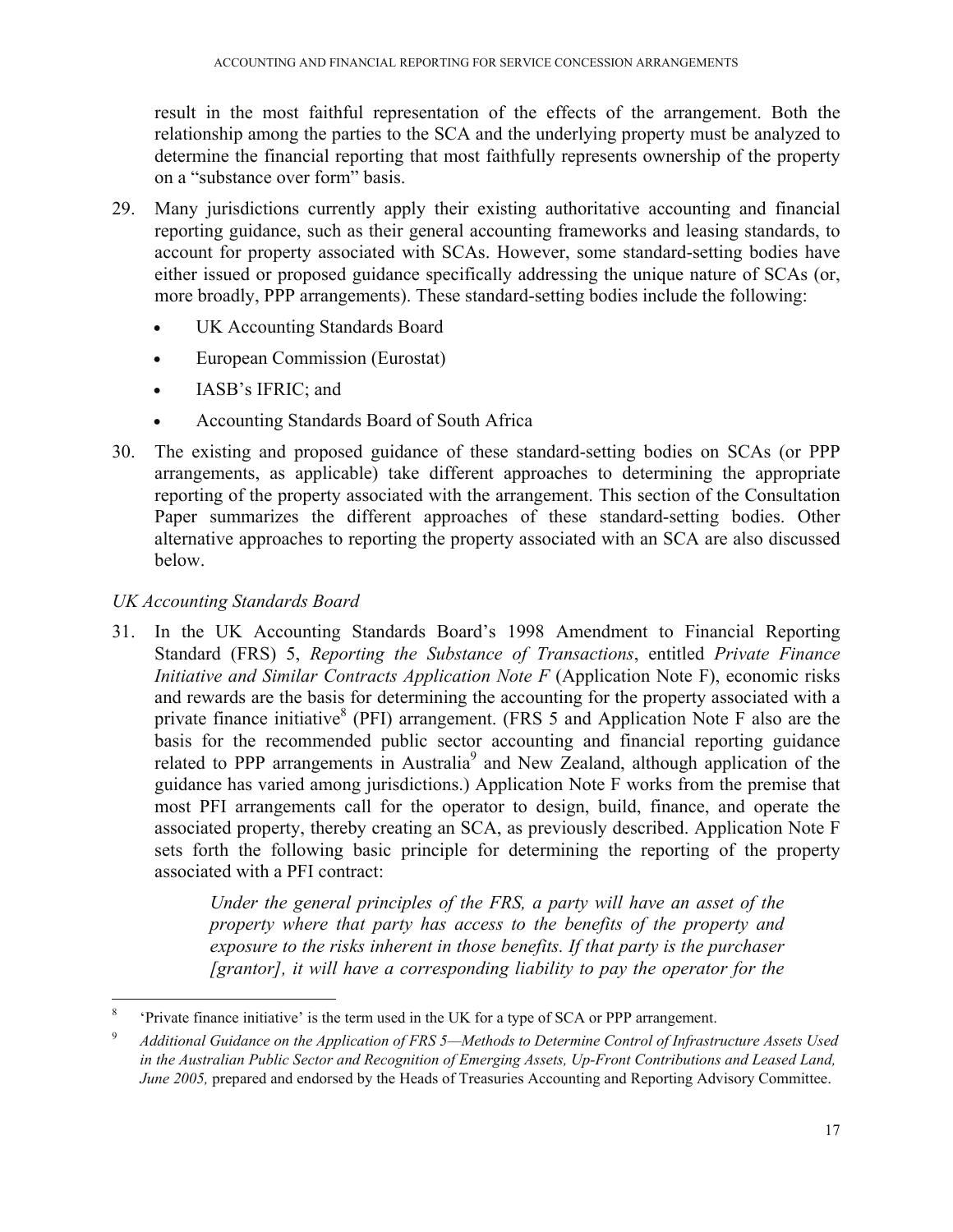result in the most faithful representation of the effects of the arrangement. Both the relationship among the parties to the SCA and the underlying property must be analyzed to determine the financial reporting that most faithfully represents ownership of the property on a "substance over form" basis.

29. Many jurisdictions currently apply their existing authoritative accounting and financial reporting guidance, such as their general accounting frameworks and leasing standards, to account for property associated with SCAs. However, some standard-setting bodies have either issued or proposed guidance specifically addressing the unique nature of SCAs (or, more broadly, PPP arrangements). These standard-setting bodies include the following:
   - UK Accounting Standards Board
   - European Commission (Eurostat)
   - IASB's IFRIC; and
   - Accounting Standards Board of South Africa

30. The existing and proposed guidance of these standard-setting bodies on SCAs (or PPP arrangements, as applicable) take different approaches to determining the appropriate reporting of the property associated with the arrangement. This section of the Consultation Paper summarizes the different approaches of these standard-setting bodies. Other alternative approaches to reporting the property associated with an SCA are also discussed below.

*UK Accounting Standards Board*

31. In the UK Accounting Standards Board's 1998 Amendment to Financial Reporting Standard (FRS) 5, *Reporting the Substance of Transactions*, entitled *Private Finance Initiative and Similar Contracts Application Note F* (Application Note F), economic risks and rewards are the basis for determining the accounting for the property associated with a private finance initiative[8] (PFI) arrangement. (FRS 5 and Application Note F also are the basis for the recommended public sector accounting and financial reporting guidance related to PPP arrangements in Australia[9] and New Zealand, although application of the guidance has varied among jurisdictions.) Application Note F works from the premise that most PFI arrangements call for the operator to design, build, finance, and operate the associated property, thereby creating an SCA, as previously described. Application Note F sets forth the following basic principle for determining the reporting of the property associated with a PFI contract:

   > *Under the general principles of the FRS, a party will have an asset of the property where that party has access to the benefits of the property and exposure to the risks inherent in those benefits. If that party is the purchaser [grantor], it will have a corresponding liability to pay the operator for the*

---

[8] 'Private finance initiative' is the term used in the UK for a type of SCA or PPP arrangement.

[9] *Additional Guidance on the Application of FRS 5—Methods to Determine Control of Infrastructure Assets Used in the Australian Public Sector and Recognition of Emerging Assets, Up-Front Contributions and Leased Land, June 2005,* prepared and endorsed by the Heads of Treasuries Accounting and Reporting Advisory Committee.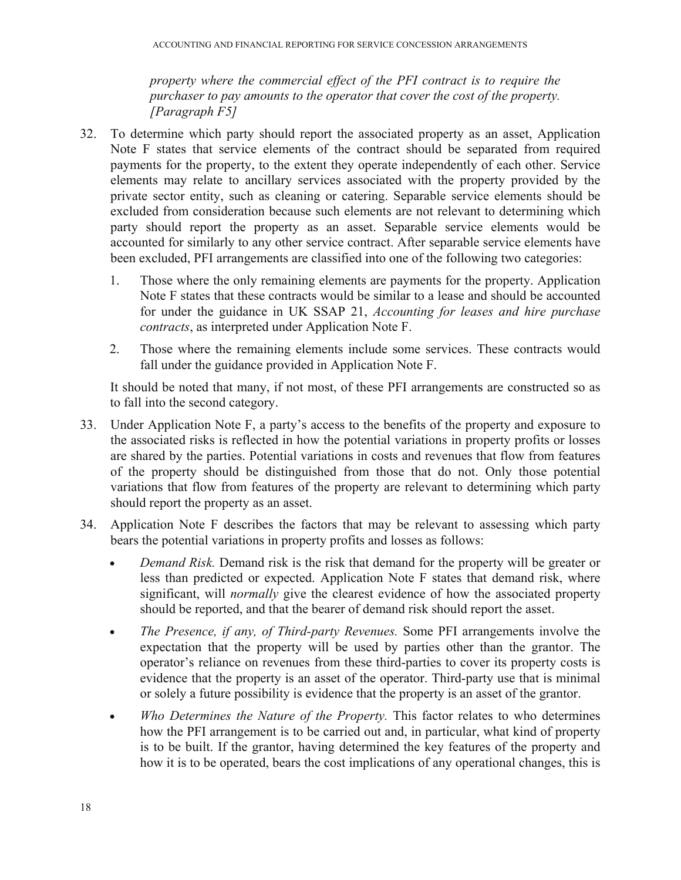*property where the commercial effect of the PFI contract is to require the purchaser to pay amounts to the operator that cover the cost of the property. [Paragraph F5]*

32. To determine which party should report the associated property as an asset, Application Note F states that service elements of the contract should be separated from required payments for the property, to the extent they operate independently of each other. Service elements may relate to ancillary services associated with the property provided by the private sector entity, such as cleaning or catering. Separable service elements should be excluded from consideration because such elements are not relevant to determining which party should report the property as an asset. Separable service elements would be accounted for similarly to any other service contract. After separable service elements have been excluded, PFI arrangements are classified into one of the following two categories:

    1. Those where the only remaining elements are payments for the property. Application Note F states that these contracts would be similar to a lease and should be accounted for under the guidance in UK SSAP 21, *Accounting for leases and hire purchase contracts*, as interpreted under Application Note F.

    2. Those where the remaining elements include some services. These contracts would fall under the guidance provided in Application Note F.

    It should be noted that many, if not most, of these PFI arrangements are constructed so as to fall into the second category.

33. Under Application Note F, a party's access to the benefits of the property and exposure to the associated risks is reflected in how the potential variations in property profits or losses are shared by the parties. Potential variations in costs and revenues that flow from features of the property should be distinguished from those that do not. Only those potential variations that flow from features of the property are relevant to determining which party should report the property as an asset.

34. Application Note F describes the factors that may be relevant to assessing which party bears the potential variations in property profits and losses as follows:

    - *Demand Risk.* Demand risk is the risk that demand for the property will be greater or less than predicted or expected. Application Note F states that demand risk, where significant, will *normally* give the clearest evidence of how the associated property should be reported, and that the bearer of demand risk should report the asset.

    - *The Presence, if any, of Third-party Revenues.* Some PFI arrangements involve the expectation that the property will be used by parties other than the grantor. The operator's reliance on revenues from these third-parties to cover its property costs is evidence that the property is an asset of the operator. Third-party use that is minimal or solely a future possibility is evidence that the property is an asset of the grantor.

    - *Who Determines the Nature of the Property.* This factor relates to who determines how the PFI arrangement is to be carried out and, in particular, what kind of property is to be built. If the grantor, having determined the key features of the property and how it is to be operated, bears the cost implications of any operational changes, this is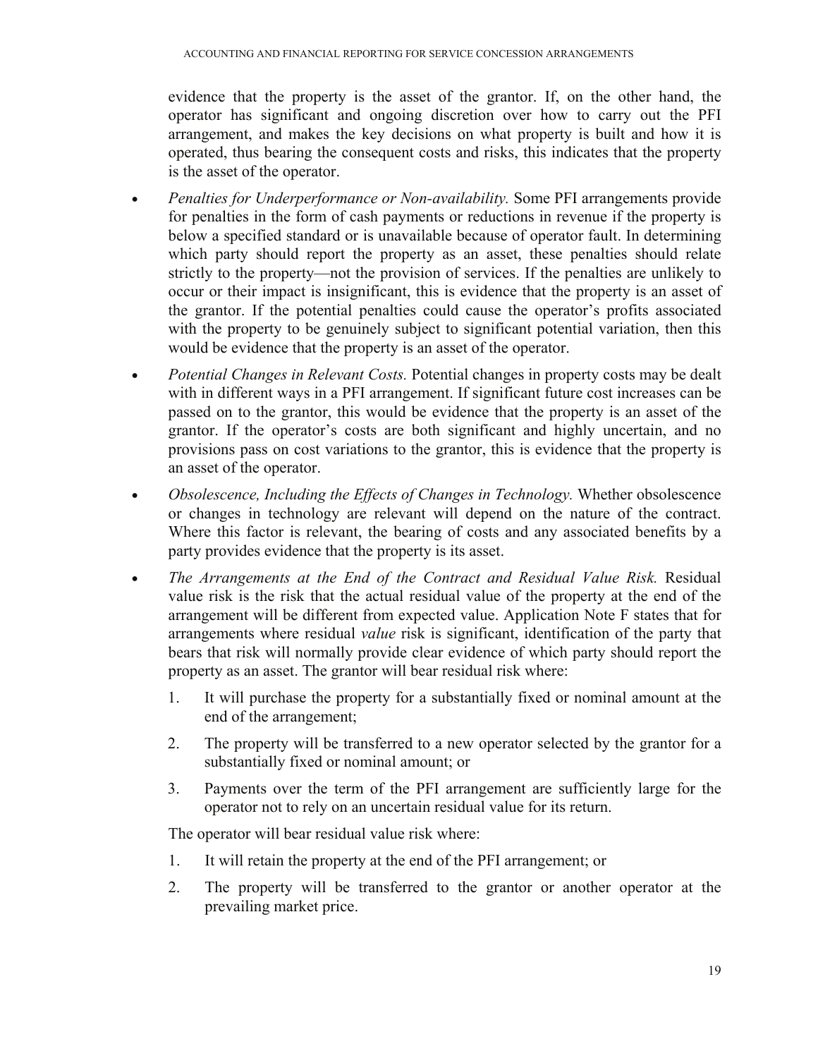evidence that the property is the asset of the grantor. If, on the other hand, the operator has significant and ongoing discretion over how to carry out the PFI arrangement, and makes the key decisions on what property is built and how it is operated, thus bearing the consequent costs and risks, this indicates that the property is the asset of the operator.

- *Penalties for Underperformance or Non-availability.* Some PFI arrangements provide for penalties in the form of cash payments or reductions in revenue if the property is below a specified standard or is unavailable because of operator fault. In determining which party should report the property as an asset, these penalties should relate strictly to the property—not the provision of services. If the penalties are unlikely to occur or their impact is insignificant, this is evidence that the property is an asset of the grantor. If the potential penalties could cause the operator's profits associated with the property to be genuinely subject to significant potential variation, then this would be evidence that the property is an asset of the operator.
- *Potential Changes in Relevant Costs.* Potential changes in property costs may be dealt with in different ways in a PFI arrangement. If significant future cost increases can be passed on to the grantor, this would be evidence that the property is an asset of the grantor. If the operator's costs are both significant and highly uncertain, and no provisions pass on cost variations to the grantor, this is evidence that the property is an asset of the operator.
- *Obsolescence, Including the Effects of Changes in Technology.* Whether obsolescence or changes in technology are relevant will depend on the nature of the contract. Where this factor is relevant, the bearing of costs and any associated benefits by a party provides evidence that the property is its asset.
- *The Arrangements at the End of the Contract and Residual Value Risk.* Residual value risk is the risk that the actual residual value of the property at the end of the arrangement will be different from expected value. Application Note F states that for arrangements where residual *value* risk is significant, identification of the party that bears that risk will normally provide clear evidence of which party should report the property as an asset. The grantor will bear residual risk where:

  1. It will purchase the property for a substantially fixed or nominal amount at the end of the arrangement;
  2. The property will be transferred to a new operator selected by the grantor for a substantially fixed or nominal amount; or
  3. Payments over the term of the PFI arrangement are sufficiently large for the operator not to rely on an uncertain residual value for its return.

  The operator will bear residual value risk where:

  1. It will retain the property at the end of the PFI arrangement; or
  2. The property will be transferred to the grantor or another operator at the prevailing market price.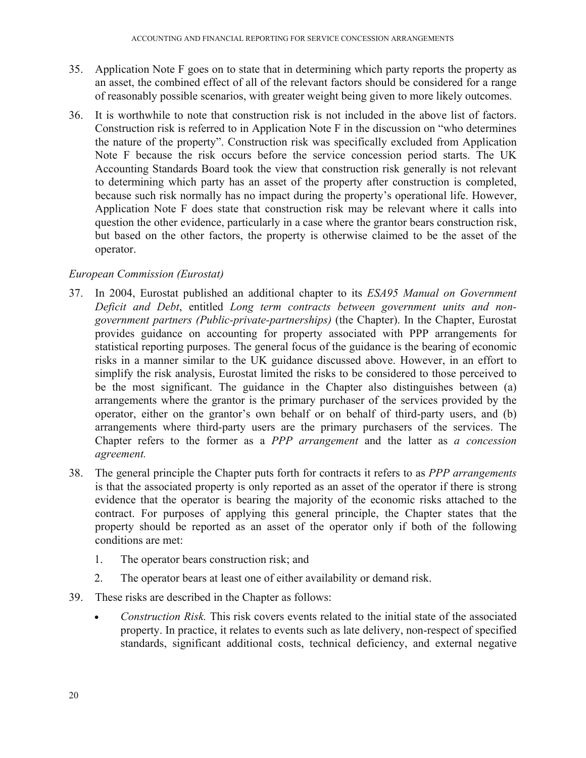35. Application Note F goes on to state that in determining which party reports the property as an asset, the combined effect of all of the relevant factors should be considered for a range of reasonably possible scenarios, with greater weight being given to more likely outcomes.

36. It is worthwhile to note that construction risk is not included in the above list of factors. Construction risk is referred to in Application Note F in the discussion on "who determines the nature of the property". Construction risk was specifically excluded from Application Note F because the risk occurs before the service concession period starts. The UK Accounting Standards Board took the view that construction risk generally is not relevant to determining which party has an asset of the property after construction is completed, because such risk normally has no impact during the property's operational life. However, Application Note F does state that construction risk may be relevant where it calls into question the other evidence, particularly in a case where the grantor bears construction risk, but based on the other factors, the property is otherwise claimed to be the asset of the operator.

*European Commission (Eurostat)*

37. In 2004, Eurostat published an additional chapter to its *ESA95 Manual on Government Deficit and Debt*, entitled *Long term contracts between government units and non-government partners (Public-private-partnerships)* (the Chapter). In the Chapter, Eurostat provides guidance on accounting for property associated with PPP arrangements for statistical reporting purposes. The general focus of the guidance is the bearing of economic risks in a manner similar to the UK guidance discussed above. However, in an effort to simplify the risk analysis, Eurostat limited the risks to be considered to those perceived to be the most significant. The guidance in the Chapter also distinguishes between (a) arrangements where the grantor is the primary purchaser of the services provided by the operator, either on the grantor's own behalf or on behalf of third-party users, and (b) arrangements where third-party users are the primary purchasers of the services. The Chapter refers to the former as a *PPP arrangement* and the latter as *a concession agreement.*

38. The general principle the Chapter puts forth for contracts it refers to as *PPP arrangements* is that the associated property is only reported as an asset of the operator if there is strong evidence that the operator is bearing the majority of the economic risks attached to the contract. For purposes of applying this general principle, the Chapter states that the property should be reported as an asset of the operator only if both of the following conditions are met:

    1. The operator bears construction risk; and
    2. The operator bears at least one of either availability or demand risk.

39. These risks are described in the Chapter as follows:

    - *Construction Risk.* This risk covers events related to the initial state of the associated property. In practice, it relates to events such as late delivery, non-respect of specified standards, significant additional costs, technical deficiency, and external negative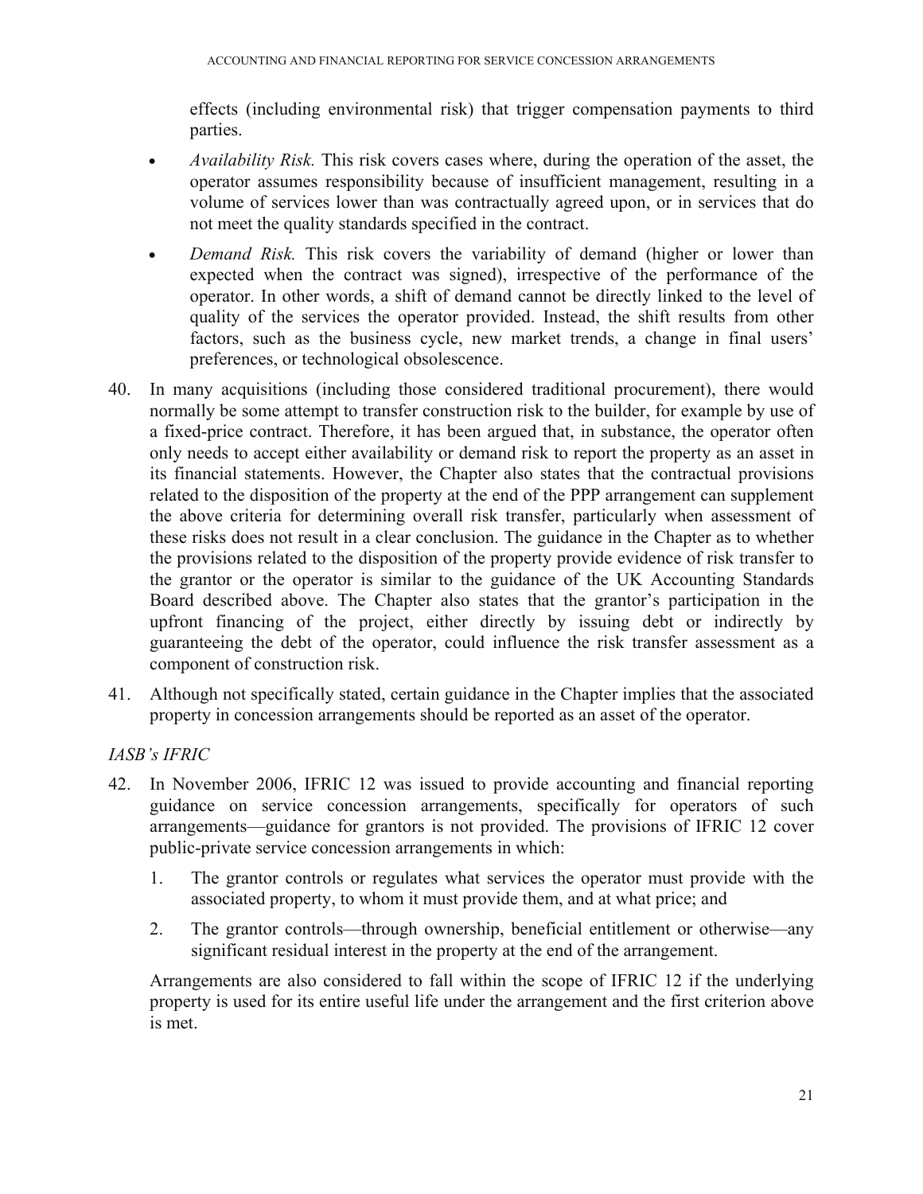effects (including environmental risk) that trigger compensation payments to third parties.

- *Availability Risk.* This risk covers cases where, during the operation of the asset, the operator assumes responsibility because of insufficient management, resulting in a volume of services lower than was contractually agreed upon, or in services that do not meet the quality standards specified in the contract.
- *Demand Risk.* This risk covers the variability of demand (higher or lower than expected when the contract was signed), irrespective of the performance of the operator. In other words, a shift of demand cannot be directly linked to the level of quality of the services the operator provided. Instead, the shift results from other factors, such as the business cycle, new market trends, a change in final users' preferences, or technological obsolescence.

40. In many acquisitions (including those considered traditional procurement), there would normally be some attempt to transfer construction risk to the builder, for example by use of a fixed-price contract. Therefore, it has been argued that, in substance, the operator often only needs to accept either availability or demand risk to report the property as an asset in its financial statements. However, the Chapter also states that the contractual provisions related to the disposition of the property at the end of the PPP arrangement can supplement the above criteria for determining overall risk transfer, particularly when assessment of these risks does not result in a clear conclusion. The guidance in the Chapter as to whether the provisions related to the disposition of the property provide evidence of risk transfer to the grantor or the operator is similar to the guidance of the UK Accounting Standards Board described above. The Chapter also states that the grantor's participation in the upfront financing of the project, either directly by issuing debt or indirectly by guaranteeing the debt of the operator, could influence the risk transfer assessment as a component of construction risk.

41. Although not specifically stated, certain guidance in the Chapter implies that the associated property in concession arrangements should be reported as an asset of the operator.

*IASB's IFRIC*

42. In November 2006, IFRIC 12 was issued to provide accounting and financial reporting guidance on service concession arrangements, specifically for operators of such arrangements—guidance for grantors is not provided. The provisions of IFRIC 12 cover public-private service concession arrangements in which:

    1. The grantor controls or regulates what services the operator must provide with the associated property, to whom it must provide them, and at what price; and
    2. The grantor controls—through ownership, beneficial entitlement or otherwise—any significant residual interest in the property at the end of the arrangement.

    Arrangements are also considered to fall within the scope of IFRIC 12 if the underlying property is used for its entire useful life under the arrangement and the first criterion above is met.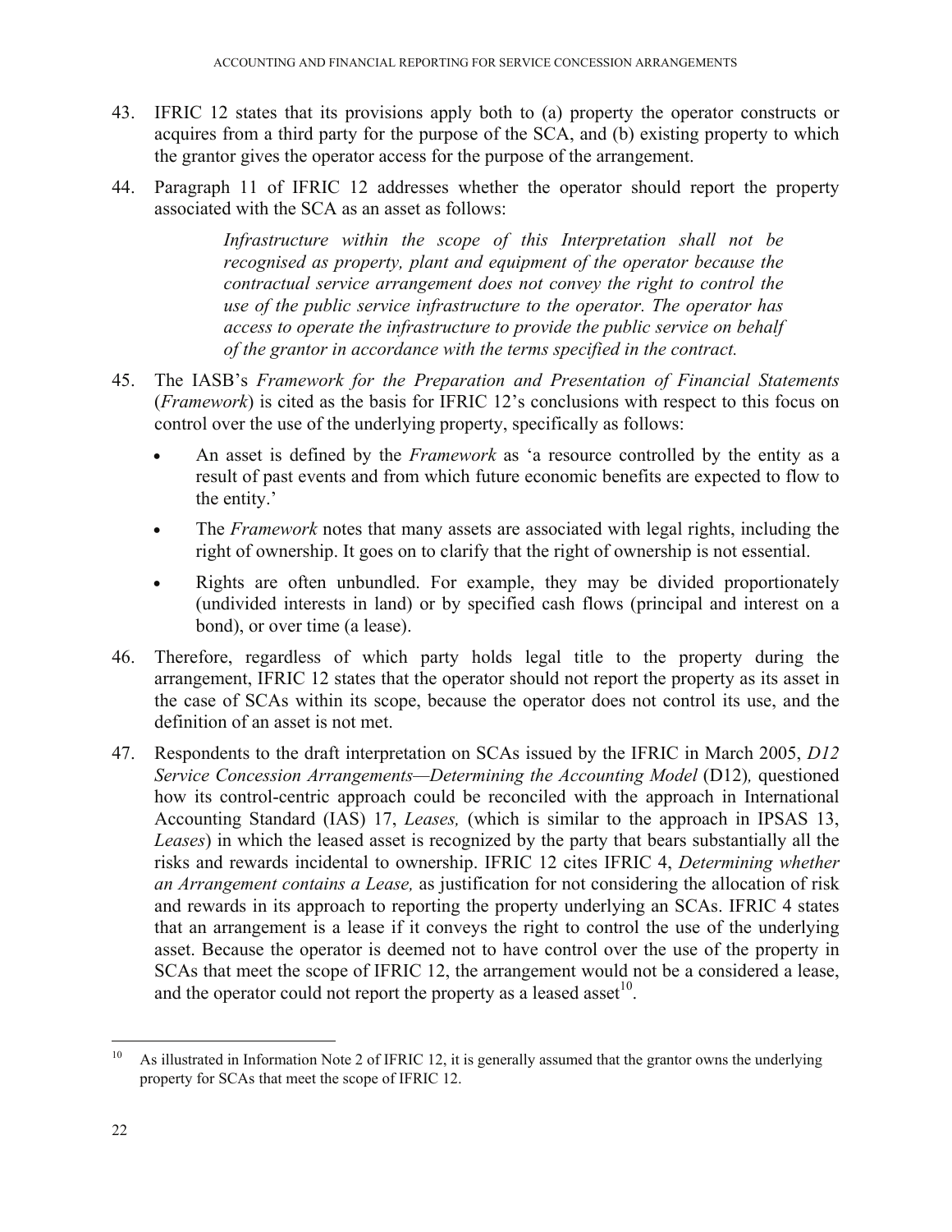43. IFRIC 12 states that its provisions apply both to (a) property the operator constructs or acquires from a third party for the purpose of the SCA, and (b) existing property to which the grantor gives the operator access for the purpose of the arrangement.

44. Paragraph 11 of IFRIC 12 addresses whether the operator should report the property associated with the SCA as an asset as follows:

> *Infrastructure within the scope of this Interpretation shall not be recognised as property, plant and equipment of the operator because the contractual service arrangement does not convey the right to control the use of the public service infrastructure to the operator. The operator has access to operate the infrastructure to provide the public service on behalf of the grantor in accordance with the terms specified in the contract.*

45. The IASB's *Framework for the Preparation and Presentation of Financial Statements* (*Framework*) is cited as the basis for IFRIC 12's conclusions with respect to this focus on control over the use of the underlying property, specifically as follows:

   - An asset is defined by the *Framework* as 'a resource controlled by the entity as a result of past events and from which future economic benefits are expected to flow to the entity.'
   - The *Framework* notes that many assets are associated with legal rights, including the right of ownership. It goes on to clarify that the right of ownership is not essential.
   - Rights are often unbundled. For example, they may be divided proportionately (undivided interests in land) or by specified cash flows (principal and interest on a bond), or over time (a lease).

46. Therefore, regardless of which party holds legal title to the property during the arrangement, IFRIC 12 states that the operator should not report the property as its asset in the case of SCAs within its scope, because the operator does not control its use, and the definition of an asset is not met.

47. Respondents to the draft interpretation on SCAs issued by the IFRIC in March 2005, *D12 Service Concession Arrangements—Determining the Accounting Model* (D12)*,* questioned how its control-centric approach could be reconciled with the approach in International Accounting Standard (IAS) 17, *Leases,* (which is similar to the approach in IPSAS 13, *Leases*) in which the leased asset is recognized by the party that bears substantially all the risks and rewards incidental to ownership. IFRIC 12 cites IFRIC 4, *Determining whether an Arrangement contains a Lease,* as justification for not considering the allocation of risk and rewards in its approach to reporting the property underlying an SCAs. IFRIC 4 states that an arrangement is a lease if it conveys the right to control the use of the underlying asset. Because the operator is deemed not to have control over the use of the property in SCAs that meet the scope of IFRIC 12, the arrangement would not be a considered a lease, and the operator could not report the property as a leased asset[10].

---

[10] As illustrated in Information Note 2 of IFRIC 12, it is generally assumed that the grantor owns the underlying property for SCAs that meet the scope of IFRIC 12.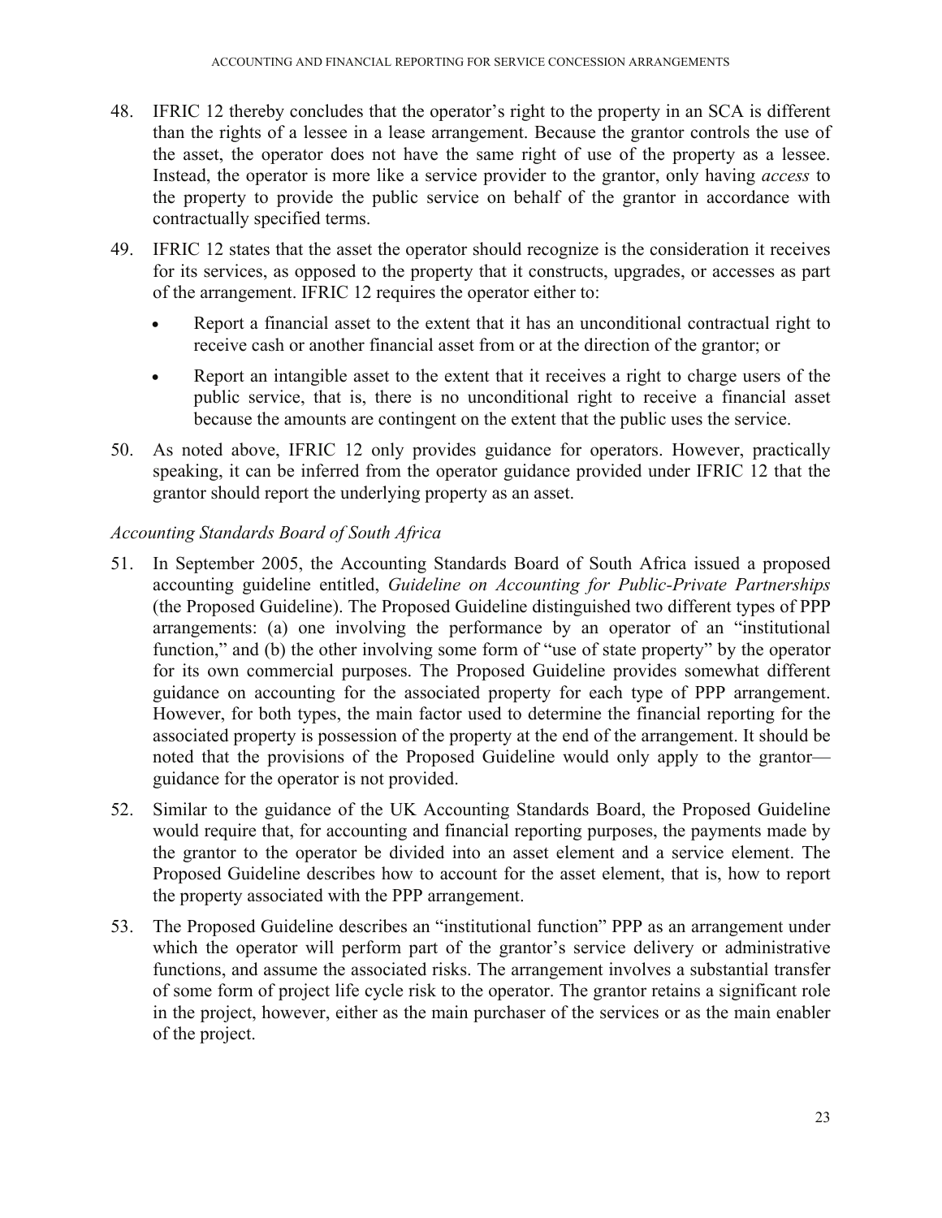48. IFRIC 12 thereby concludes that the operator's right to the property in an SCA is different than the rights of a lessee in a lease arrangement. Because the grantor controls the use of the asset, the operator does not have the same right of use of the property as a lessee. Instead, the operator is more like a service provider to the grantor, only having *access* to the property to provide the public service on behalf of the grantor in accordance with contractually specified terms.

49. IFRIC 12 states that the asset the operator should recognize is the consideration it receives for its services, as opposed to the property that it constructs, upgrades, or accesses as part of the arrangement. IFRIC 12 requires the operator either to:

    - Report a financial asset to the extent that it has an unconditional contractual right to receive cash or another financial asset from or at the direction of the grantor; or
    - Report an intangible asset to the extent that it receives a right to charge users of the public service, that is, there is no unconditional right to receive a financial asset because the amounts are contingent on the extent that the public uses the service.

50. As noted above, IFRIC 12 only provides guidance for operators. However, practically speaking, it can be inferred from the operator guidance provided under IFRIC 12 that the grantor should report the underlying property as an asset.

*Accounting Standards Board of South Africa*

51. In September 2005, the Accounting Standards Board of South Africa issued a proposed accounting guideline entitled, *Guideline on Accounting for Public-Private Partnerships* (the Proposed Guideline). The Proposed Guideline distinguished two different types of PPP arrangements: (a) one involving the performance by an operator of an "institutional function," and (b) the other involving some form of "use of state property" by the operator for its own commercial purposes. The Proposed Guideline provides somewhat different guidance on accounting for the associated property for each type of PPP arrangement. However, for both types, the main factor used to determine the financial reporting for the associated property is possession of the property at the end of the arrangement. It should be noted that the provisions of the Proposed Guideline would only apply to the grantor—guidance for the operator is not provided.

52. Similar to the guidance of the UK Accounting Standards Board, the Proposed Guideline would require that, for accounting and financial reporting purposes, the payments made by the grantor to the operator be divided into an asset element and a service element. The Proposed Guideline describes how to account for the asset element, that is, how to report the property associated with the PPP arrangement.

53. The Proposed Guideline describes an "institutional function" PPP as an arrangement under which the operator will perform part of the grantor's service delivery or administrative functions, and assume the associated risks. The arrangement involves a substantial transfer of some form of project life cycle risk to the operator. The grantor retains a significant role in the project, however, either as the main purchaser of the services or as the main enabler of the project.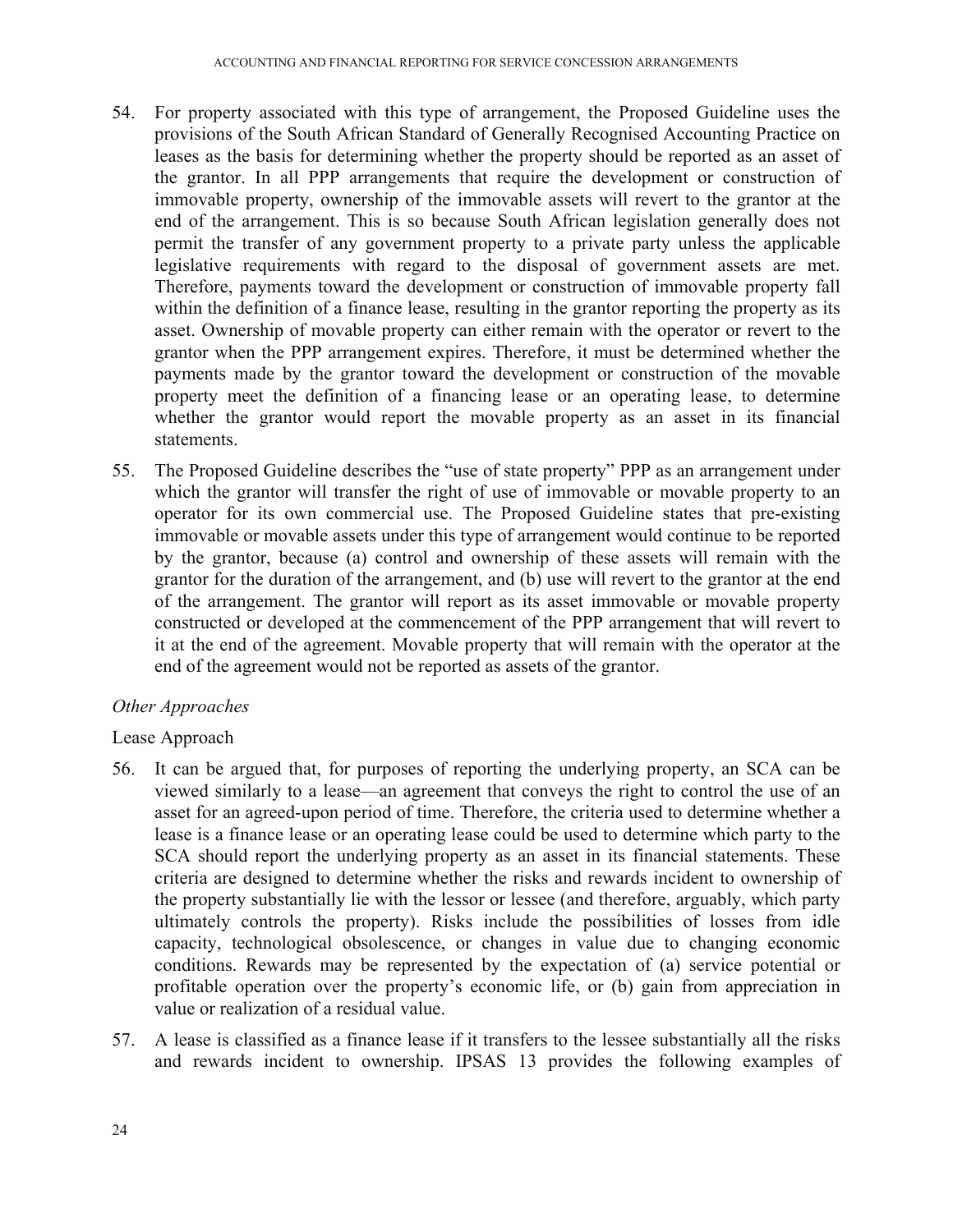54. For property associated with this type of arrangement, the Proposed Guideline uses the provisions of the South African Standard of Generally Recognised Accounting Practice on leases as the basis for determining whether the property should be reported as an asset of the grantor. In all PPP arrangements that require the development or construction of immovable property, ownership of the immovable assets will revert to the grantor at the end of the arrangement. This is so because South African legislation generally does not permit the transfer of any government property to a private party unless the applicable legislative requirements with regard to the disposal of government assets are met. Therefore, payments toward the development or construction of immovable property fall within the definition of a finance lease, resulting in the grantor reporting the property as its asset. Ownership of movable property can either remain with the operator or revert to the grantor when the PPP arrangement expires. Therefore, it must be determined whether the payments made by the grantor toward the development or construction of the movable property meet the definition of a financing lease or an operating lease, to determine whether the grantor would report the movable property as an asset in its financial statements.

55. The Proposed Guideline describes the "use of state property" PPP as an arrangement under which the grantor will transfer the right of use of immovable or movable property to an operator for its own commercial use. The Proposed Guideline states that pre-existing immovable or movable assets under this type of arrangement would continue to be reported by the grantor, because (a) control and ownership of these assets will remain with the grantor for the duration of the arrangement, and (b) use will revert to the grantor at the end of the arrangement. The grantor will report as its asset immovable or movable property constructed or developed at the commencement of the PPP arrangement that will revert to it at the end of the agreement. Movable property that will remain with the operator at the end of the agreement would not be reported as assets of the grantor.

*Other Approaches*

Lease Approach

56. It can be argued that, for purposes of reporting the underlying property, an SCA can be viewed similarly to a lease—an agreement that conveys the right to control the use of an asset for an agreed-upon period of time. Therefore, the criteria used to determine whether a lease is a finance lease or an operating lease could be used to determine which party to the SCA should report the underlying property as an asset in its financial statements. These criteria are designed to determine whether the risks and rewards incident to ownership of the property substantially lie with the lessor or lessee (and therefore, arguably, which party ultimately controls the property). Risks include the possibilities of losses from idle capacity, technological obsolescence, or changes in value due to changing economic conditions. Rewards may be represented by the expectation of (a) service potential or profitable operation over the property's economic life, or (b) gain from appreciation in value or realization of a residual value.

57. A lease is classified as a finance lease if it transfers to the lessee substantially all the risks and rewards incident to ownership. IPSAS 13 provides the following examples of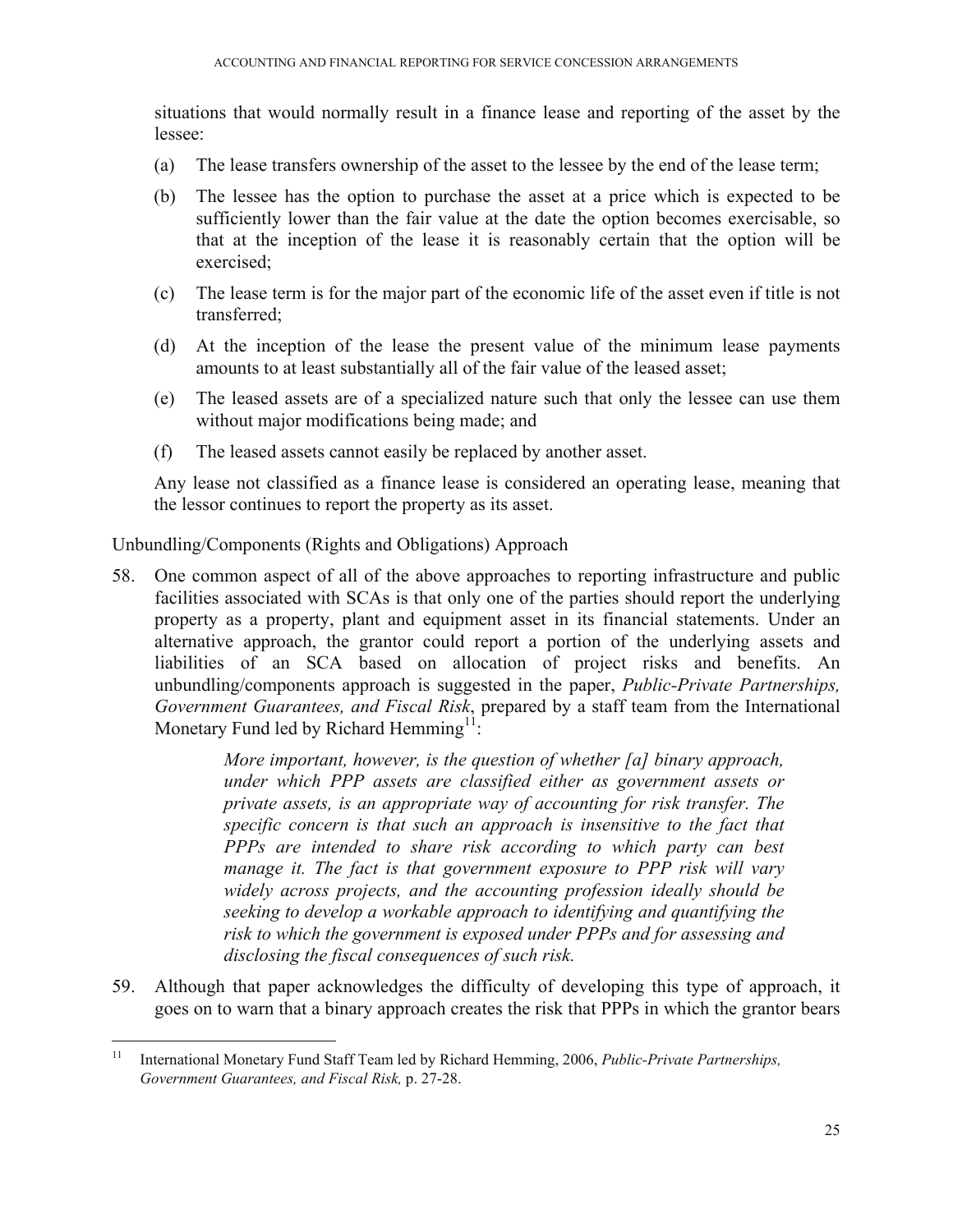situations that would normally result in a finance lease and reporting of the asset by the lessee:

(a) The lease transfers ownership of the asset to the lessee by the end of the lease term;

(b) The lessee has the option to purchase the asset at a price which is expected to be sufficiently lower than the fair value at the date the option becomes exercisable, so that at the inception of the lease it is reasonably certain that the option will be exercised;

(c) The lease term is for the major part of the economic life of the asset even if title is not transferred;

(d) At the inception of the lease the present value of the minimum lease payments amounts to at least substantially all of the fair value of the leased asset;

(e) The leased assets are of a specialized nature such that only the lessee can use them without major modifications being made; and

(f) The leased assets cannot easily be replaced by another asset.

Any lease not classified as a finance lease is considered an operating lease, meaning that the lessor continues to report the property as its asset.

Unbundling/Components (Rights and Obligations) Approach

58. One common aspect of all of the above approaches to reporting infrastructure and public facilities associated with SCAs is that only one of the parties should report the underlying property as a property, plant and equipment asset in its financial statements. Under an alternative approach, the grantor could report a portion of the underlying assets and liabilities of an SCA based on allocation of project risks and benefits. An unbundling/components approach is suggested in the paper, *Public-Private Partnerships, Government Guarantees, and Fiscal Risk*, prepared by a staff team from the International Monetary Fund led by Richard Hemming[11]:

> *More important, however, is the question of whether [a] binary approach, under which PPP assets are classified either as government assets or private assets, is an appropriate way of accounting for risk transfer. The specific concern is that such an approach is insensitive to the fact that PPPs are intended to share risk according to which party can best manage it. The fact is that government exposure to PPP risk will vary widely across projects, and the accounting profession ideally should be seeking to develop a workable approach to identifying and quantifying the risk to which the government is exposed under PPPs and for assessing and disclosing the fiscal consequences of such risk.*

59. Although that paper acknowledges the difficulty of developing this type of approach, it goes on to warn that a binary approach creates the risk that PPPs in which the grantor bears

---

[11] International Monetary Fund Staff Team led by Richard Hemming, 2006, *Public-Private Partnerships, Government Guarantees, and Fiscal Risk,* p. 27-28.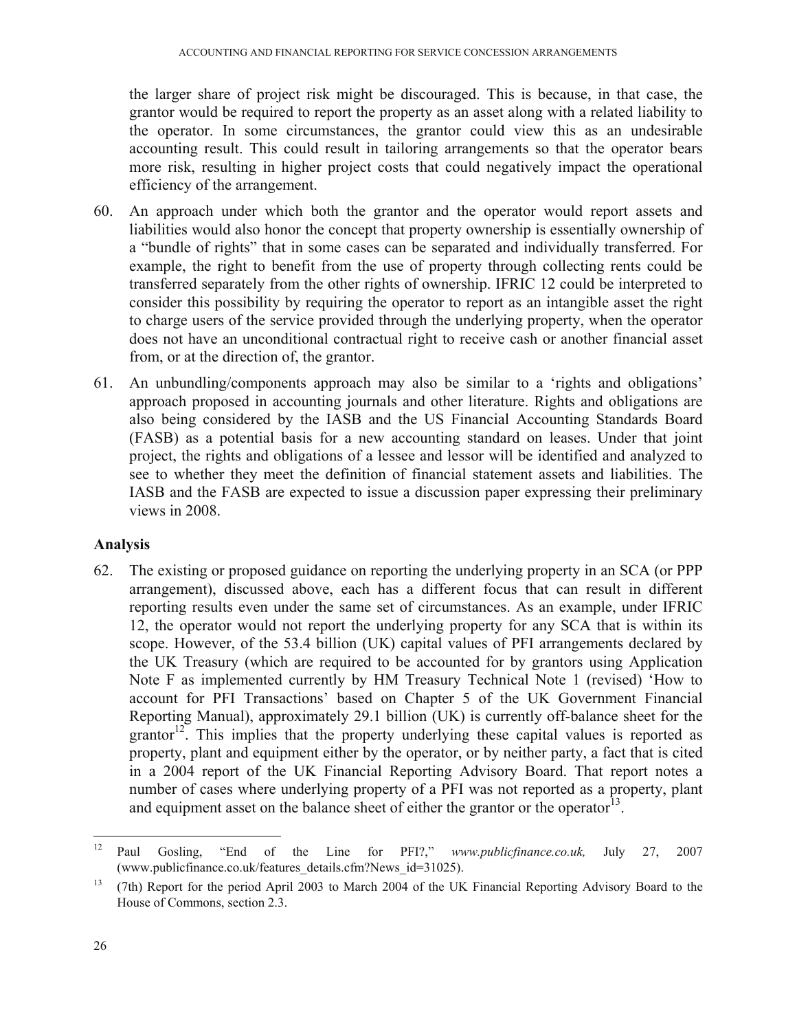the larger share of project risk might be discouraged. This is because, in that case, the grantor would be required to report the property as an asset along with a related liability to the operator. In some circumstances, the grantor could view this as an undesirable accounting result. This could result in tailoring arrangements so that the operator bears more risk, resulting in higher project costs that could negatively impact the operational efficiency of the arrangement.

60. An approach under which both the grantor and the operator would report assets and liabilities would also honor the concept that property ownership is essentially ownership of a "bundle of rights" that in some cases can be separated and individually transferred. For example, the right to benefit from the use of property through collecting rents could be transferred separately from the other rights of ownership. IFRIC 12 could be interpreted to consider this possibility by requiring the operator to report as an intangible asset the right to charge users of the service provided through the underlying property, when the operator does not have an unconditional contractual right to receive cash or another financial asset from, or at the direction of, the grantor.

61. An unbundling/components approach may also be similar to a 'rights and obligations' approach proposed in accounting journals and other literature. Rights and obligations are also being considered by the IASB and the US Financial Accounting Standards Board (FASB) as a potential basis for a new accounting standard on leases. Under that joint project, the rights and obligations of a lessee and lessor will be identified and analyzed to see to whether they meet the definition of financial statement assets and liabilities. The IASB and the FASB are expected to issue a discussion paper expressing their preliminary views in 2008.

## Analysis

62. The existing or proposed guidance on reporting the underlying property in an SCA (or PPP arrangement), discussed above, each has a different focus that can result in different reporting results even under the same set of circumstances. As an example, under IFRIC 12, the operator would not report the underlying property for any SCA that is within its scope. However, of the 53.4 billion (UK) capital values of PFI arrangements declared by the UK Treasury (which are required to be accounted for by grantors using Application Note F as implemented currently by HM Treasury Technical Note 1 (revised) 'How to account for PFI Transactions' based on Chapter 5 of the UK Government Financial Reporting Manual), approximately 29.1 billion (UK) is currently off-balance sheet for the grantor[12]. This implies that the property underlying these capital values is reported as property, plant and equipment either by the operator, or by neither party, a fact that is cited in a 2004 report of the UK Financial Reporting Advisory Board. That report notes a number of cases where underlying property of a PFI was not reported as a property, plant and equipment asset on the balance sheet of either the grantor or the operator[13].

[12] Paul Gosling, "End of the Line for PFI?," *www.publicfinance.co.uk,* July 27, 2007 (www.publicfinance.co.uk/features_details.cfm?News_id=31025).

[13] (7th) Report for the period April 2003 to March 2004 of the UK Financial Reporting Advisory Board to the House of Commons, section 2.3.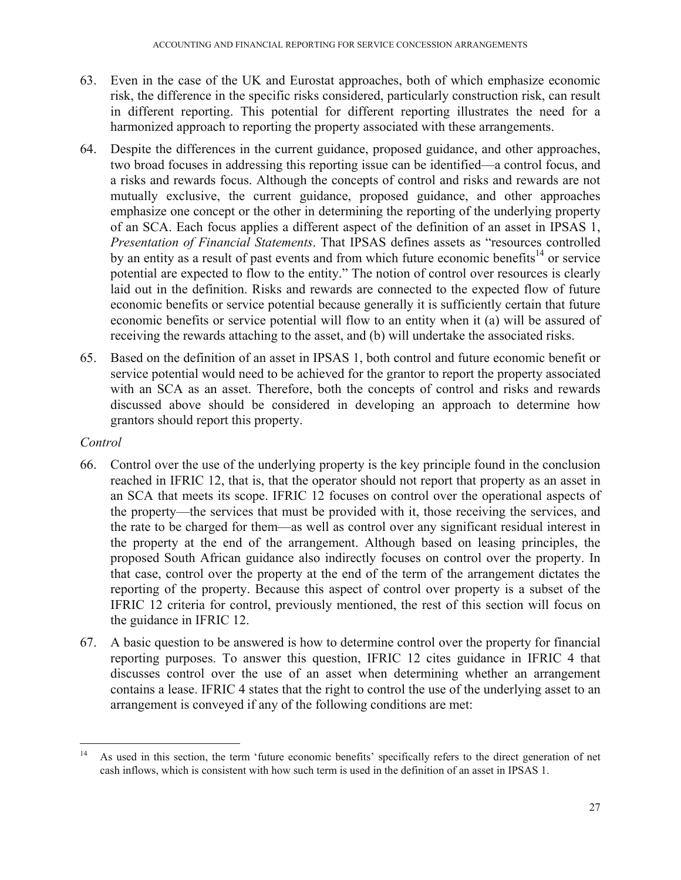63. Even in the case of the UK and Eurostat approaches, both of which emphasize economic risk, the difference in the specific risks considered, particularly construction risk, can result in different reporting. This potential for different reporting illustrates the need for a harmonized approach to reporting the property associated with these arrangements.

64. Despite the differences in the current guidance, proposed guidance, and other approaches, two broad focuses in addressing this reporting issue can be identified—a control focus, and a risks and rewards focus. Although the concepts of control and risks and rewards are not mutually exclusive, the current guidance, proposed guidance, and other approaches emphasize one concept or the other in determining the reporting of the underlying property of an SCA. Each focus applies a different aspect of the definition of an asset in IPSAS 1, *Presentation of Financial Statements*. That IPSAS defines assets as "resources controlled by an entity as a result of past events and from which future economic benefits[14] or service potential are expected to flow to the entity." The notion of control over resources is clearly laid out in the definition. Risks and rewards are connected to the expected flow of future economic benefits or service potential because generally it is sufficiently certain that future economic benefits or service potential will flow to an entity when it (a) will be assured of receiving the rewards attaching to the asset, and (b) will undertake the associated risks.

65. Based on the definition of an asset in IPSAS 1, both control and future economic benefit or service potential would need to be achieved for the grantor to report the property associated with an SCA as an asset. Therefore, both the concepts of control and risks and rewards discussed above should be considered in developing an approach to determine how grantors should report this property.

*Control*

66. Control over the use of the underlying property is the key principle found in the conclusion reached in IFRIC 12, that is, that the operator should not report that property as an asset in an SCA that meets its scope. IFRIC 12 focuses on control over the operational aspects of the property—the services that must be provided with it, those receiving the services, and the rate to be charged for them—as well as control over any significant residual interest in the property at the end of the arrangement. Although based on leasing principles, the proposed South African guidance also indirectly focuses on control over the property. In that case, control over the property at the end of the term of the arrangement dictates the reporting of the property. Because this aspect of control over property is a subset of the IFRIC 12 criteria for control, previously mentioned, the rest of this section will focus on the guidance in IFRIC 12.

67. A basic question to be answered is how to determine control over the property for financial reporting purposes. To answer this question, IFRIC 12 cites guidance in IFRIC 4 that discusses control over the use of an asset when determining whether an arrangement contains a lease. IFRIC 4 states that the right to control the use of the underlying asset to an arrangement is conveyed if any of the following conditions are met:

[14] As used in this section, the term 'future economic benefits' specifically refers to the direct generation of net cash inflows, which is consistent with how such term is used in the definition of an asset in IPSAS 1.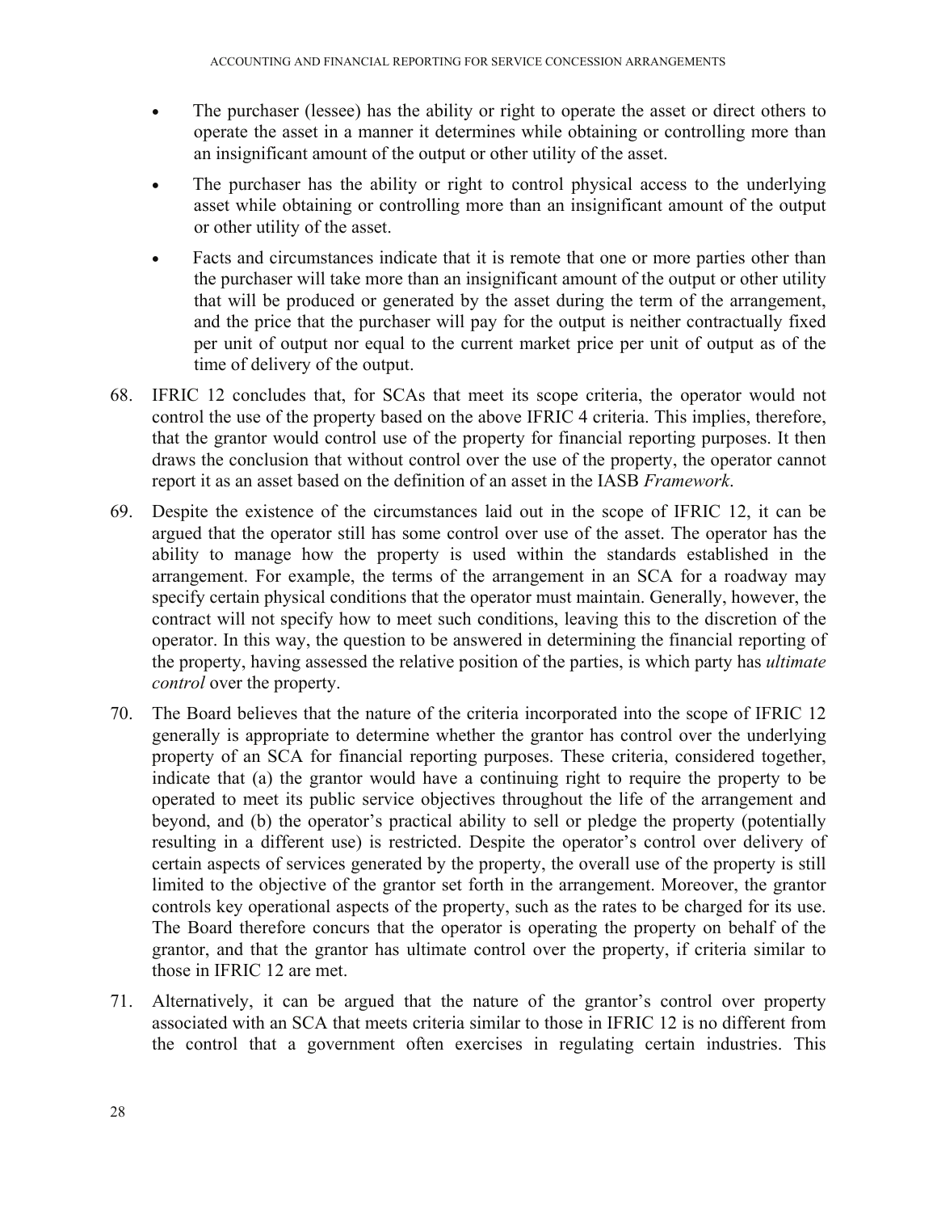- The purchaser (lessee) has the ability or right to operate the asset or direct others to operate the asset in a manner it determines while obtaining or controlling more than an insignificant amount of the output or other utility of the asset.
- The purchaser has the ability or right to control physical access to the underlying asset while obtaining or controlling more than an insignificant amount of the output or other utility of the asset.
- Facts and circumstances indicate that it is remote that one or more parties other than the purchaser will take more than an insignificant amount of the output or other utility that will be produced or generated by the asset during the term of the arrangement, and the price that the purchaser will pay for the output is neither contractually fixed per unit of output nor equal to the current market price per unit of output as of the time of delivery of the output.

68. IFRIC 12 concludes that, for SCAs that meet its scope criteria, the operator would not control the use of the property based on the above IFRIC 4 criteria. This implies, therefore, that the grantor would control use of the property for financial reporting purposes. It then draws the conclusion that without control over the use of the property, the operator cannot report it as an asset based on the definition of an asset in the IASB *Framework*.

69. Despite the existence of the circumstances laid out in the scope of IFRIC 12, it can be argued that the operator still has some control over use of the asset. The operator has the ability to manage how the property is used within the standards established in the arrangement. For example, the terms of the arrangement in an SCA for a roadway may specify certain physical conditions that the operator must maintain. Generally, however, the contract will not specify how to meet such conditions, leaving this to the discretion of the operator. In this way, the question to be answered in determining the financial reporting of the property, having assessed the relative position of the parties, is which party has *ultimate control* over the property.

70. The Board believes that the nature of the criteria incorporated into the scope of IFRIC 12 generally is appropriate to determine whether the grantor has control over the underlying property of an SCA for financial reporting purposes. These criteria, considered together, indicate that (a) the grantor would have a continuing right to require the property to be operated to meet its public service objectives throughout the life of the arrangement and beyond, and (b) the operator's practical ability to sell or pledge the property (potentially resulting in a different use) is restricted. Despite the operator's control over delivery of certain aspects of services generated by the property, the overall use of the property is still limited to the objective of the grantor set forth in the arrangement. Moreover, the grantor controls key operational aspects of the property, such as the rates to be charged for its use. The Board therefore concurs that the operator is operating the property on behalf of the grantor, and that the grantor has ultimate control over the property, if criteria similar to those in IFRIC 12 are met.

71. Alternatively, it can be argued that the nature of the grantor's control over property associated with an SCA that meets criteria similar to those in IFRIC 12 is no different from the control that a government often exercises in regulating certain industries. This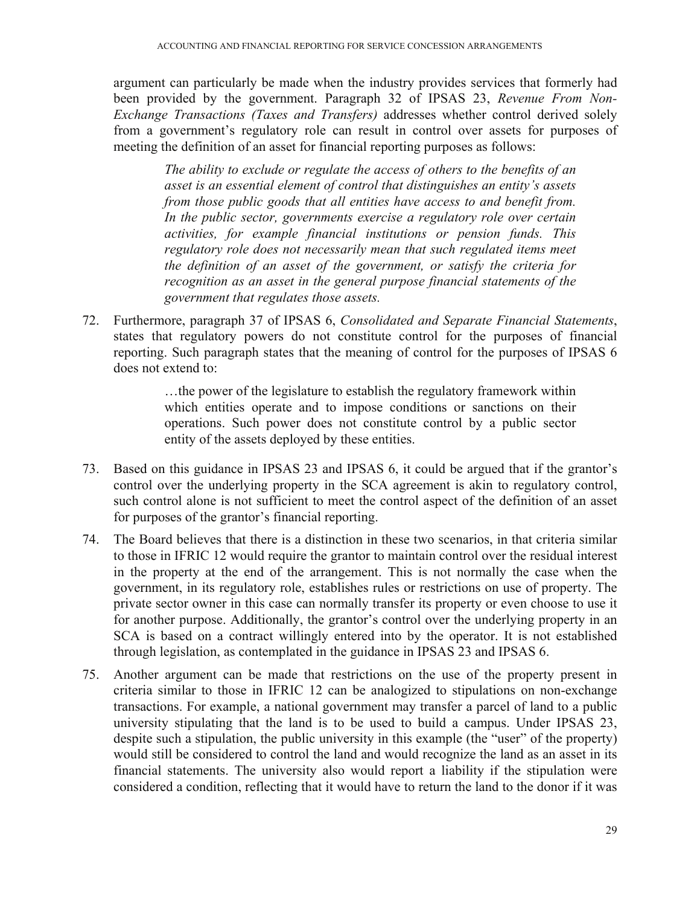argument can particularly be made when the industry provides services that formerly had been provided by the government. Paragraph 32 of IPSAS 23, *Revenue From Non-Exchange Transactions (Taxes and Transfers)* addresses whether control derived solely from a government's regulatory role can result in control over assets for purposes of meeting the definition of an asset for financial reporting purposes as follows:

> *The ability to exclude or regulate the access of others to the benefits of an asset is an essential element of control that distinguishes an entity's assets from those public goods that all entities have access to and benefit from. In the public sector, governments exercise a regulatory role over certain activities, for example financial institutions or pension funds. This regulatory role does not necessarily mean that such regulated items meet the definition of an asset of the government, or satisfy the criteria for recognition as an asset in the general purpose financial statements of the government that regulates those assets.*

72. Furthermore, paragraph 37 of IPSAS 6, *Consolidated and Separate Financial Statements*, states that regulatory powers do not constitute control for the purposes of financial reporting. Such paragraph states that the meaning of control for the purposes of IPSAS 6 does not extend to:

> …the power of the legislature to establish the regulatory framework within which entities operate and to impose conditions or sanctions on their operations. Such power does not constitute control by a public sector entity of the assets deployed by these entities.

73. Based on this guidance in IPSAS 23 and IPSAS 6, it could be argued that if the grantor's control over the underlying property in the SCA agreement is akin to regulatory control, such control alone is not sufficient to meet the control aspect of the definition of an asset for purposes of the grantor's financial reporting.

74. The Board believes that there is a distinction in these two scenarios, in that criteria similar to those in IFRIC 12 would require the grantor to maintain control over the residual interest in the property at the end of the arrangement. This is not normally the case when the government, in its regulatory role, establishes rules or restrictions on use of property. The private sector owner in this case can normally transfer its property or even choose to use it for another purpose. Additionally, the grantor's control over the underlying property in an SCA is based on a contract willingly entered into by the operator. It is not established through legislation, as contemplated in the guidance in IPSAS 23 and IPSAS 6.

75. Another argument can be made that restrictions on the use of the property present in criteria similar to those in IFRIC 12 can be analogized to stipulations on non-exchange transactions. For example, a national government may transfer a parcel of land to a public university stipulating that the land is to be used to build a campus. Under IPSAS 23, despite such a stipulation, the public university in this example (the "user" of the property) would still be considered to control the land and would recognize the land as an asset in its financial statements. The university also would report a liability if the stipulation were considered a condition, reflecting that it would have to return the land to the donor if it was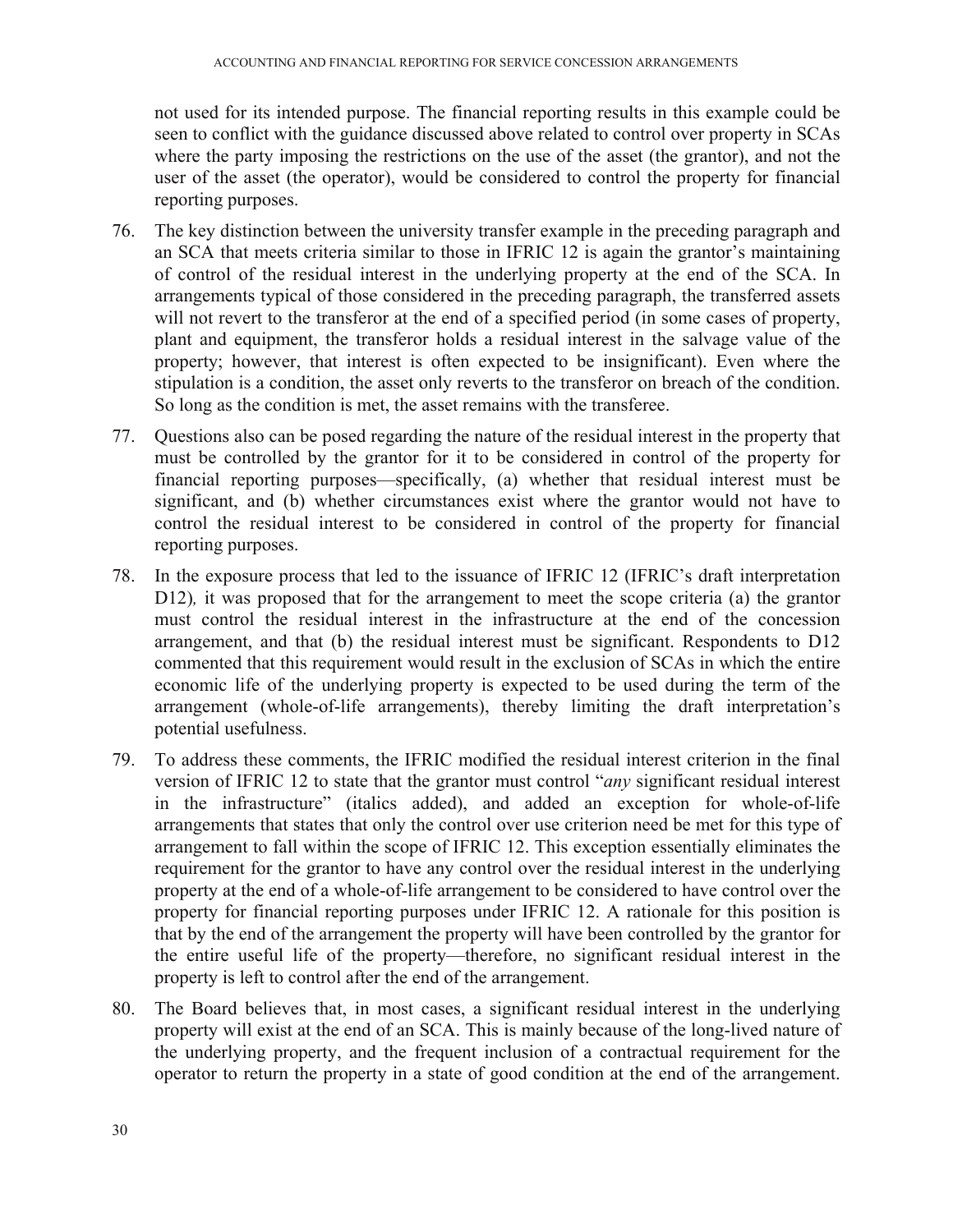not used for its intended purpose. The financial reporting results in this example could be seen to conflict with the guidance discussed above related to control over property in SCAs where the party imposing the restrictions on the use of the asset (the grantor), and not the user of the asset (the operator), would be considered to control the property for financial reporting purposes.

76. The key distinction between the university transfer example in the preceding paragraph and an SCA that meets criteria similar to those in IFRIC 12 is again the grantor's maintaining of control of the residual interest in the underlying property at the end of the SCA. In arrangements typical of those considered in the preceding paragraph, the transferred assets will not revert to the transferor at the end of a specified period (in some cases of property, plant and equipment, the transferor holds a residual interest in the salvage value of the property; however, that interest is often expected to be insignificant). Even where the stipulation is a condition, the asset only reverts to the transferor on breach of the condition. So long as the condition is met, the asset remains with the transferee.

77. Questions also can be posed regarding the nature of the residual interest in the property that must be controlled by the grantor for it to be considered in control of the property for financial reporting purposes—specifically, (a) whether that residual interest must be significant, and (b) whether circumstances exist where the grantor would not have to control the residual interest to be considered in control of the property for financial reporting purposes.

78. In the exposure process that led to the issuance of IFRIC 12 (IFRIC's draft interpretation D12)*,* it was proposed that for the arrangement to meet the scope criteria (a) the grantor must control the residual interest in the infrastructure at the end of the concession arrangement, and that (b) the residual interest must be significant. Respondents to D12 commented that this requirement would result in the exclusion of SCAs in which the entire economic life of the underlying property is expected to be used during the term of the arrangement (whole-of-life arrangements), thereby limiting the draft interpretation's potential usefulness.

79. To address these comments, the IFRIC modified the residual interest criterion in the final version of IFRIC 12 to state that the grantor must control "*any* significant residual interest in the infrastructure" (italics added), and added an exception for whole-of-life arrangements that states that only the control over use criterion need be met for this type of arrangement to fall within the scope of IFRIC 12. This exception essentially eliminates the requirement for the grantor to have any control over the residual interest in the underlying property at the end of a whole-of-life arrangement to be considered to have control over the property for financial reporting purposes under IFRIC 12. A rationale for this position is that by the end of the arrangement the property will have been controlled by the grantor for the entire useful life of the property—therefore, no significant residual interest in the property is left to control after the end of the arrangement.

80. The Board believes that, in most cases, a significant residual interest in the underlying property will exist at the end of an SCA. This is mainly because of the long-lived nature of the underlying property, and the frequent inclusion of a contractual requirement for the operator to return the property in a state of good condition at the end of the arrangement.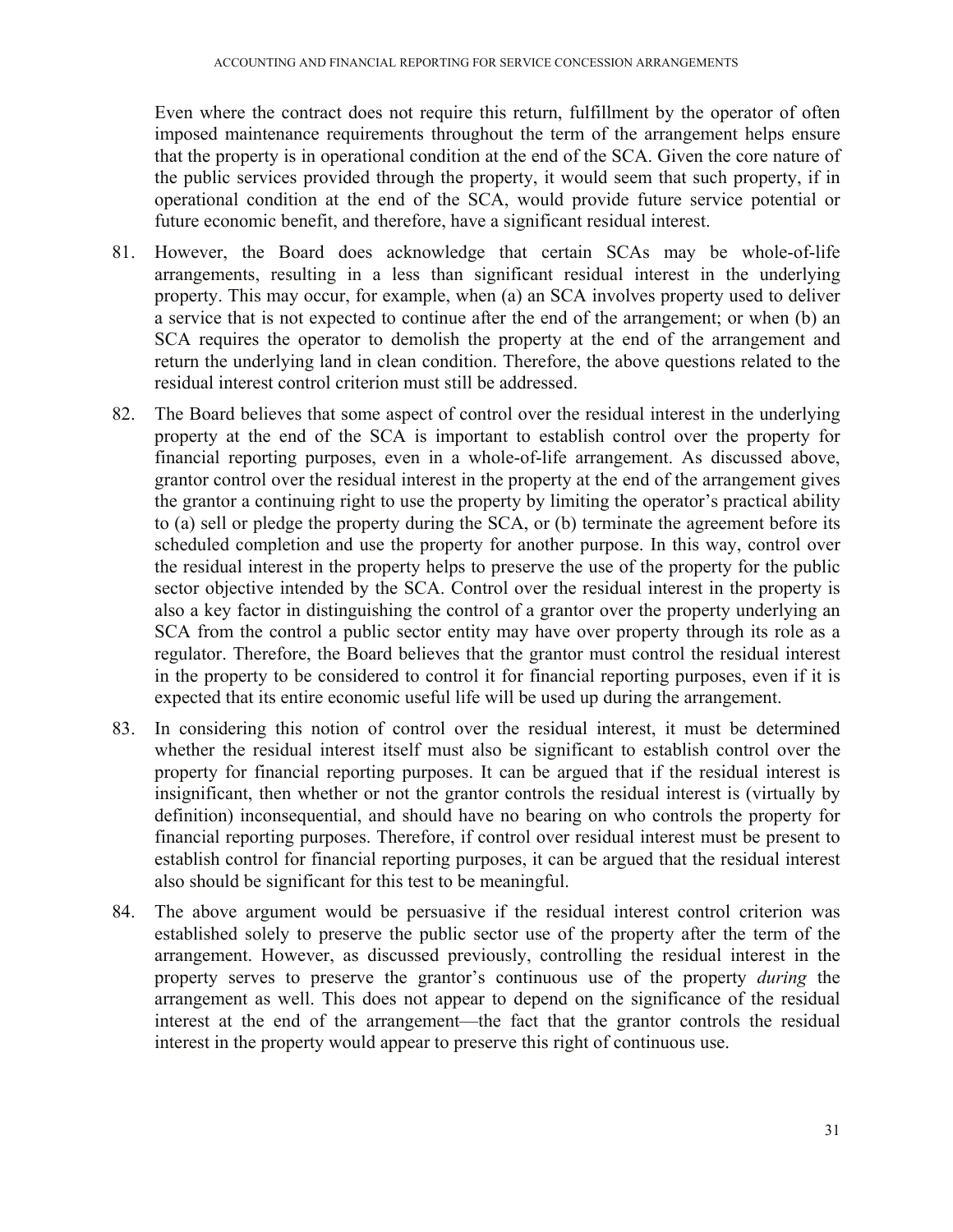Even where the contract does not require this return, fulfillment by the operator of often imposed maintenance requirements throughout the term of the arrangement helps ensure that the property is in operational condition at the end of the SCA. Given the core nature of the public services provided through the property, it would seem that such property, if in operational condition at the end of the SCA, would provide future service potential or future economic benefit, and therefore, have a significant residual interest.

81. However, the Board does acknowledge that certain SCAs may be whole-of-life arrangements, resulting in a less than significant residual interest in the underlying property. This may occur, for example, when (a) an SCA involves property used to deliver a service that is not expected to continue after the end of the arrangement; or when (b) an SCA requires the operator to demolish the property at the end of the arrangement and return the underlying land in clean condition. Therefore, the above questions related to the residual interest control criterion must still be addressed.

82. The Board believes that some aspect of control over the residual interest in the underlying property at the end of the SCA is important to establish control over the property for financial reporting purposes, even in a whole-of-life arrangement. As discussed above, grantor control over the residual interest in the property at the end of the arrangement gives the grantor a continuing right to use the property by limiting the operator's practical ability to (a) sell or pledge the property during the SCA, or (b) terminate the agreement before its scheduled completion and use the property for another purpose. In this way, control over the residual interest in the property helps to preserve the use of the property for the public sector objective intended by the SCA. Control over the residual interest in the property is also a key factor in distinguishing the control of a grantor over the property underlying an SCA from the control a public sector entity may have over property through its role as a regulator. Therefore, the Board believes that the grantor must control the residual interest in the property to be considered to control it for financial reporting purposes, even if it is expected that its entire economic useful life will be used up during the arrangement.

83. In considering this notion of control over the residual interest, it must be determined whether the residual interest itself must also be significant to establish control over the property for financial reporting purposes. It can be argued that if the residual interest is insignificant, then whether or not the grantor controls the residual interest is (virtually by definition) inconsequential, and should have no bearing on who controls the property for financial reporting purposes. Therefore, if control over residual interest must be present to establish control for financial reporting purposes, it can be argued that the residual interest also should be significant for this test to be meaningful.

84. The above argument would be persuasive if the residual interest control criterion was established solely to preserve the public sector use of the property after the term of the arrangement. However, as discussed previously, controlling the residual interest in the property serves to preserve the grantor's continuous use of the property *during* the arrangement as well. This does not appear to depend on the significance of the residual interest at the end of the arrangement—the fact that the grantor controls the residual interest in the property would appear to preserve this right of continuous use.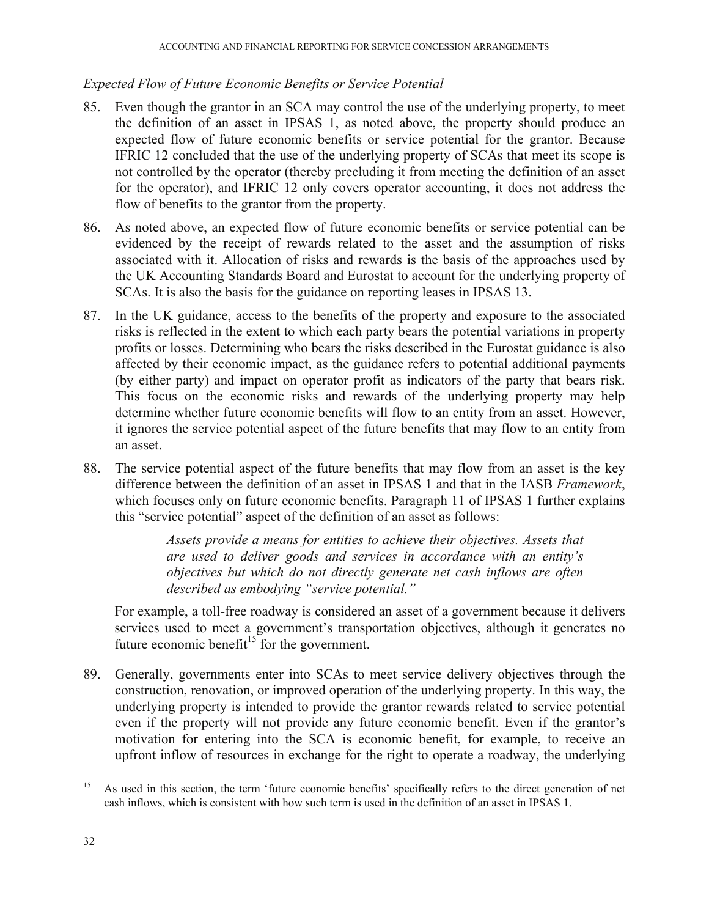*Expected Flow of Future Economic Benefits or Service Potential*

85. Even though the grantor in an SCA may control the use of the underlying property, to meet the definition of an asset in IPSAS 1, as noted above, the property should produce an expected flow of future economic benefits or service potential for the grantor. Because IFRIC 12 concluded that the use of the underlying property of SCAs that meet its scope is not controlled by the operator (thereby precluding it from meeting the definition of an asset for the operator), and IFRIC 12 only covers operator accounting, it does not address the flow of benefits to the grantor from the property.

86. As noted above, an expected flow of future economic benefits or service potential can be evidenced by the receipt of rewards related to the asset and the assumption of risks associated with it. Allocation of risks and rewards is the basis of the approaches used by the UK Accounting Standards Board and Eurostat to account for the underlying property of SCAs. It is also the basis for the guidance on reporting leases in IPSAS 13.

87. In the UK guidance, access to the benefits of the property and exposure to the associated risks is reflected in the extent to which each party bears the potential variations in property profits or losses. Determining who bears the risks described in the Eurostat guidance is also affected by their economic impact, as the guidance refers to potential additional payments (by either party) and impact on operator profit as indicators of the party that bears risk. This focus on the economic risks and rewards of the underlying property may help determine whether future economic benefits will flow to an entity from an asset. However, it ignores the service potential aspect of the future benefits that may flow to an entity from an asset.

88. The service potential aspect of the future benefits that may flow from an asset is the key difference between the definition of an asset in IPSAS 1 and that in the IASB *Framework*, which focuses only on future economic benefits. Paragraph 11 of IPSAS 1 further explains this "service potential" aspect of the definition of an asset as follows:

> *Assets provide a means for entities to achieve their objectives. Assets that are used to deliver goods and services in accordance with an entity's objectives but which do not directly generate net cash inflows are often described as embodying "service potential."*

For example, a toll-free roadway is considered an asset of a government because it delivers services used to meet a government's transportation objectives, although it generates no future economic benefit[15] for the government.

89. Generally, governments enter into SCAs to meet service delivery objectives through the construction, renovation, or improved operation of the underlying property. In this way, the underlying property is intended to provide the grantor rewards related to service potential even if the property will not provide any future economic benefit. Even if the grantor's motivation for entering into the SCA is economic benefit, for example, to receive an upfront inflow of resources in exchange for the right to operate a roadway, the underlying

---

[15] As used in this section, the term 'future economic benefits' specifically refers to the direct generation of net cash inflows, which is consistent with how such term is used in the definition of an asset in IPSAS 1.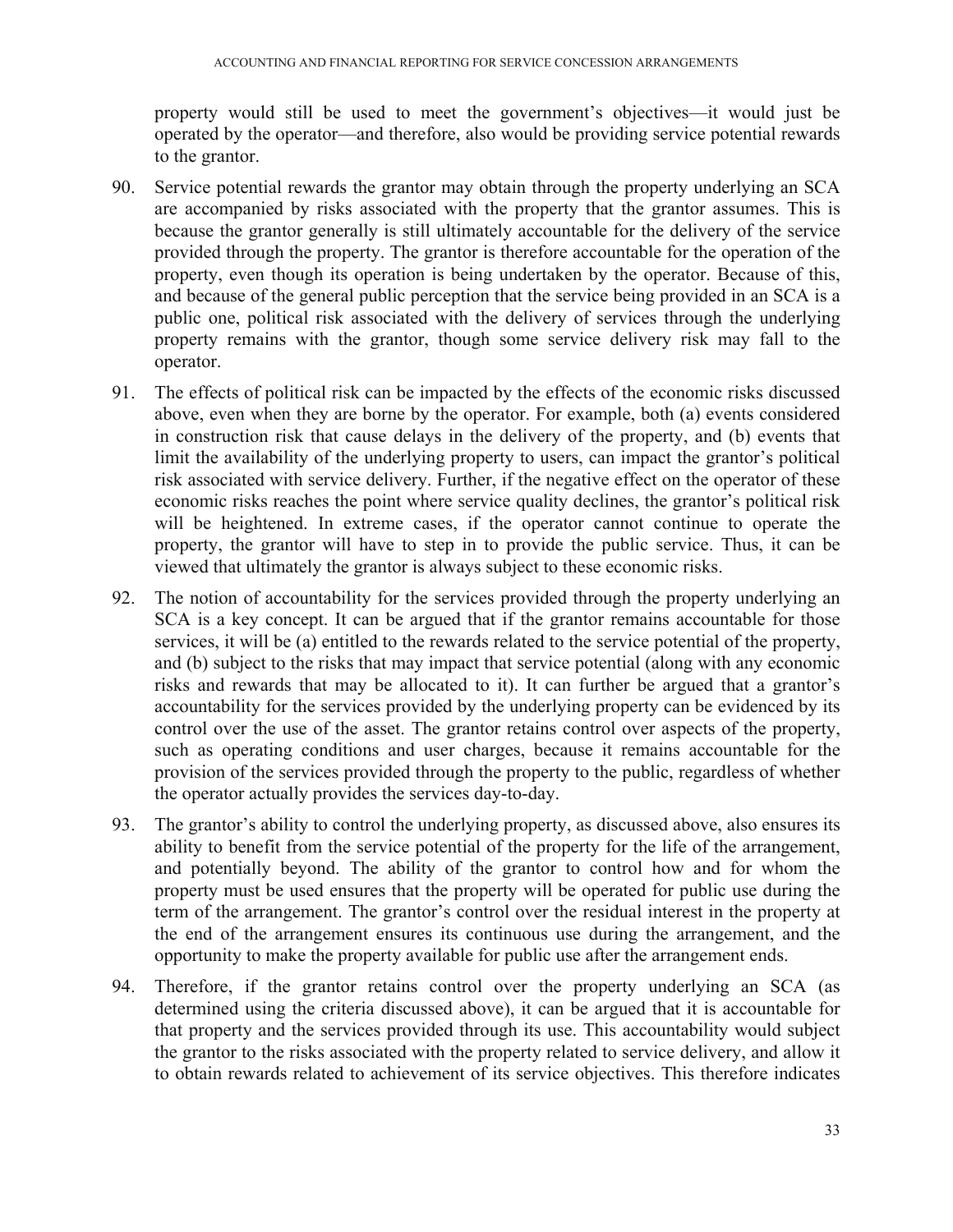property would still be used to meet the government's objectives—it would just be operated by the operator—and therefore, also would be providing service potential rewards to the grantor.

90. Service potential rewards the grantor may obtain through the property underlying an SCA are accompanied by risks associated with the property that the grantor assumes. This is because the grantor generally is still ultimately accountable for the delivery of the service provided through the property. The grantor is therefore accountable for the operation of the property, even though its operation is being undertaken by the operator. Because of this, and because of the general public perception that the service being provided in an SCA is a public one, political risk associated with the delivery of services through the underlying property remains with the grantor, though some service delivery risk may fall to the operator.

91. The effects of political risk can be impacted by the effects of the economic risks discussed above, even when they are borne by the operator. For example, both (a) events considered in construction risk that cause delays in the delivery of the property, and (b) events that limit the availability of the underlying property to users, can impact the grantor's political risk associated with service delivery. Further, if the negative effect on the operator of these economic risks reaches the point where service quality declines, the grantor's political risk will be heightened. In extreme cases, if the operator cannot continue to operate the property, the grantor will have to step in to provide the public service. Thus, it can be viewed that ultimately the grantor is always subject to these economic risks.

92. The notion of accountability for the services provided through the property underlying an SCA is a key concept. It can be argued that if the grantor remains accountable for those services, it will be (a) entitled to the rewards related to the service potential of the property, and (b) subject to the risks that may impact that service potential (along with any economic risks and rewards that may be allocated to it). It can further be argued that a grantor's accountability for the services provided by the underlying property can be evidenced by its control over the use of the asset. The grantor retains control over aspects of the property, such as operating conditions and user charges, because it remains accountable for the provision of the services provided through the property to the public, regardless of whether the operator actually provides the services day-to-day.

93. The grantor's ability to control the underlying property, as discussed above, also ensures its ability to benefit from the service potential of the property for the life of the arrangement, and potentially beyond. The ability of the grantor to control how and for whom the property must be used ensures that the property will be operated for public use during the term of the arrangement. The grantor's control over the residual interest in the property at the end of the arrangement ensures its continuous use during the arrangement, and the opportunity to make the property available for public use after the arrangement ends.

94. Therefore, if the grantor retains control over the property underlying an SCA (as determined using the criteria discussed above), it can be argued that it is accountable for that property and the services provided through its use. This accountability would subject the grantor to the risks associated with the property related to service delivery, and allow it to obtain rewards related to achievement of its service objectives. This therefore indicates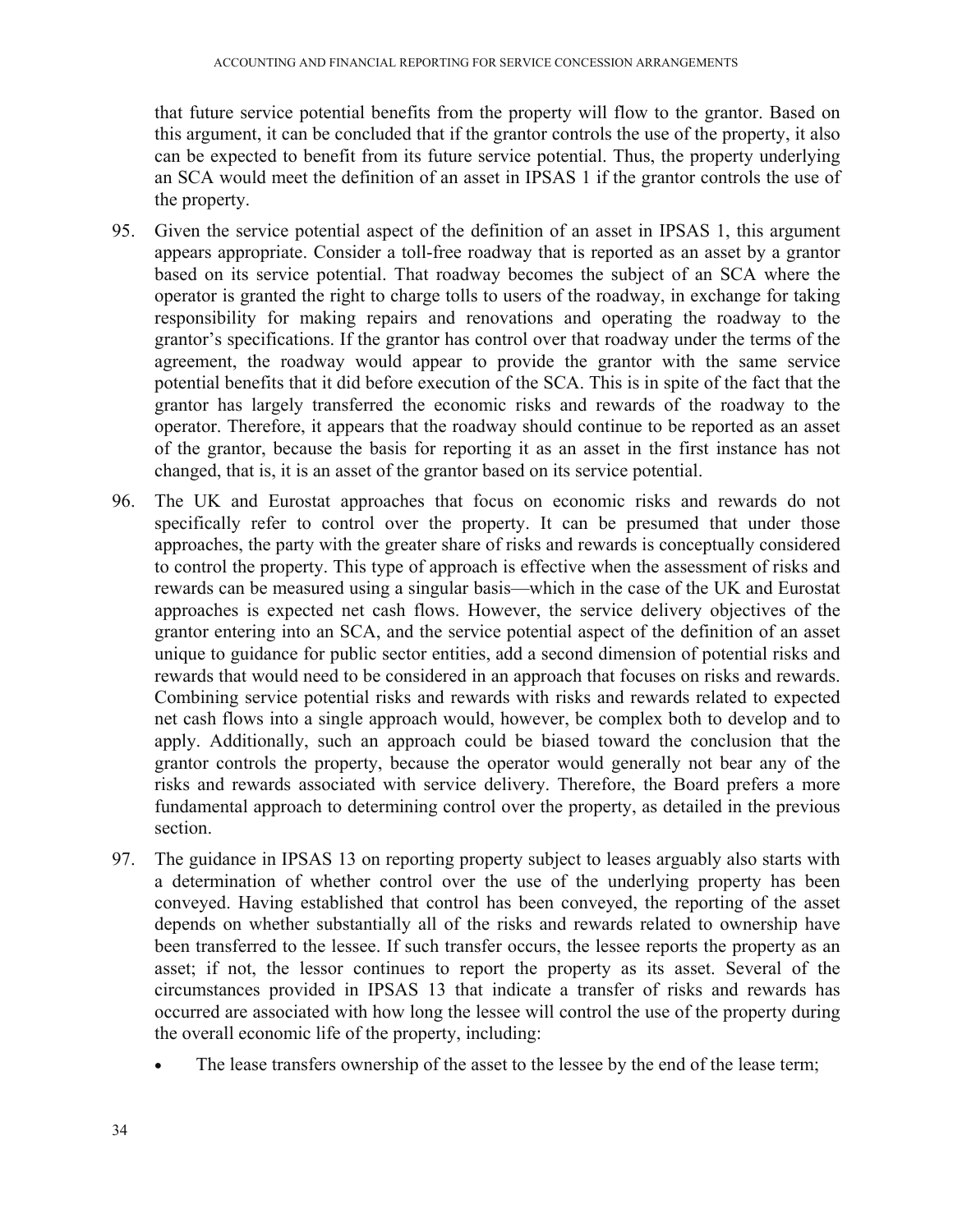that future service potential benefits from the property will flow to the grantor. Based on this argument, it can be concluded that if the grantor controls the use of the property, it also can be expected to benefit from its future service potential. Thus, the property underlying an SCA would meet the definition of an asset in IPSAS 1 if the grantor controls the use of the property.

95. Given the service potential aspect of the definition of an asset in IPSAS 1, this argument appears appropriate. Consider a toll-free roadway that is reported as an asset by a grantor based on its service potential. That roadway becomes the subject of an SCA where the operator is granted the right to charge tolls to users of the roadway, in exchange for taking responsibility for making repairs and renovations and operating the roadway to the grantor's specifications. If the grantor has control over that roadway under the terms of the agreement, the roadway would appear to provide the grantor with the same service potential benefits that it did before execution of the SCA. This is in spite of the fact that the grantor has largely transferred the economic risks and rewards of the roadway to the operator. Therefore, it appears that the roadway should continue to be reported as an asset of the grantor, because the basis for reporting it as an asset in the first instance has not changed, that is, it is an asset of the grantor based on its service potential.

96. The UK and Eurostat approaches that focus on economic risks and rewards do not specifically refer to control over the property. It can be presumed that under those approaches, the party with the greater share of risks and rewards is conceptually considered to control the property. This type of approach is effective when the assessment of risks and rewards can be measured using a singular basis—which in the case of the UK and Eurostat approaches is expected net cash flows. However, the service delivery objectives of the grantor entering into an SCA, and the service potential aspect of the definition of an asset unique to guidance for public sector entities, add a second dimension of potential risks and rewards that would need to be considered in an approach that focuses on risks and rewards. Combining service potential risks and rewards with risks and rewards related to expected net cash flows into a single approach would, however, be complex both to develop and to apply. Additionally, such an approach could be biased toward the conclusion that the grantor controls the property, because the operator would generally not bear any of the risks and rewards associated with service delivery. Therefore, the Board prefers a more fundamental approach to determining control over the property, as detailed in the previous section.

97. The guidance in IPSAS 13 on reporting property subject to leases arguably also starts with a determination of whether control over the use of the underlying property has been conveyed. Having established that control has been conveyed, the reporting of the asset depends on whether substantially all of the risks and rewards related to ownership have been transferred to the lessee. If such transfer occurs, the lessee reports the property as an asset; if not, the lessor continues to report the property as its asset. Several of the circumstances provided in IPSAS 13 that indicate a transfer of risks and rewards has occurred are associated with how long the lessee will control the use of the property during the overall economic life of the property, including:

    - The lease transfers ownership of the asset to the lessee by the end of the lease term;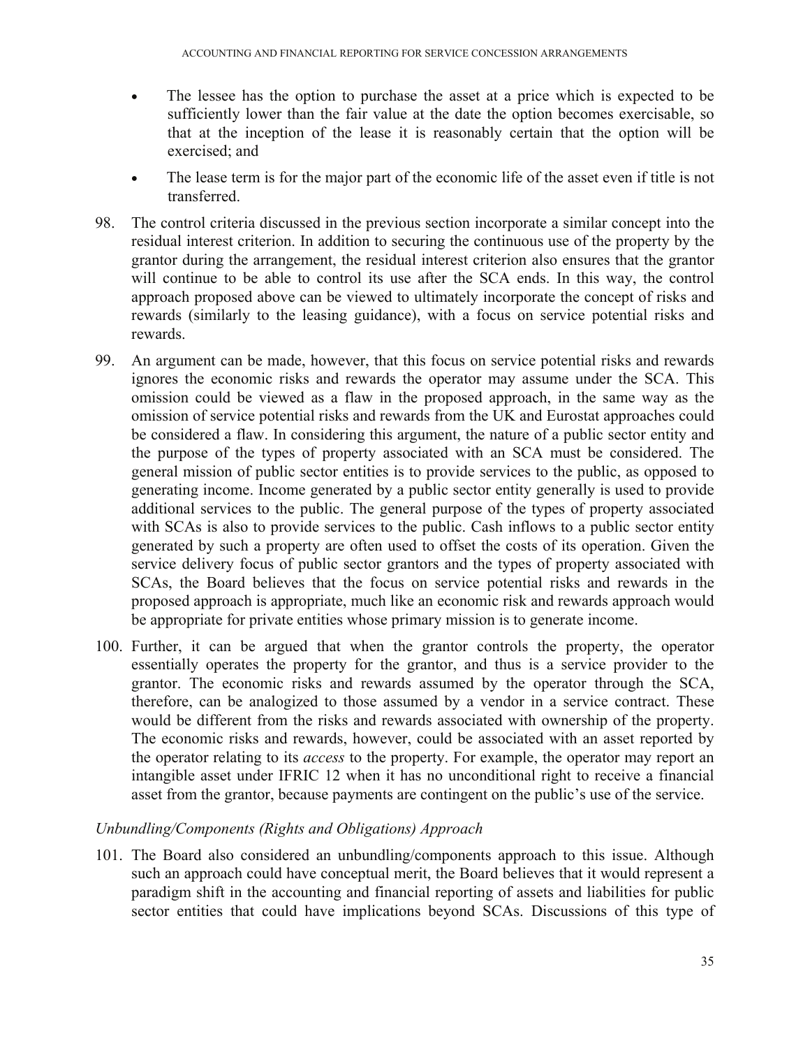- The lessee has the option to purchase the asset at a price which is expected to be sufficiently lower than the fair value at the date the option becomes exercisable, so that at the inception of the lease it is reasonably certain that the option will be exercised; and
- The lease term is for the major part of the economic life of the asset even if title is not transferred.

98. The control criteria discussed in the previous section incorporate a similar concept into the residual interest criterion. In addition to securing the continuous use of the property by the grantor during the arrangement, the residual interest criterion also ensures that the grantor will continue to be able to control its use after the SCA ends. In this way, the control approach proposed above can be viewed to ultimately incorporate the concept of risks and rewards (similarly to the leasing guidance), with a focus on service potential risks and rewards.

99. An argument can be made, however, that this focus on service potential risks and rewards ignores the economic risks and rewards the operator may assume under the SCA. This omission could be viewed as a flaw in the proposed approach, in the same way as the omission of service potential risks and rewards from the UK and Eurostat approaches could be considered a flaw. In considering this argument, the nature of a public sector entity and the purpose of the types of property associated with an SCA must be considered. The general mission of public sector entities is to provide services to the public, as opposed to generating income. Income generated by a public sector entity generally is used to provide additional services to the public. The general purpose of the types of property associated with SCAs is also to provide services to the public. Cash inflows to a public sector entity generated by such a property are often used to offset the costs of its operation. Given the service delivery focus of public sector grantors and the types of property associated with SCAs, the Board believes that the focus on service potential risks and rewards in the proposed approach is appropriate, much like an economic risk and rewards approach would be appropriate for private entities whose primary mission is to generate income.

100. Further, it can be argued that when the grantor controls the property, the operator essentially operates the property for the grantor, and thus is a service provider to the grantor. The economic risks and rewards assumed by the operator through the SCA, therefore, can be analogized to those assumed by a vendor in a service contract. These would be different from the risks and rewards associated with ownership of the property. The economic risks and rewards, however, could be associated with an asset reported by the operator relating to its *access* to the property. For example, the operator may report an intangible asset under IFRIC 12 when it has no unconditional right to receive a financial asset from the grantor, because payments are contingent on the public's use of the service.

*Unbundling/Components (Rights and Obligations) Approach*

101. The Board also considered an unbundling/components approach to this issue. Although such an approach could have conceptual merit, the Board believes that it would represent a paradigm shift in the accounting and financial reporting of assets and liabilities for public sector entities that could have implications beyond SCAs. Discussions of this type of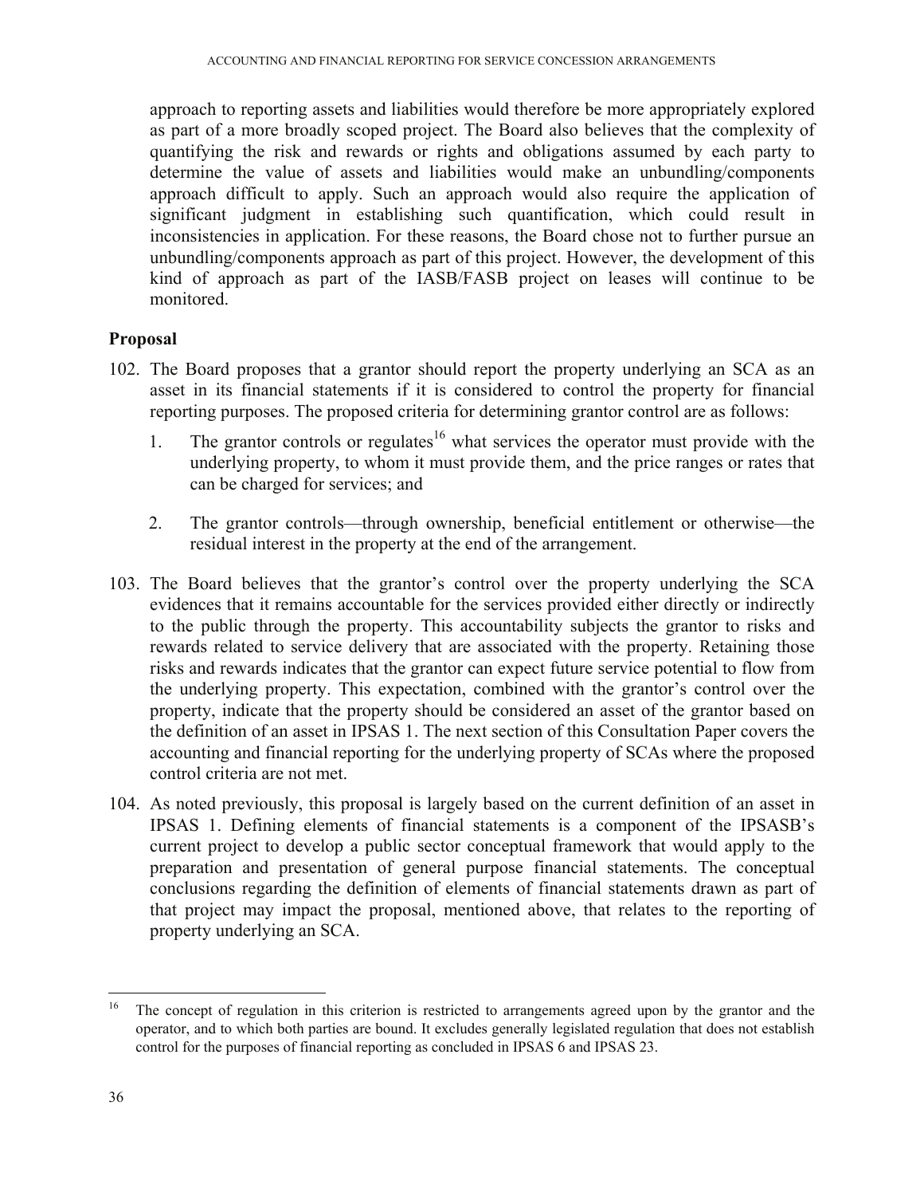approach to reporting assets and liabilities would therefore be more appropriately explored as part of a more broadly scoped project. The Board also believes that the complexity of quantifying the risk and rewards or rights and obligations assumed by each party to determine the value of assets and liabilities would make an unbundling/components approach difficult to apply. Such an approach would also require the application of significant judgment in establishing such quantification, which could result in inconsistencies in application. For these reasons, the Board chose not to further pursue an unbundling/components approach as part of this project. However, the development of this kind of approach as part of the IASB/FASB project on leases will continue to be monitored.

## Proposal

102. The Board proposes that a grantor should report the property underlying an SCA as an asset in its financial statements if it is considered to control the property for financial reporting purposes. The proposed criteria for determining grantor control are as follows:

    1. The grantor controls or regulates[16] what services the operator must provide with the underlying property, to whom it must provide them, and the price ranges or rates that can be charged for services; and

    2. The grantor controls—through ownership, beneficial entitlement or otherwise—the residual interest in the property at the end of the arrangement.

103. The Board believes that the grantor's control over the property underlying the SCA evidences that it remains accountable for the services provided either directly or indirectly to the public through the property. This accountability subjects the grantor to risks and rewards related to service delivery that are associated with the property. Retaining those risks and rewards indicates that the grantor can expect future service potential to flow from the underlying property. This expectation, combined with the grantor's control over the property, indicate that the property should be considered an asset of the grantor based on the definition of an asset in IPSAS 1. The next section of this Consultation Paper covers the accounting and financial reporting for the underlying property of SCAs where the proposed control criteria are not met.

104. As noted previously, this proposal is largely based on the current definition of an asset in IPSAS 1. Defining elements of financial statements is a component of the IPSASB's current project to develop a public sector conceptual framework that would apply to the preparation and presentation of general purpose financial statements. The conceptual conclusions regarding the definition of elements of financial statements drawn as part of that project may impact the proposal, mentioned above, that relates to the reporting of property underlying an SCA.

---

[16] The concept of regulation in this criterion is restricted to arrangements agreed upon by the grantor and the operator, and to which both parties are bound. It excludes generally legislated regulation that does not establish control for the purposes of financial reporting as concluded in IPSAS 6 and IPSAS 23.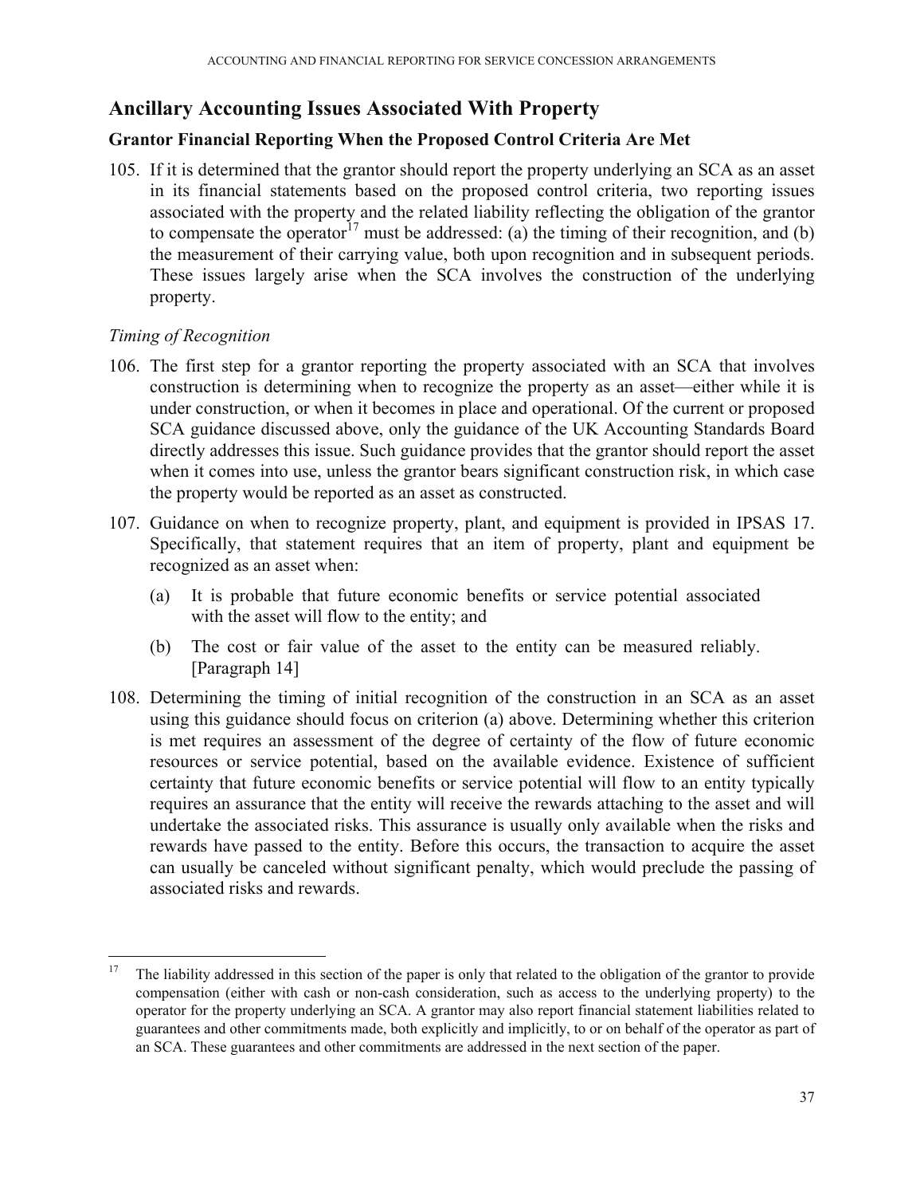## Ancillary Accounting Issues Associated With Property

### Grantor Financial Reporting When the Proposed Control Criteria Are Met

105. If it is determined that the grantor should report the property underlying an SCA as an asset in its financial statements based on the proposed control criteria, two reporting issues associated with the property and the related liability reflecting the obligation of the grantor to compensate the operator[17] must be addressed: (a) the timing of their recognition, and (b) the measurement of their carrying value, both upon recognition and in subsequent periods. These issues largely arise when the SCA involves the construction of the underlying property.

*Timing of Recognition*

106. The first step for a grantor reporting the property associated with an SCA that involves construction is determining when to recognize the property as an asset—either while it is under construction, or when it becomes in place and operational. Of the current or proposed SCA guidance discussed above, only the guidance of the UK Accounting Standards Board directly addresses this issue. Such guidance provides that the grantor should report the asset when it comes into use, unless the grantor bears significant construction risk, in which case the property would be reported as an asset as constructed.

107. Guidance on when to recognize property, plant, and equipment is provided in IPSAS 17. Specifically, that statement requires that an item of property, plant and equipment be recognized as an asset when:

    (a) It is probable that future economic benefits or service potential associated with the asset will flow to the entity; and

    (b) The cost or fair value of the asset to the entity can be measured reliably. [Paragraph 14]

108. Determining the timing of initial recognition of the construction in an SCA as an asset using this guidance should focus on criterion (a) above. Determining whether this criterion is met requires an assessment of the degree of certainty of the flow of future economic resources or service potential, based on the available evidence. Existence of sufficient certainty that future economic benefits or service potential will flow to an entity typically requires an assurance that the entity will receive the rewards attaching to the asset and will undertake the associated risks. This assurance is usually only available when the risks and rewards have passed to the entity. Before this occurs, the transaction to acquire the asset can usually be canceled without significant penalty, which would preclude the passing of associated risks and rewards.

---

[17] The liability addressed in this section of the paper is only that related to the obligation of the grantor to provide compensation (either with cash or non-cash consideration, such as access to the underlying property) to the operator for the property underlying an SCA. A grantor may also report financial statement liabilities related to guarantees and other commitments made, both explicitly and implicitly, to or on behalf of the operator as part of an SCA. These guarantees and other commitments are addressed in the next section of the paper.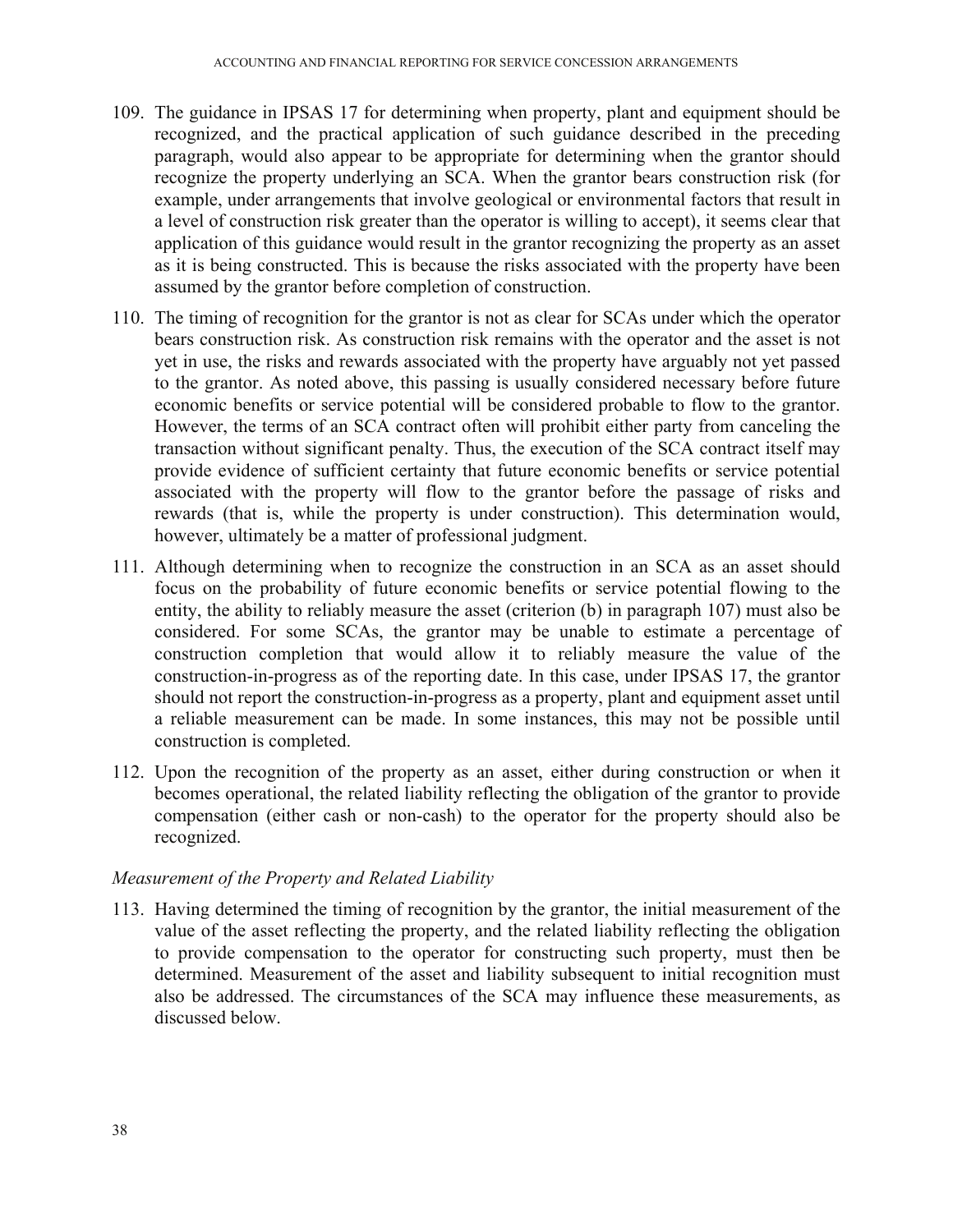109. The guidance in IPSAS 17 for determining when property, plant and equipment should be recognized, and the practical application of such guidance described in the preceding paragraph, would also appear to be appropriate for determining when the grantor should recognize the property underlying an SCA. When the grantor bears construction risk (for example, under arrangements that involve geological or environmental factors that result in a level of construction risk greater than the operator is willing to accept), it seems clear that application of this guidance would result in the grantor recognizing the property as an asset as it is being constructed. This is because the risks associated with the property have been assumed by the grantor before completion of construction.

110. The timing of recognition for the grantor is not as clear for SCAs under which the operator bears construction risk. As construction risk remains with the operator and the asset is not yet in use, the risks and rewards associated with the property have arguably not yet passed to the grantor. As noted above, this passing is usually considered necessary before future economic benefits or service potential will be considered probable to flow to the grantor. However, the terms of an SCA contract often will prohibit either party from canceling the transaction without significant penalty. Thus, the execution of the SCA contract itself may provide evidence of sufficient certainty that future economic benefits or service potential associated with the property will flow to the grantor before the passage of risks and rewards (that is, while the property is under construction). This determination would, however, ultimately be a matter of professional judgment.

111. Although determining when to recognize the construction in an SCA as an asset should focus on the probability of future economic benefits or service potential flowing to the entity, the ability to reliably measure the asset (criterion (b) in paragraph 107) must also be considered. For some SCAs, the grantor may be unable to estimate a percentage of construction completion that would allow it to reliably measure the value of the construction-in-progress as of the reporting date. In this case, under IPSAS 17, the grantor should not report the construction-in-progress as a property, plant and equipment asset until a reliable measurement can be made. In some instances, this may not be possible until construction is completed.

112. Upon the recognition of the property as an asset, either during construction or when it becomes operational, the related liability reflecting the obligation of the grantor to provide compensation (either cash or non-cash) to the operator for the property should also be recognized.

*Measurement of the Property and Related Liability*

113. Having determined the timing of recognition by the grantor, the initial measurement of the value of the asset reflecting the property, and the related liability reflecting the obligation to provide compensation to the operator for constructing such property, must then be determined. Measurement of the asset and liability subsequent to initial recognition must also be addressed. The circumstances of the SCA may influence these measurements, as discussed below.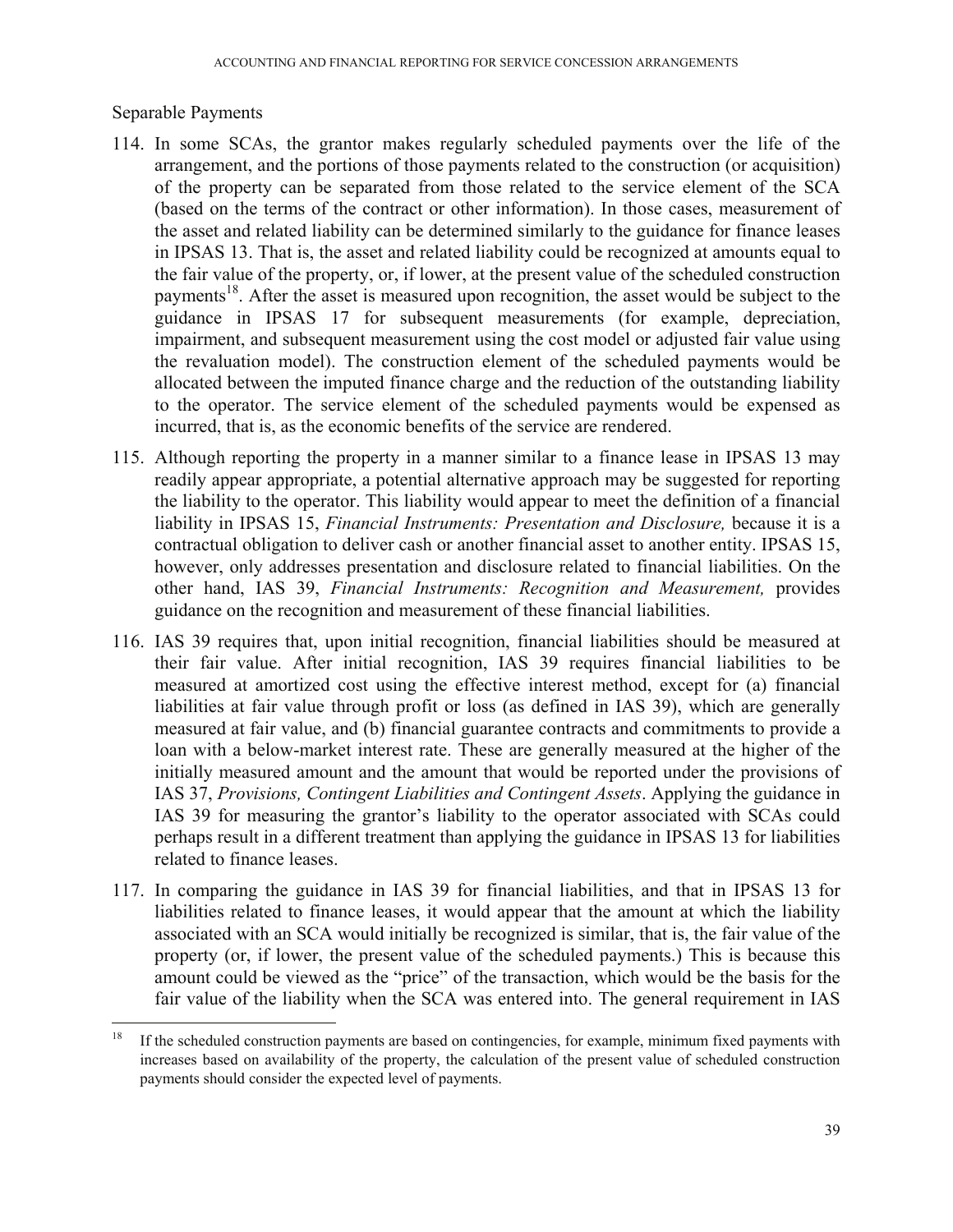## Separable Payments

114. In some SCAs, the grantor makes regularly scheduled payments over the life of the arrangement, and the portions of those payments related to the construction (or acquisition) of the property can be separated from those related to the service element of the SCA (based on the terms of the contract or other information). In those cases, measurement of the asset and related liability can be determined similarly to the guidance for finance leases in IPSAS 13. That is, the asset and related liability could be recognized at amounts equal to the fair value of the property, or, if lower, at the present value of the scheduled construction payments[18]. After the asset is measured upon recognition, the asset would be subject to the guidance in IPSAS 17 for subsequent measurements (for example, depreciation, impairment, and subsequent measurement using the cost model or adjusted fair value using the revaluation model). The construction element of the scheduled payments would be allocated between the imputed finance charge and the reduction of the outstanding liability to the operator. The service element of the scheduled payments would be expensed as incurred, that is, as the economic benefits of the service are rendered.

115. Although reporting the property in a manner similar to a finance lease in IPSAS 13 may readily appear appropriate, a potential alternative approach may be suggested for reporting the liability to the operator. This liability would appear to meet the definition of a financial liability in IPSAS 15, *Financial Instruments: Presentation and Disclosure,* because it is a contractual obligation to deliver cash or another financial asset to another entity. IPSAS 15, however, only addresses presentation and disclosure related to financial liabilities. On the other hand, IAS 39, *Financial Instruments: Recognition and Measurement,* provides guidance on the recognition and measurement of these financial liabilities.

116. IAS 39 requires that, upon initial recognition, financial liabilities should be measured at their fair value. After initial recognition, IAS 39 requires financial liabilities to be measured at amortized cost using the effective interest method, except for (a) financial liabilities at fair value through profit or loss (as defined in IAS 39), which are generally measured at fair value, and (b) financial guarantee contracts and commitments to provide a loan with a below-market interest rate. These are generally measured at the higher of the initially measured amount and the amount that would be reported under the provisions of IAS 37, *Provisions, Contingent Liabilities and Contingent Assets*. Applying the guidance in IAS 39 for measuring the grantor's liability to the operator associated with SCAs could perhaps result in a different treatment than applying the guidance in IPSAS 13 for liabilities related to finance leases.

117. In comparing the guidance in IAS 39 for financial liabilities, and that in IPSAS 13 for liabilities related to finance leases, it would appear that the amount at which the liability associated with an SCA would initially be recognized is similar, that is, the fair value of the property (or, if lower, the present value of the scheduled payments.) This is because this amount could be viewed as the "price" of the transaction, which would be the basis for the fair value of the liability when the SCA was entered into. The general requirement in IAS

---

[18] If the scheduled construction payments are based on contingencies, for example, minimum fixed payments with increases based on availability of the property, the calculation of the present value of scheduled construction payments should consider the expected level of payments.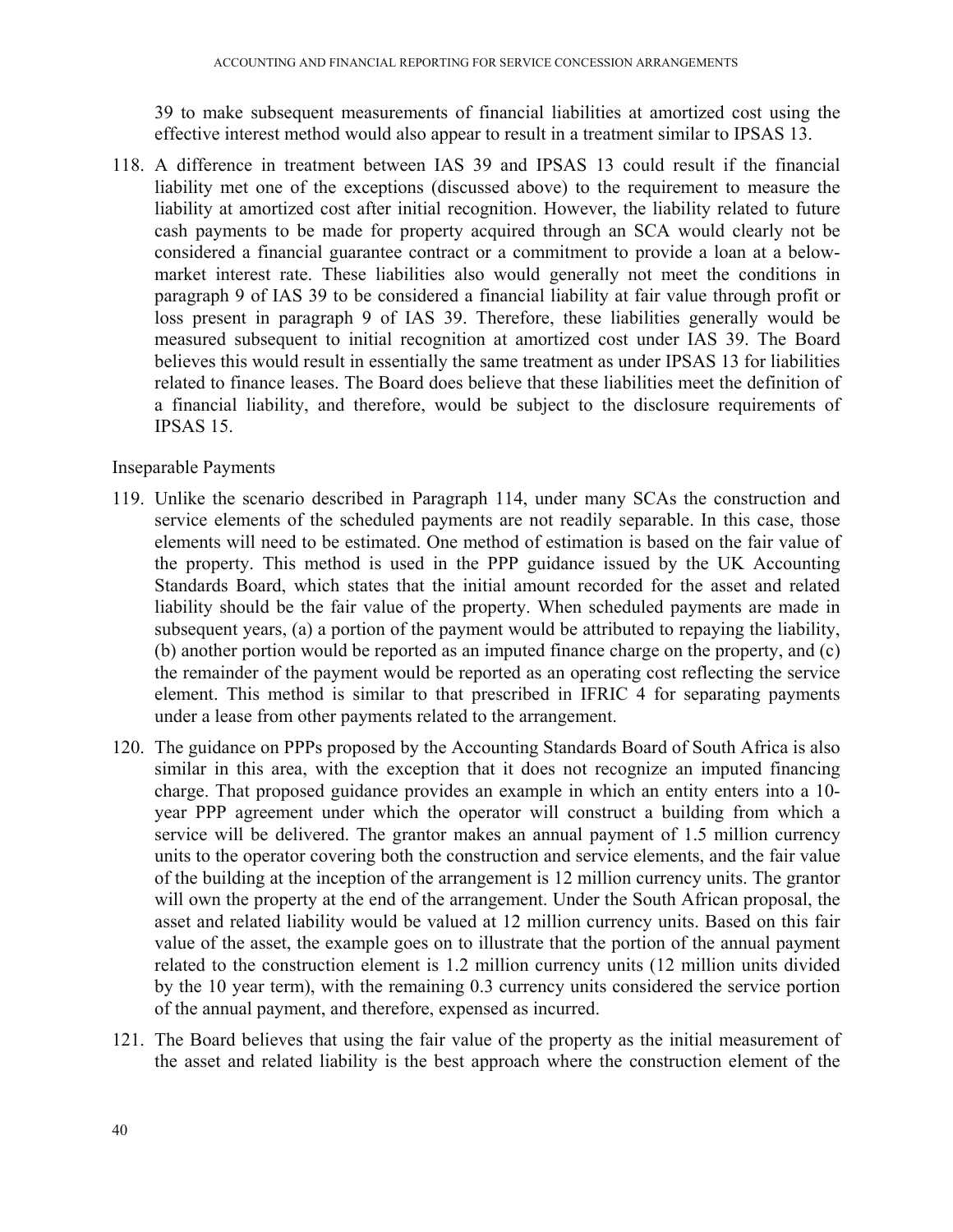39 to make subsequent measurements of financial liabilities at amortized cost using the effective interest method would also appear to result in a treatment similar to IPSAS 13.

118. A difference in treatment between IAS 39 and IPSAS 13 could result if the financial liability met one of the exceptions (discussed above) to the requirement to measure the liability at amortized cost after initial recognition. However, the liability related to future cash payments to be made for property acquired through an SCA would clearly not be considered a financial guarantee contract or a commitment to provide a loan at a below-market interest rate. These liabilities also would generally not meet the conditions in paragraph 9 of IAS 39 to be considered a financial liability at fair value through profit or loss present in paragraph 9 of IAS 39. Therefore, these liabilities generally would be measured subsequent to initial recognition at amortized cost under IAS 39. The Board believes this would result in essentially the same treatment as under IPSAS 13 for liabilities related to finance leases. The Board does believe that these liabilities meet the definition of a financial liability, and therefore, would be subject to the disclosure requirements of IPSAS 15.

Inseparable Payments

119. Unlike the scenario described in Paragraph 114, under many SCAs the construction and service elements of the scheduled payments are not readily separable. In this case, those elements will need to be estimated. One method of estimation is based on the fair value of the property. This method is used in the PPP guidance issued by the UK Accounting Standards Board, which states that the initial amount recorded for the asset and related liability should be the fair value of the property. When scheduled payments are made in subsequent years, (a) a portion of the payment would be attributed to repaying the liability, (b) another portion would be reported as an imputed finance charge on the property, and (c) the remainder of the payment would be reported as an operating cost reflecting the service element. This method is similar to that prescribed in IFRIC 4 for separating payments under a lease from other payments related to the arrangement.

120. The guidance on PPPs proposed by the Accounting Standards Board of South Africa is also similar in this area, with the exception that it does not recognize an imputed financing charge. That proposed guidance provides an example in which an entity enters into a 10-year PPP agreement under which the operator will construct a building from which a service will be delivered. The grantor makes an annual payment of 1.5 million currency units to the operator covering both the construction and service elements, and the fair value of the building at the inception of the arrangement is 12 million currency units. The grantor will own the property at the end of the arrangement. Under the South African proposal, the asset and related liability would be valued at 12 million currency units. Based on this fair value of the asset, the example goes on to illustrate that the portion of the annual payment related to the construction element is 1.2 million currency units (12 million units divided by the 10 year term), with the remaining 0.3 currency units considered the service portion of the annual payment, and therefore, expensed as incurred.

121. The Board believes that using the fair value of the property as the initial measurement of the asset and related liability is the best approach where the construction element of the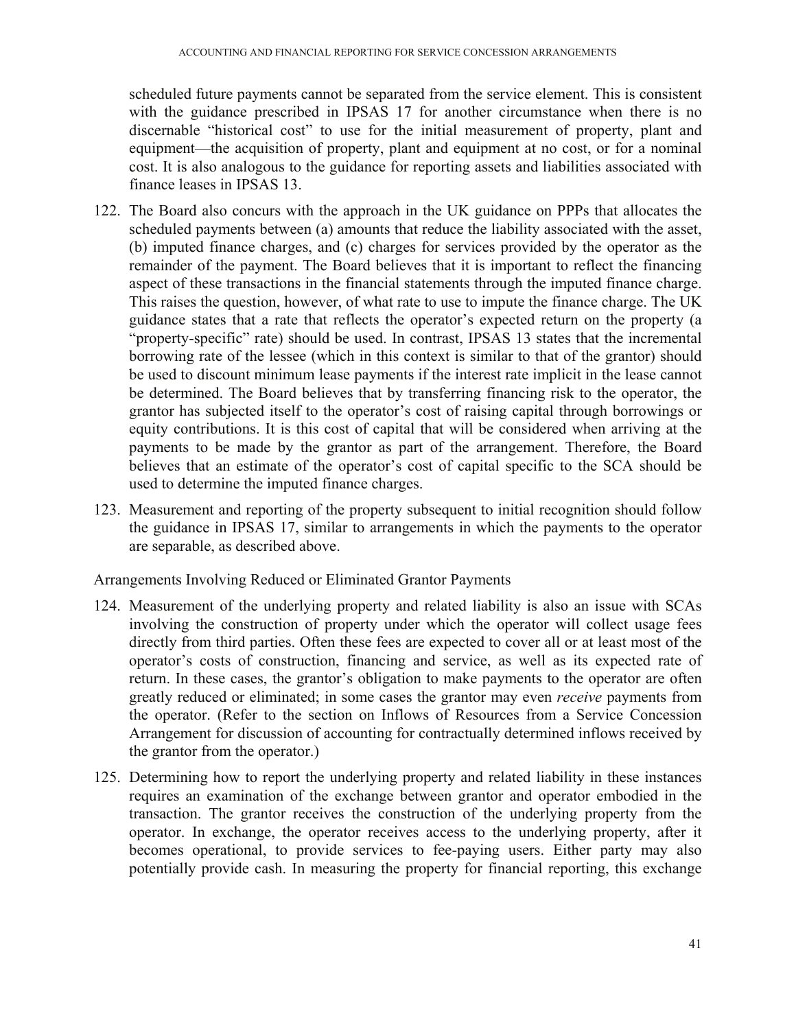scheduled future payments cannot be separated from the service element. This is consistent with the guidance prescribed in IPSAS 17 for another circumstance when there is no discernable "historical cost" to use for the initial measurement of property, plant and equipment—the acquisition of property, plant and equipment at no cost, or for a nominal cost. It is also analogous to the guidance for reporting assets and liabilities associated with finance leases in IPSAS 13.

122. The Board also concurs with the approach in the UK guidance on PPPs that allocates the scheduled payments between (a) amounts that reduce the liability associated with the asset, (b) imputed finance charges, and (c) charges for services provided by the operator as the remainder of the payment. The Board believes that it is important to reflect the financing aspect of these transactions in the financial statements through the imputed finance charge. This raises the question, however, of what rate to use to impute the finance charge. The UK guidance states that a rate that reflects the operator's expected return on the property (a "property-specific" rate) should be used. In contrast, IPSAS 13 states that the incremental borrowing rate of the lessee (which in this context is similar to that of the grantor) should be used to discount minimum lease payments if the interest rate implicit in the lease cannot be determined. The Board believes that by transferring financing risk to the operator, the grantor has subjected itself to the operator's cost of raising capital through borrowings or equity contributions. It is this cost of capital that will be considered when arriving at the payments to be made by the grantor as part of the arrangement. Therefore, the Board believes that an estimate of the operator's cost of capital specific to the SCA should be used to determine the imputed finance charges.

123. Measurement and reporting of the property subsequent to initial recognition should follow the guidance in IPSAS 17, similar to arrangements in which the payments to the operator are separable, as described above.

Arrangements Involving Reduced or Eliminated Grantor Payments

124. Measurement of the underlying property and related liability is also an issue with SCAs involving the construction of property under which the operator will collect usage fees directly from third parties. Often these fees are expected to cover all or at least most of the operator's costs of construction, financing and service, as well as its expected rate of return. In these cases, the grantor's obligation to make payments to the operator are often greatly reduced or eliminated; in some cases the grantor may even *receive* payments from the operator. (Refer to the section on Inflows of Resources from a Service Concession Arrangement for discussion of accounting for contractually determined inflows received by the grantor from the operator.)

125. Determining how to report the underlying property and related liability in these instances requires an examination of the exchange between grantor and operator embodied in the transaction. The grantor receives the construction of the underlying property from the operator. In exchange, the operator receives access to the underlying property, after it becomes operational, to provide services to fee-paying users. Either party may also potentially provide cash. In measuring the property for financial reporting, this exchange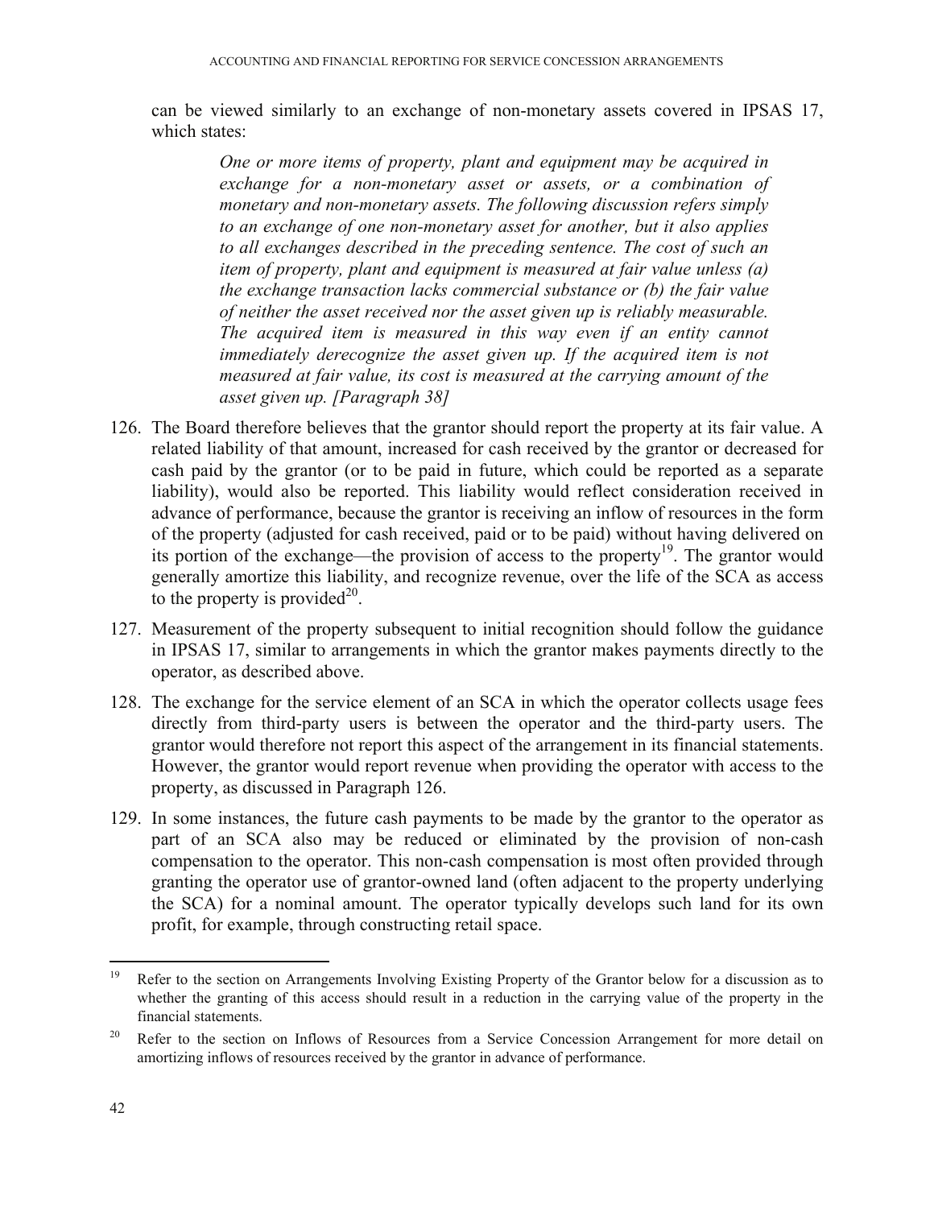can be viewed similarly to an exchange of non-monetary assets covered in IPSAS 17, which states:

> *One or more items of property, plant and equipment may be acquired in exchange for a non-monetary asset or assets, or a combination of monetary and non-monetary assets. The following discussion refers simply to an exchange of one non-monetary asset for another, but it also applies to all exchanges described in the preceding sentence. The cost of such an item of property, plant and equipment is measured at fair value unless (a) the exchange transaction lacks commercial substance or (b) the fair value of neither the asset received nor the asset given up is reliably measurable. The acquired item is measured in this way even if an entity cannot immediately derecognize the asset given up. If the acquired item is not measured at fair value, its cost is measured at the carrying amount of the asset given up. [Paragraph 38]*

126. The Board therefore believes that the grantor should report the property at its fair value. A related liability of that amount, increased for cash received by the grantor or decreased for cash paid by the grantor (or to be paid in future, which could be reported as a separate liability), would also be reported. This liability would reflect consideration received in advance of performance, because the grantor is receiving an inflow of resources in the form of the property (adjusted for cash received, paid or to be paid) without having delivered on its portion of the exchange—the provision of access to the property[19]. The grantor would generally amortize this liability, and recognize revenue, over the life of the SCA as access to the property is provided[20].

127. Measurement of the property subsequent to initial recognition should follow the guidance in IPSAS 17, similar to arrangements in which the grantor makes payments directly to the operator, as described above.

128. The exchange for the service element of an SCA in which the operator collects usage fees directly from third-party users is between the operator and the third-party users. The grantor would therefore not report this aspect of the arrangement in its financial statements. However, the grantor would report revenue when providing the operator with access to the property, as discussed in Paragraph 126.

129. In some instances, the future cash payments to be made by the grantor to the operator as part of an SCA also may be reduced or eliminated by the provision of non-cash compensation to the operator. This non-cash compensation is most often provided through granting the operator use of grantor-owned land (often adjacent to the property underlying the SCA) for a nominal amount. The operator typically develops such land for its own profit, for example, through constructing retail space.

---

[19] Refer to the section on Arrangements Involving Existing Property of the Grantor below for a discussion as to whether the granting of this access should result in a reduction in the carrying value of the property in the financial statements.

[20] Refer to the section on Inflows of Resources from a Service Concession Arrangement for more detail on amortizing inflows of resources received by the grantor in advance of performance.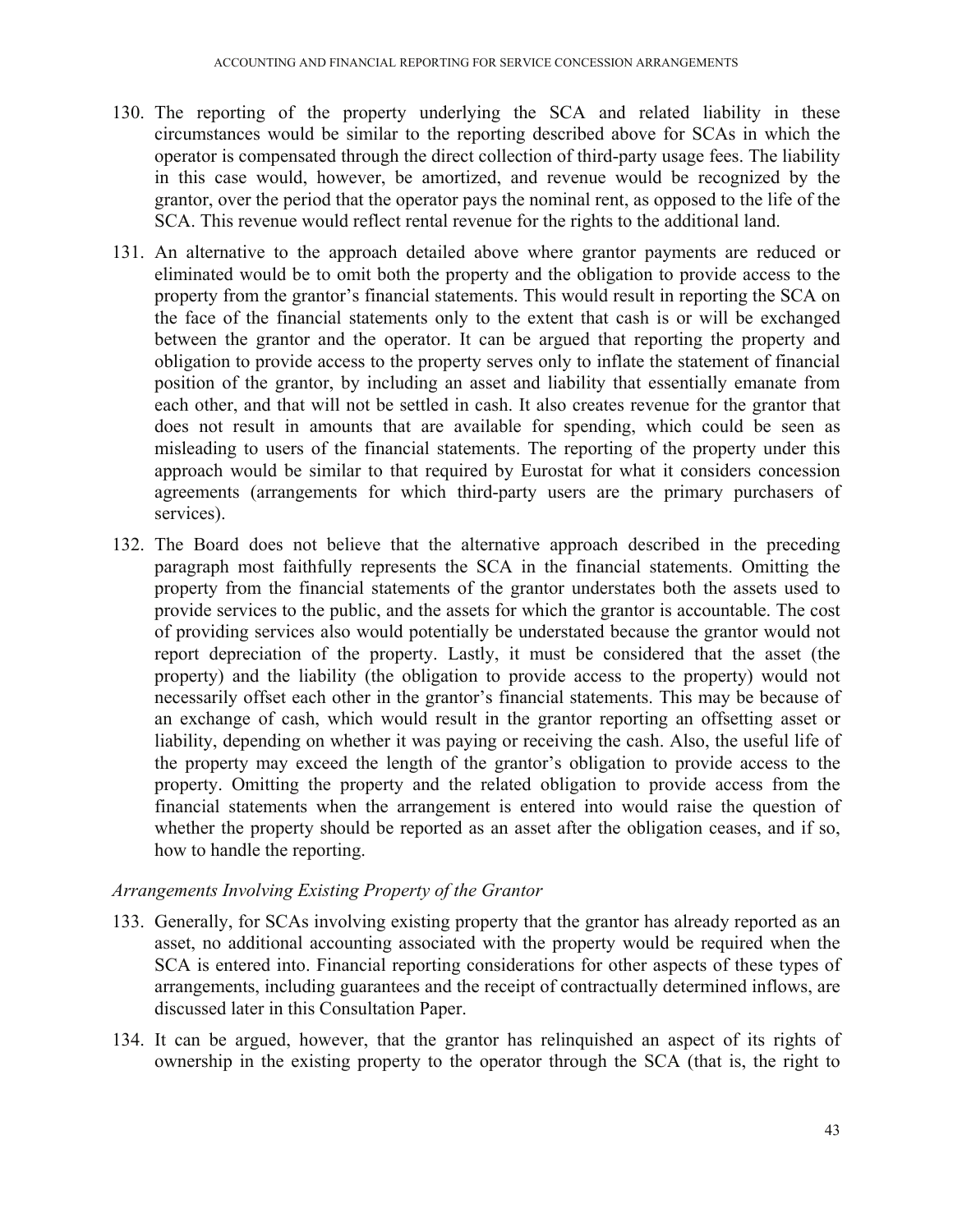130. The reporting of the property underlying the SCA and related liability in these circumstances would be similar to the reporting described above for SCAs in which the operator is compensated through the direct collection of third-party usage fees. The liability in this case would, however, be amortized, and revenue would be recognized by the grantor, over the period that the operator pays the nominal rent, as opposed to the life of the SCA. This revenue would reflect rental revenue for the rights to the additional land.

131. An alternative to the approach detailed above where grantor payments are reduced or eliminated would be to omit both the property and the obligation to provide access to the property from the grantor's financial statements. This would result in reporting the SCA on the face of the financial statements only to the extent that cash is or will be exchanged between the grantor and the operator. It can be argued that reporting the property and obligation to provide access to the property serves only to inflate the statement of financial position of the grantor, by including an asset and liability that essentially emanate from each other, and that will not be settled in cash. It also creates revenue for the grantor that does not result in amounts that are available for spending, which could be seen as misleading to users of the financial statements. The reporting of the property under this approach would be similar to that required by Eurostat for what it considers concession agreements (arrangements for which third-party users are the primary purchasers of services).

132. The Board does not believe that the alternative approach described in the preceding paragraph most faithfully represents the SCA in the financial statements. Omitting the property from the financial statements of the grantor understates both the assets used to provide services to the public, and the assets for which the grantor is accountable. The cost of providing services also would potentially be understated because the grantor would not report depreciation of the property. Lastly, it must be considered that the asset (the property) and the liability (the obligation to provide access to the property) would not necessarily offset each other in the grantor's financial statements. This may be because of an exchange of cash, which would result in the grantor reporting an offsetting asset or liability, depending on whether it was paying or receiving the cash. Also, the useful life of the property may exceed the length of the grantor's obligation to provide access to the property. Omitting the property and the related obligation to provide access from the financial statements when the arrangement is entered into would raise the question of whether the property should be reported as an asset after the obligation ceases, and if so, how to handle the reporting.

*Arrangements Involving Existing Property of the Grantor*

133. Generally, for SCAs involving existing property that the grantor has already reported as an asset, no additional accounting associated with the property would be required when the SCA is entered into. Financial reporting considerations for other aspects of these types of arrangements, including guarantees and the receipt of contractually determined inflows, are discussed later in this Consultation Paper.

134. It can be argued, however, that the grantor has relinquished an aspect of its rights of ownership in the existing property to the operator through the SCA (that is, the right to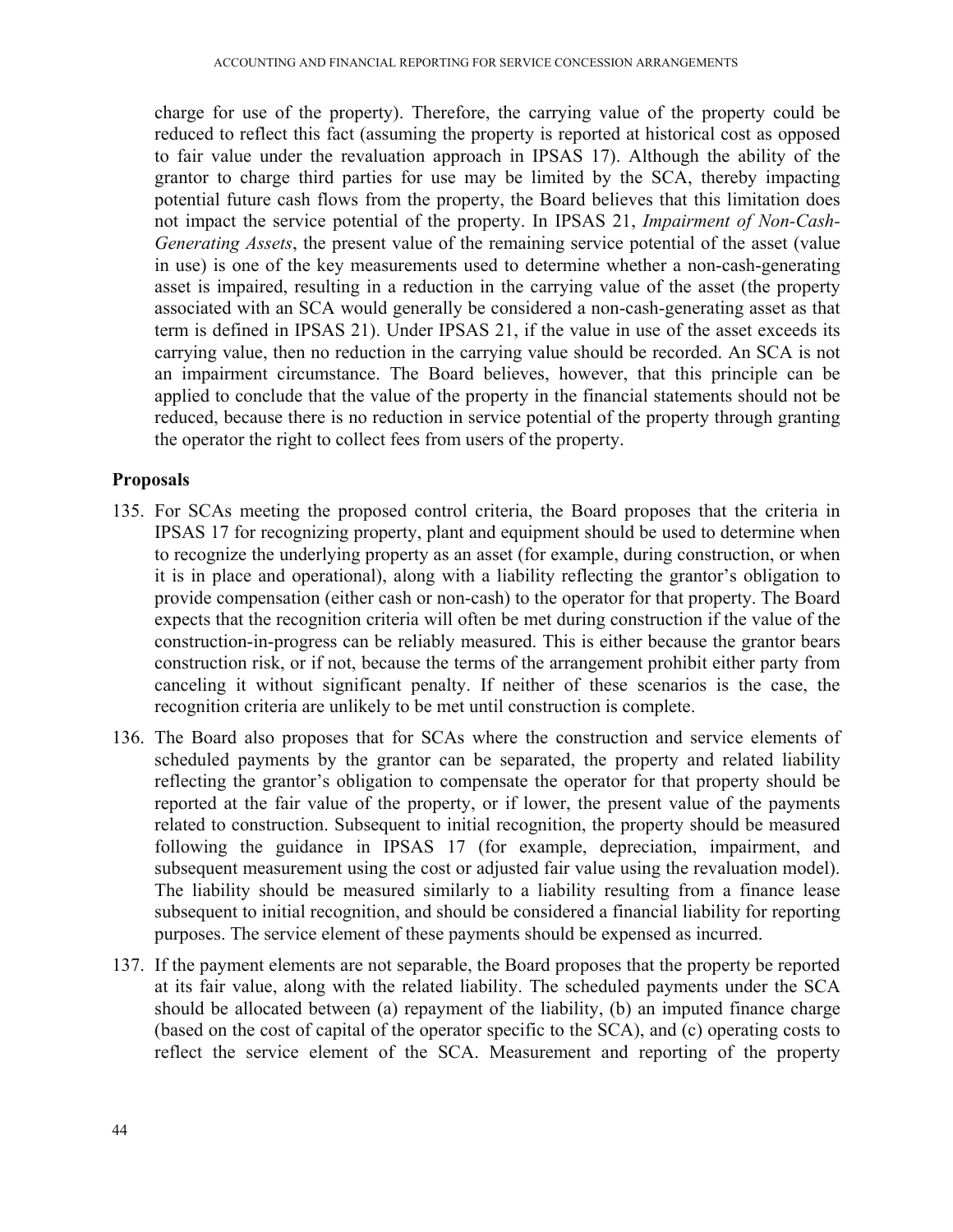charge for use of the property). Therefore, the carrying value of the property could be reduced to reflect this fact (assuming the property is reported at historical cost as opposed to fair value under the revaluation approach in IPSAS 17). Although the ability of the grantor to charge third parties for use may be limited by the SCA, thereby impacting potential future cash flows from the property, the Board believes that this limitation does not impact the service potential of the property. In IPSAS 21, *Impairment of Non-Cash-Generating Assets*, the present value of the remaining service potential of the asset (value in use) is one of the key measurements used to determine whether a non-cash-generating asset is impaired, resulting in a reduction in the carrying value of the asset (the property associated with an SCA would generally be considered a non-cash-generating asset as that term is defined in IPSAS 21). Under IPSAS 21, if the value in use of the asset exceeds its carrying value, then no reduction in the carrying value should be recorded. An SCA is not an impairment circumstance. The Board believes, however, that this principle can be applied to conclude that the value of the property in the financial statements should not be reduced, because there is no reduction in service potential of the property through granting the operator the right to collect fees from users of the property.

### Proposals

135. For SCAs meeting the proposed control criteria, the Board proposes that the criteria in IPSAS 17 for recognizing property, plant and equipment should be used to determine when to recognize the underlying property as an asset (for example, during construction, or when it is in place and operational), along with a liability reflecting the grantor's obligation to provide compensation (either cash or non-cash) to the operator for that property. The Board expects that the recognition criteria will often be met during construction if the value of the construction-in-progress can be reliably measured. This is either because the grantor bears construction risk, or if not, because the terms of the arrangement prohibit either party from canceling it without significant penalty. If neither of these scenarios is the case, the recognition criteria are unlikely to be met until construction is complete.

136. The Board also proposes that for SCAs where the construction and service elements of scheduled payments by the grantor can be separated, the property and related liability reflecting the grantor's obligation to compensate the operator for that property should be reported at the fair value of the property, or if lower, the present value of the payments related to construction. Subsequent to initial recognition, the property should be measured following the guidance in IPSAS 17 (for example, depreciation, impairment, and subsequent measurement using the cost or adjusted fair value using the revaluation model). The liability should be measured similarly to a liability resulting from a finance lease subsequent to initial recognition, and should be considered a financial liability for reporting purposes. The service element of these payments should be expensed as incurred.

137. If the payment elements are not separable, the Board proposes that the property be reported at its fair value, along with the related liability. The scheduled payments under the SCA should be allocated between (a) repayment of the liability, (b) an imputed finance charge (based on the cost of capital of the operator specific to the SCA), and (c) operating costs to reflect the service element of the SCA. Measurement and reporting of the property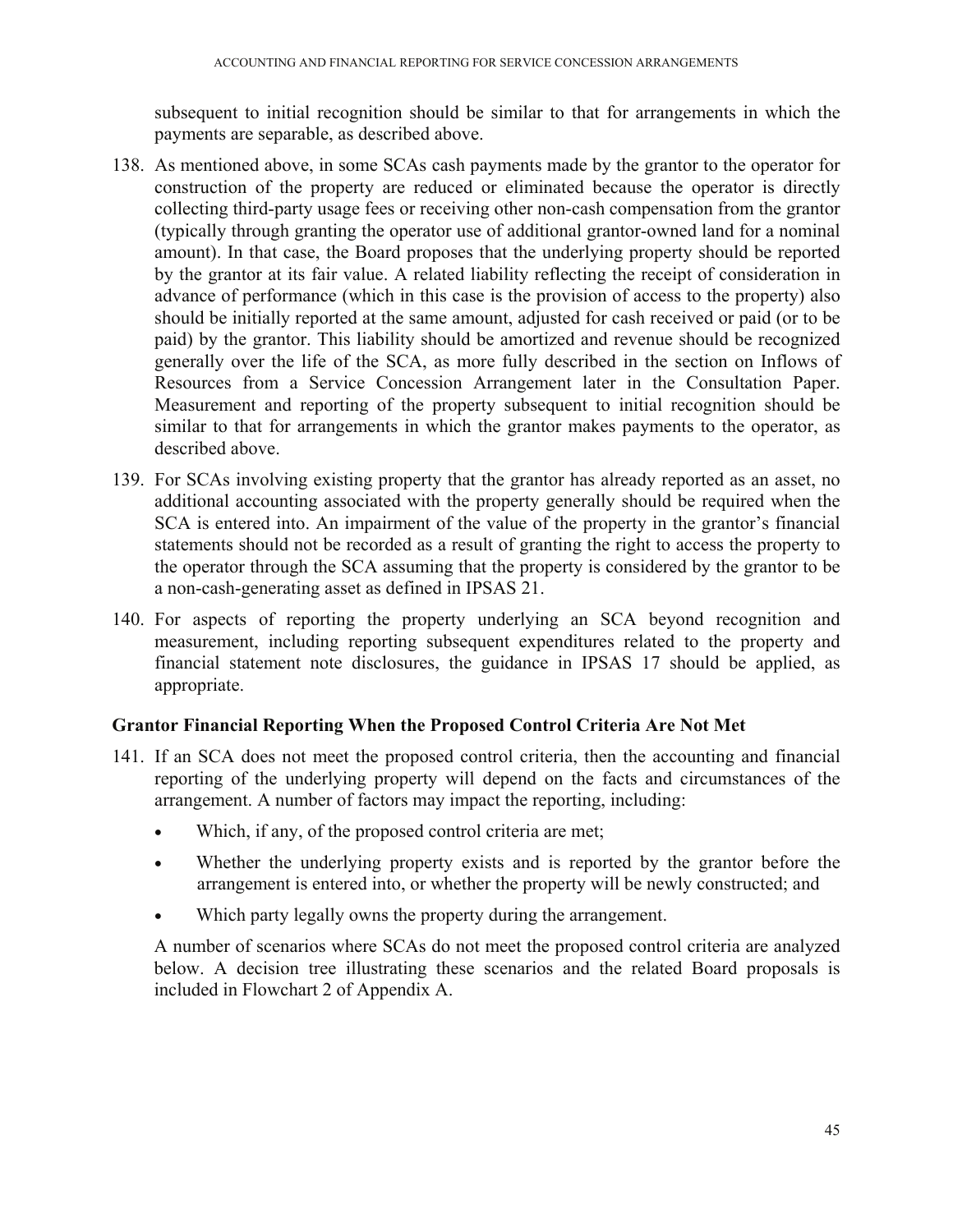subsequent to initial recognition should be similar to that for arrangements in which the payments are separable, as described above.

138. As mentioned above, in some SCAs cash payments made by the grantor to the operator for construction of the property are reduced or eliminated because the operator is directly collecting third-party usage fees or receiving other non-cash compensation from the grantor (typically through granting the operator use of additional grantor-owned land for a nominal amount). In that case, the Board proposes that the underlying property should be reported by the grantor at its fair value. A related liability reflecting the receipt of consideration in advance of performance (which in this case is the provision of access to the property) also should be initially reported at the same amount, adjusted for cash received or paid (or to be paid) by the grantor. This liability should be amortized and revenue should be recognized generally over the life of the SCA, as more fully described in the section on Inflows of Resources from a Service Concession Arrangement later in the Consultation Paper. Measurement and reporting of the property subsequent to initial recognition should be similar to that for arrangements in which the grantor makes payments to the operator, as described above.

139. For SCAs involving existing property that the grantor has already reported as an asset, no additional accounting associated with the property generally should be required when the SCA is entered into. An impairment of the value of the property in the grantor's financial statements should not be recorded as a result of granting the right to access the property to the operator through the SCA assuming that the property is considered by the grantor to be a non-cash-generating asset as defined in IPSAS 21.

140. For aspects of reporting the property underlying an SCA beyond recognition and measurement, including reporting subsequent expenditures related to the property and financial statement note disclosures, the guidance in IPSAS 17 should be applied, as appropriate.

### Grantor Financial Reporting When the Proposed Control Criteria Are Not Met

141. If an SCA does not meet the proposed control criteria, then the accounting and financial reporting of the underlying property will depend on the facts and circumstances of the arrangement. A number of factors may impact the reporting, including:

   - Which, if any, of the proposed control criteria are met;
   - Whether the underlying property exists and is reported by the grantor before the arrangement is entered into, or whether the property will be newly constructed; and
   - Which party legally owns the property during the arrangement.

   A number of scenarios where SCAs do not meet the proposed control criteria are analyzed below. A decision tree illustrating these scenarios and the related Board proposals is included in Flowchart 2 of Appendix A.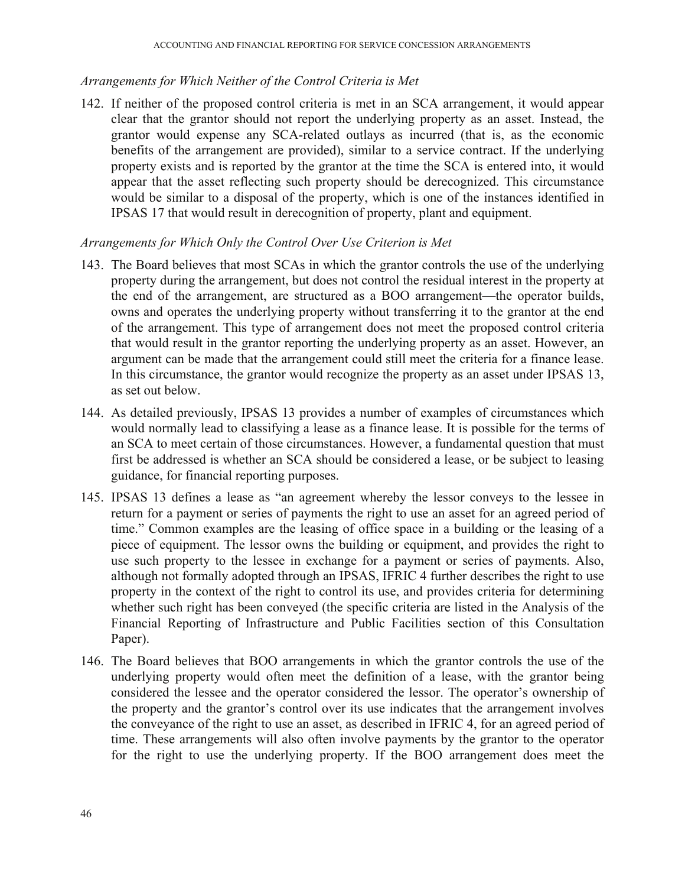### *Arrangements for Which Neither of the Control Criteria is Met*

142. If neither of the proposed control criteria is met in an SCA arrangement, it would appear clear that the grantor should not report the underlying property as an asset. Instead, the grantor would expense any SCA-related outlays as incurred (that is, as the economic benefits of the arrangement are provided), similar to a service contract. If the underlying property exists and is reported by the grantor at the time the SCA is entered into, it would appear that the asset reflecting such property should be derecognized. This circumstance would be similar to a disposal of the property, which is one of the instances identified in IPSAS 17 that would result in derecognition of property, plant and equipment.

### *Arrangements for Which Only the Control Over Use Criterion is Met*

143. The Board believes that most SCAs in which the grantor controls the use of the underlying property during the arrangement, but does not control the residual interest in the property at the end of the arrangement, are structured as a BOO arrangement—the operator builds, owns and operates the underlying property without transferring it to the grantor at the end of the arrangement. This type of arrangement does not meet the proposed control criteria that would result in the grantor reporting the underlying property as an asset. However, an argument can be made that the arrangement could still meet the criteria for a finance lease. In this circumstance, the grantor would recognize the property as an asset under IPSAS 13, as set out below.

144. As detailed previously, IPSAS 13 provides a number of examples of circumstances which would normally lead to classifying a lease as a finance lease. It is possible for the terms of an SCA to meet certain of those circumstances. However, a fundamental question that must first be addressed is whether an SCA should be considered a lease, or be subject to leasing guidance, for financial reporting purposes.

145. IPSAS 13 defines a lease as "an agreement whereby the lessor conveys to the lessee in return for a payment or series of payments the right to use an asset for an agreed period of time." Common examples are the leasing of office space in a building or the leasing of a piece of equipment. The lessor owns the building or equipment, and provides the right to use such property to the lessee in exchange for a payment or series of payments. Also, although not formally adopted through an IPSAS, IFRIC 4 further describes the right to use property in the context of the right to control its use, and provides criteria for determining whether such right has been conveyed (the specific criteria are listed in the Analysis of the Financial Reporting of Infrastructure and Public Facilities section of this Consultation Paper).

146. The Board believes that BOO arrangements in which the grantor controls the use of the underlying property would often meet the definition of a lease, with the grantor being considered the lessee and the operator considered the lessor. The operator's ownership of the property and the grantor's control over its use indicates that the arrangement involves the conveyance of the right to use an asset, as described in IFRIC 4, for an agreed period of time. These arrangements will also often involve payments by the grantor to the operator for the right to use the underlying property. If the BOO arrangement does meet the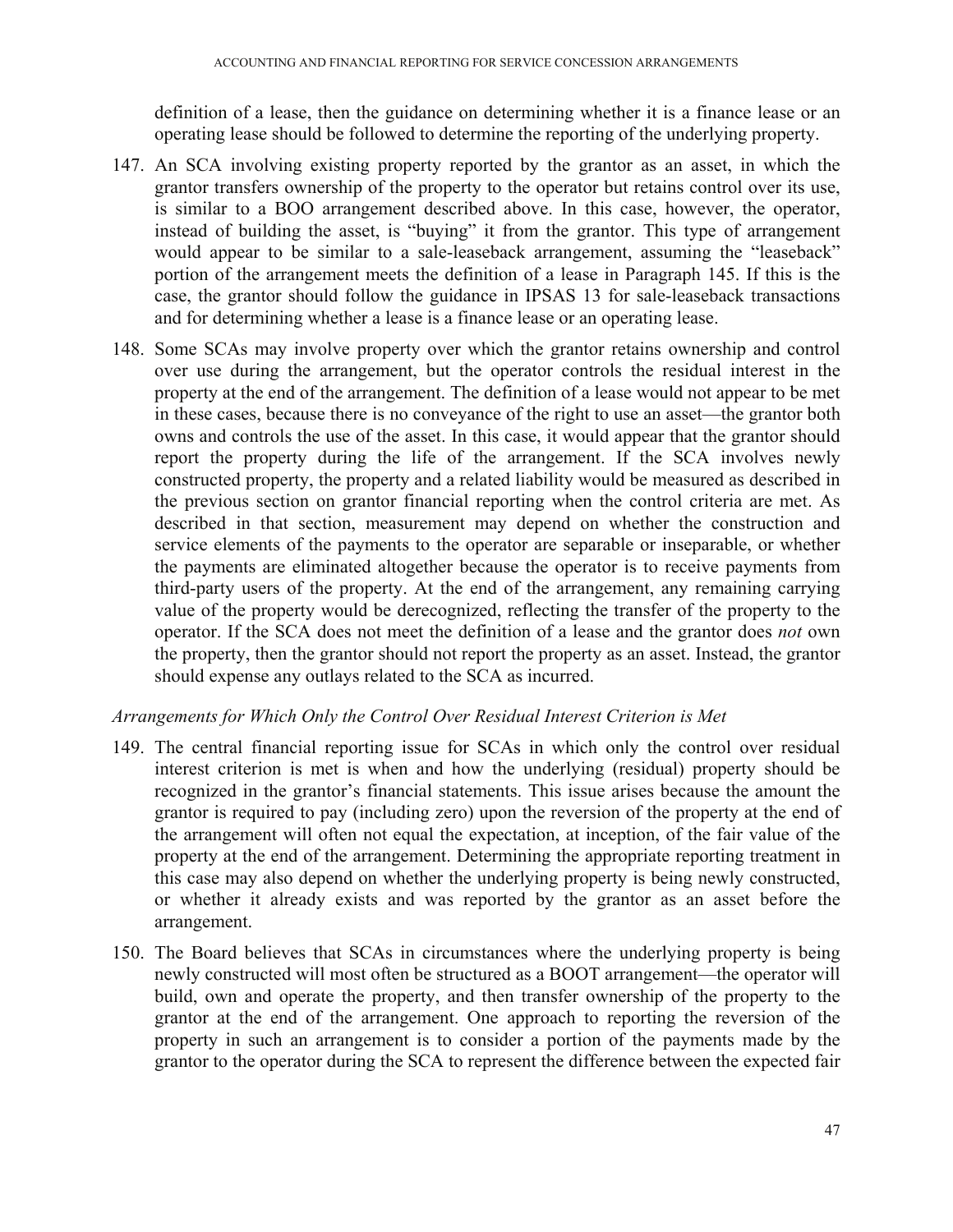definition of a lease, then the guidance on determining whether it is a finance lease or an operating lease should be followed to determine the reporting of the underlying property.

147. An SCA involving existing property reported by the grantor as an asset, in which the grantor transfers ownership of the property to the operator but retains control over its use, is similar to a BOO arrangement described above. In this case, however, the operator, instead of building the asset, is "buying" it from the grantor. This type of arrangement would appear to be similar to a sale-leaseback arrangement, assuming the "leaseback" portion of the arrangement meets the definition of a lease in Paragraph 145. If this is the case, the grantor should follow the guidance in IPSAS 13 for sale-leaseback transactions and for determining whether a lease is a finance lease or an operating lease.

148. Some SCAs may involve property over which the grantor retains ownership and control over use during the arrangement, but the operator controls the residual interest in the property at the end of the arrangement. The definition of a lease would not appear to be met in these cases, because there is no conveyance of the right to use an asset—the grantor both owns and controls the use of the asset. In this case, it would appear that the grantor should report the property during the life of the arrangement. If the SCA involves newly constructed property, the property and a related liability would be measured as described in the previous section on grantor financial reporting when the control criteria are met. As described in that section, measurement may depend on whether the construction and service elements of the payments to the operator are separable or inseparable, or whether the payments are eliminated altogether because the operator is to receive payments from third-party users of the property. At the end of the arrangement, any remaining carrying value of the property would be derecognized, reflecting the transfer of the property to the operator. If the SCA does not meet the definition of a lease and the grantor does *not* own the property, then the grantor should not report the property as an asset. Instead, the grantor should expense any outlays related to the SCA as incurred.

*Arrangements for Which Only the Control Over Residual Interest Criterion is Met*

149. The central financial reporting issue for SCAs in which only the control over residual interest criterion is met is when and how the underlying (residual) property should be recognized in the grantor's financial statements. This issue arises because the amount the grantor is required to pay (including zero) upon the reversion of the property at the end of the arrangement will often not equal the expectation, at inception, of the fair value of the property at the end of the arrangement. Determining the appropriate reporting treatment in this case may also depend on whether the underlying property is being newly constructed, or whether it already exists and was reported by the grantor as an asset before the arrangement.

150. The Board believes that SCAs in circumstances where the underlying property is being newly constructed will most often be structured as a BOOT arrangement—the operator will build, own and operate the property, and then transfer ownership of the property to the grantor at the end of the arrangement. One approach to reporting the reversion of the property in such an arrangement is to consider a portion of the payments made by the grantor to the operator during the SCA to represent the difference between the expected fair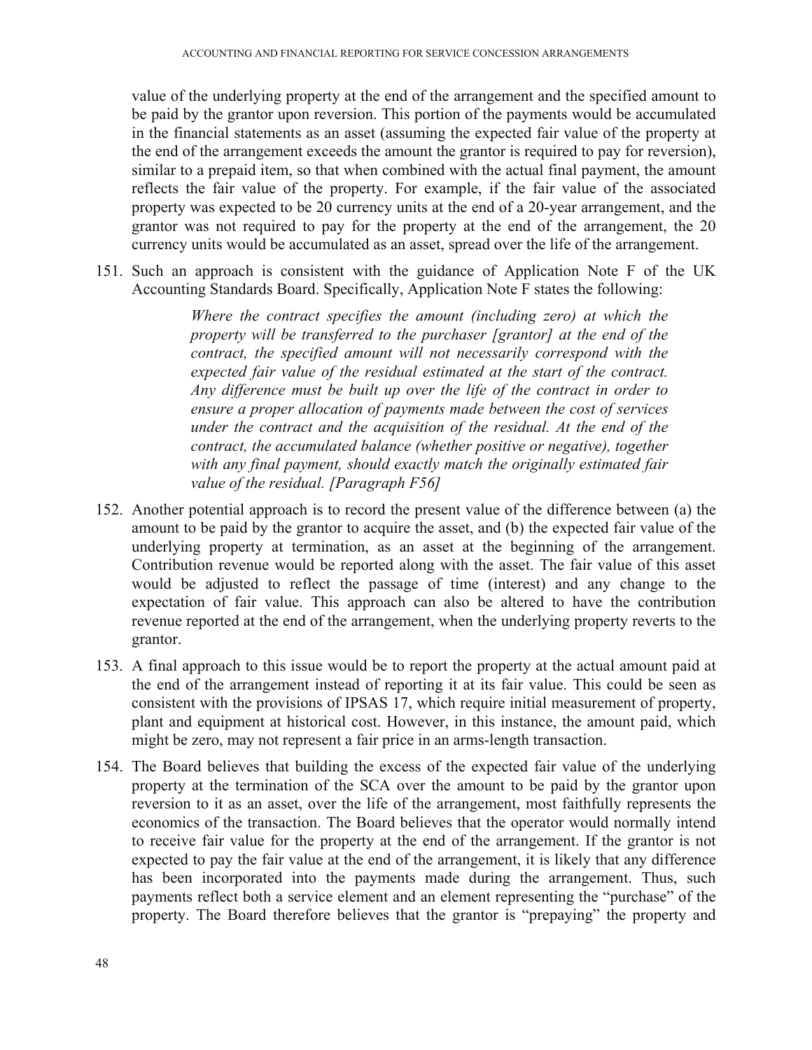value of the underlying property at the end of the arrangement and the specified amount to be paid by the grantor upon reversion. This portion of the payments would be accumulated in the financial statements as an asset (assuming the expected fair value of the property at the end of the arrangement exceeds the amount the grantor is required to pay for reversion), similar to a prepaid item, so that when combined with the actual final payment, the amount reflects the fair value of the property. For example, if the fair value of the associated property was expected to be 20 currency units at the end of a 20-year arrangement, and the grantor was not required to pay for the property at the end of the arrangement, the 20 currency units would be accumulated as an asset, spread over the life of the arrangement.

151. Such an approach is consistent with the guidance of Application Note F of the UK Accounting Standards Board. Specifically, Application Note F states the following:

> *Where the contract specifies the amount (including zero) at which the property will be transferred to the purchaser [grantor] at the end of the contract, the specified amount will not necessarily correspond with the expected fair value of the residual estimated at the start of the contract. Any difference must be built up over the life of the contract in order to ensure a proper allocation of payments made between the cost of services under the contract and the acquisition of the residual. At the end of the contract, the accumulated balance (whether positive or negative), together with any final payment, should exactly match the originally estimated fair value of the residual. [Paragraph F56]*

152. Another potential approach is to record the present value of the difference between (a) the amount to be paid by the grantor to acquire the asset, and (b) the expected fair value of the underlying property at termination, as an asset at the beginning of the arrangement. Contribution revenue would be reported along with the asset. The fair value of this asset would be adjusted to reflect the passage of time (interest) and any change to the expectation of fair value. This approach can also be altered to have the contribution revenue reported at the end of the arrangement, when the underlying property reverts to the grantor.

153. A final approach to this issue would be to report the property at the actual amount paid at the end of the arrangement instead of reporting it at its fair value. This could be seen as consistent with the provisions of IPSAS 17, which require initial measurement of property, plant and equipment at historical cost. However, in this instance, the amount paid, which might be zero, may not represent a fair price in an arms-length transaction.

154. The Board believes that building the excess of the expected fair value of the underlying property at the termination of the SCA over the amount to be paid by the grantor upon reversion to it as an asset, over the life of the arrangement, most faithfully represents the economics of the transaction. The Board believes that the operator would normally intend to receive fair value for the property at the end of the arrangement. If the grantor is not expected to pay the fair value at the end of the arrangement, it is likely that any difference has been incorporated into the payments made during the arrangement. Thus, such payments reflect both a service element and an element representing the "purchase" of the property. The Board therefore believes that the grantor is "prepaying" the property and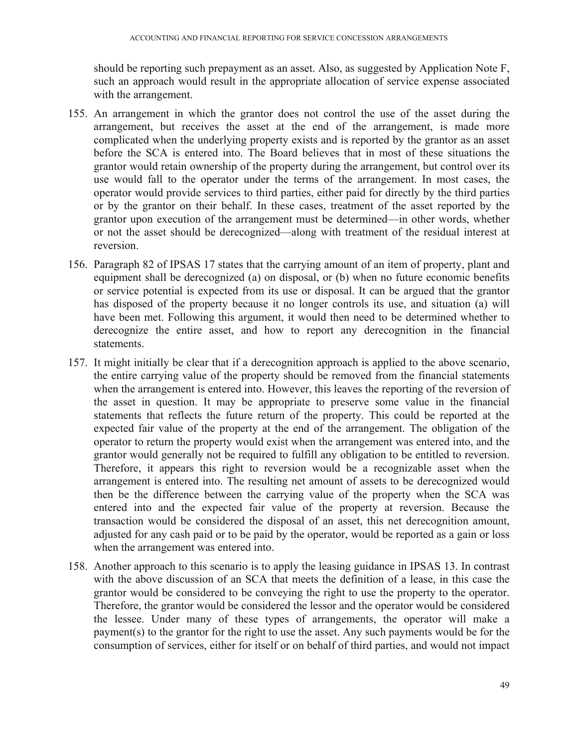should be reporting such prepayment as an asset. Also, as suggested by Application Note F, such an approach would result in the appropriate allocation of service expense associated with the arrangement.

155. An arrangement in which the grantor does not control the use of the asset during the arrangement, but receives the asset at the end of the arrangement, is made more complicated when the underlying property exists and is reported by the grantor as an asset before the SCA is entered into. The Board believes that in most of these situations the grantor would retain ownership of the property during the arrangement, but control over its use would fall to the operator under the terms of the arrangement. In most cases, the operator would provide services to third parties, either paid for directly by the third parties or by the grantor on their behalf. In these cases, treatment of the asset reported by the grantor upon execution of the arrangement must be determined—in other words, whether or not the asset should be derecognized—along with treatment of the residual interest at reversion.

156. Paragraph 82 of IPSAS 17 states that the carrying amount of an item of property, plant and equipment shall be derecognized (a) on disposal, or (b) when no future economic benefits or service potential is expected from its use or disposal. It can be argued that the grantor has disposed of the property because it no longer controls its use, and situation (a) will have been met. Following this argument, it would then need to be determined whether to derecognize the entire asset, and how to report any derecognition in the financial statements.

157. It might initially be clear that if a derecognition approach is applied to the above scenario, the entire carrying value of the property should be removed from the financial statements when the arrangement is entered into. However, this leaves the reporting of the reversion of the asset in question. It may be appropriate to preserve some value in the financial statements that reflects the future return of the property. This could be reported at the expected fair value of the property at the end of the arrangement. The obligation of the operator to return the property would exist when the arrangement was entered into, and the grantor would generally not be required to fulfill any obligation to be entitled to reversion. Therefore, it appears this right to reversion would be a recognizable asset when the arrangement is entered into. The resulting net amount of assets to be derecognized would then be the difference between the carrying value of the property when the SCA was entered into and the expected fair value of the property at reversion. Because the transaction would be considered the disposal of an asset, this net derecognition amount, adjusted for any cash paid or to be paid by the operator, would be reported as a gain or loss when the arrangement was entered into.

158. Another approach to this scenario is to apply the leasing guidance in IPSAS 13. In contrast with the above discussion of an SCA that meets the definition of a lease, in this case the grantor would be considered to be conveying the right to use the property to the operator. Therefore, the grantor would be considered the lessor and the operator would be considered the lessee. Under many of these types of arrangements, the operator will make a payment(s) to the grantor for the right to use the asset. Any such payments would be for the consumption of services, either for itself or on behalf of third parties, and would not impact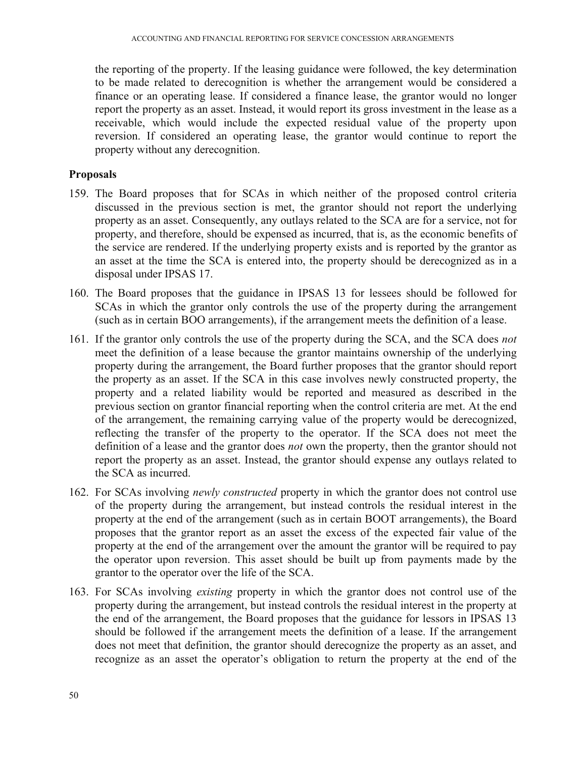the reporting of the property. If the leasing guidance were followed, the key determination to be made related to derecognition is whether the arrangement would be considered a finance or an operating lease. If considered a finance lease, the grantor would no longer report the property as an asset. Instead, it would report its gross investment in the lease as a receivable, which would include the expected residual value of the property upon reversion. If considered an operating lease, the grantor would continue to report the property without any derecognition.

### Proposals

159. The Board proposes that for SCAs in which neither of the proposed control criteria discussed in the previous section is met, the grantor should not report the underlying property as an asset. Consequently, any outlays related to the SCA are for a service, not for property, and therefore, should be expensed as incurred, that is, as the economic benefits of the service are rendered. If the underlying property exists and is reported by the grantor as an asset at the time the SCA is entered into, the property should be derecognized as in a disposal under IPSAS 17.

160. The Board proposes that the guidance in IPSAS 13 for lessees should be followed for SCAs in which the grantor only controls the use of the property during the arrangement (such as in certain BOO arrangements), if the arrangement meets the definition of a lease.

161. If the grantor only controls the use of the property during the SCA, and the SCA does *not* meet the definition of a lease because the grantor maintains ownership of the underlying property during the arrangement, the Board further proposes that the grantor should report the property as an asset. If the SCA in this case involves newly constructed property, the property and a related liability would be reported and measured as described in the previous section on grantor financial reporting when the control criteria are met. At the end of the arrangement, the remaining carrying value of the property would be derecognized, reflecting the transfer of the property to the operator. If the SCA does not meet the definition of a lease and the grantor does *not* own the property, then the grantor should not report the property as an asset. Instead, the grantor should expense any outlays related to the SCA as incurred.

162. For SCAs involving *newly constructed* property in which the grantor does not control use of the property during the arrangement, but instead controls the residual interest in the property at the end of the arrangement (such as in certain BOOT arrangements), the Board proposes that the grantor report as an asset the excess of the expected fair value of the property at the end of the arrangement over the amount the grantor will be required to pay the operator upon reversion. This asset should be built up from payments made by the grantor to the operator over the life of the SCA.

163. For SCAs involving *existing* property in which the grantor does not control use of the property during the arrangement, but instead controls the residual interest in the property at the end of the arrangement, the Board proposes that the guidance for lessors in IPSAS 13 should be followed if the arrangement meets the definition of a lease. If the arrangement does not meet that definition, the grantor should derecognize the property as an asset, and recognize as an asset the operator's obligation to return the property at the end of the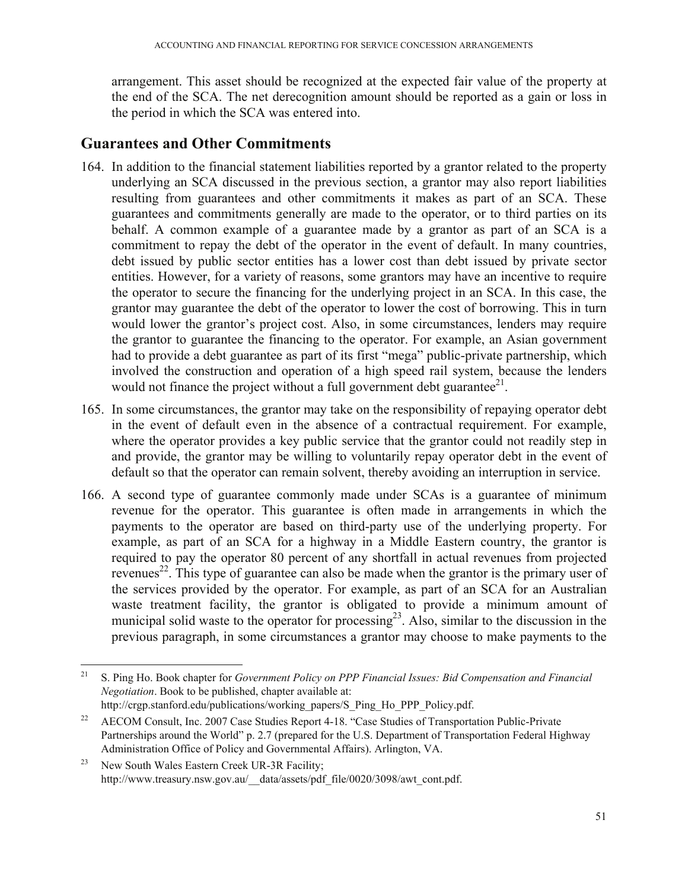arrangement. This asset should be recognized at the expected fair value of the property at the end of the SCA. The net derecognition amount should be reported as a gain or loss in the period in which the SCA was entered into.

## Guarantees and Other Commitments

164. In addition to the financial statement liabilities reported by a grantor related to the property underlying an SCA discussed in the previous section, a grantor may also report liabilities resulting from guarantees and other commitments it makes as part of an SCA. These guarantees and commitments generally are made to the operator, or to third parties on its behalf. A common example of a guarantee made by a grantor as part of an SCA is a commitment to repay the debt of the operator in the event of default. In many countries, debt issued by public sector entities has a lower cost than debt issued by private sector entities. However, for a variety of reasons, some grantors may have an incentive to require the operator to secure the financing for the underlying project in an SCA. In this case, the grantor may guarantee the debt of the operator to lower the cost of borrowing. This in turn would lower the grantor's project cost. Also, in some circumstances, lenders may require the grantor to guarantee the financing to the operator. For example, an Asian government had to provide a debt guarantee as part of its first "mega" public-private partnership, which involved the construction and operation of a high speed rail system, because the lenders would not finance the project without a full government debt guarantee[21].

165. In some circumstances, the grantor may take on the responsibility of repaying operator debt in the event of default even in the absence of a contractual requirement. For example, where the operator provides a key public service that the grantor could not readily step in and provide, the grantor may be willing to voluntarily repay operator debt in the event of default so that the operator can remain solvent, thereby avoiding an interruption in service.

166. A second type of guarantee commonly made under SCAs is a guarantee of minimum revenue for the operator. This guarantee is often made in arrangements in which the payments to the operator are based on third-party use of the underlying property. For example, as part of an SCA for a highway in a Middle Eastern country, the grantor is required to pay the operator 80 percent of any shortfall in actual revenues from projected revenues[22]. This type of guarantee can also be made when the grantor is the primary user of the services provided by the operator. For example, as part of an SCA for an Australian waste treatment facility, the grantor is obligated to provide a minimum amount of municipal solid waste to the operator for processing[23]. Also, similar to the discussion in the previous paragraph, in some circumstances a grantor may choose to make payments to the

---

[21] S. Ping Ho. Book chapter for *Government Policy on PPP Financial Issues: Bid Compensation and Financial Negotiation*. Book to be published, chapter available at: http://crgp.stanford.edu/publications/working_papers/S_Ping_Ho_PPP_Policy.pdf.

[22] AECOM Consult, Inc. 2007 Case Studies Report 4-18. "Case Studies of Transportation Public-Private Partnerships around the World" p. 2.7 (prepared for the U.S. Department of Transportation Federal Highway Administration Office of Policy and Governmental Affairs). Arlington, VA.

[23] New South Wales Eastern Creek UR-3R Facility; http://www.treasury.nsw.gov.au/__data/assets/pdf_file/0020/3098/awt_cont.pdf.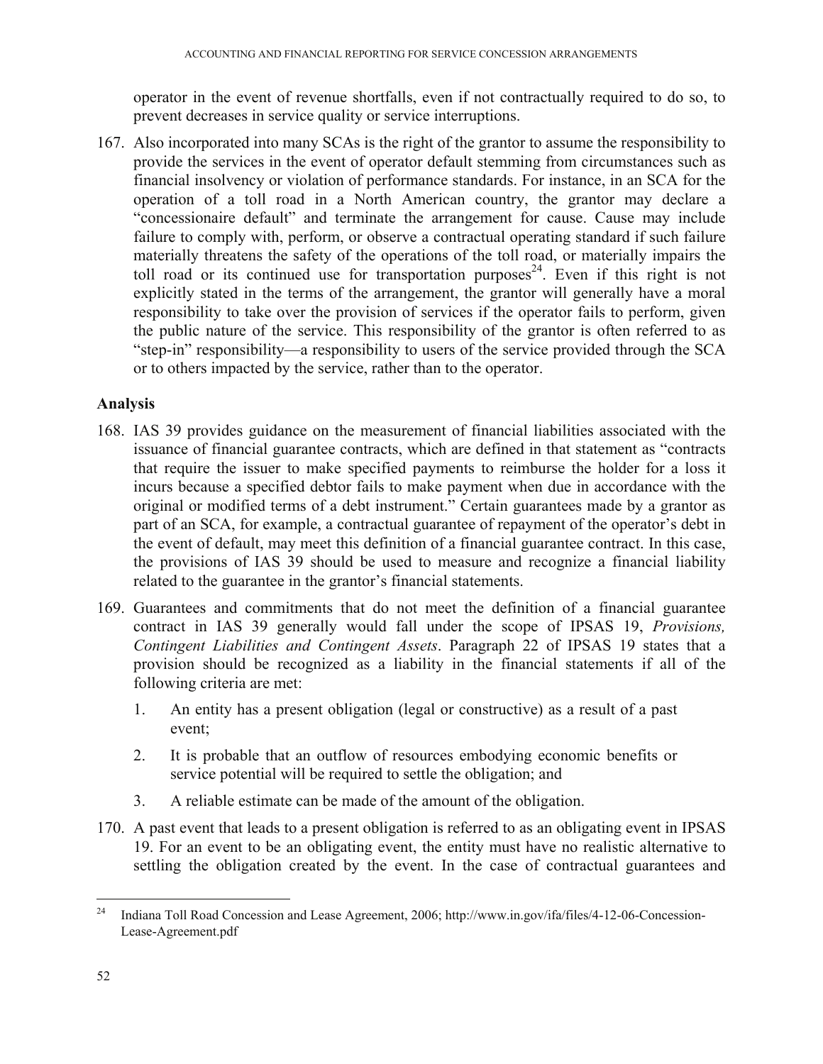operator in the event of revenue shortfalls, even if not contractually required to do so, to prevent decreases in service quality or service interruptions.

167. Also incorporated into many SCAs is the right of the grantor to assume the responsibility to provide the services in the event of operator default stemming from circumstances such as financial insolvency or violation of performance standards. For instance, in an SCA for the operation of a toll road in a North American country, the grantor may declare a "concessionaire default" and terminate the arrangement for cause. Cause may include failure to comply with, perform, or observe a contractual operating standard if such failure materially threatens the safety of the operations of the toll road, or materially impairs the toll road or its continued use for transportation purposes[24]. Even if this right is not explicitly stated in the terms of the arrangement, the grantor will generally have a moral responsibility to take over the provision of services if the operator fails to perform, given the public nature of the service. This responsibility of the grantor is often referred to as "step-in" responsibility—a responsibility to users of the service provided through the SCA or to others impacted by the service, rather than to the operator.

## Analysis

168. IAS 39 provides guidance on the measurement of financial liabilities associated with the issuance of financial guarantee contracts, which are defined in that statement as "contracts that require the issuer to make specified payments to reimburse the holder for a loss it incurs because a specified debtor fails to make payment when due in accordance with the original or modified terms of a debt instrument." Certain guarantees made by a grantor as part of an SCA, for example, a contractual guarantee of repayment of the operator's debt in the event of default, may meet this definition of a financial guarantee contract. In this case, the provisions of IAS 39 should be used to measure and recognize a financial liability related to the guarantee in the grantor's financial statements.

169. Guarantees and commitments that do not meet the definition of a financial guarantee contract in IAS 39 generally would fall under the scope of IPSAS 19, *Provisions, Contingent Liabilities and Contingent Assets*. Paragraph 22 of IPSAS 19 states that a provision should be recognized as a liability in the financial statements if all of the following criteria are met:

    1. An entity has a present obligation (legal or constructive) as a result of a past event;

    2. It is probable that an outflow of resources embodying economic benefits or service potential will be required to settle the obligation; and

    3. A reliable estimate can be made of the amount of the obligation.

170. A past event that leads to a present obligation is referred to as an obligating event in IPSAS 19. For an event to be an obligating event, the entity must have no realistic alternative to settling the obligation created by the event. In the case of contractual guarantees and

---

[24] Indiana Toll Road Concession and Lease Agreement, 2006; http://www.in.gov/ifa/files/4-12-06-Concession-Lease-Agreement.pdf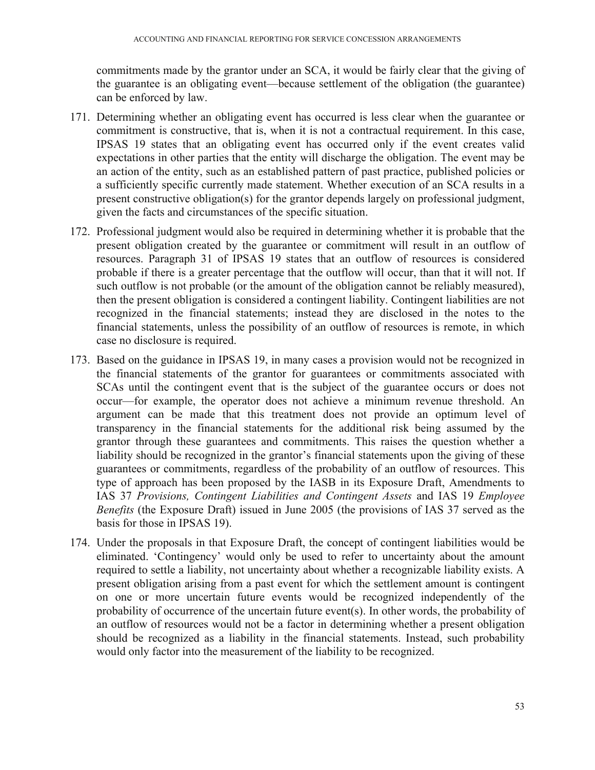commitments made by the grantor under an SCA, it would be fairly clear that the giving of the guarantee is an obligating event—because settlement of the obligation (the guarantee) can be enforced by law.

171. Determining whether an obligating event has occurred is less clear when the guarantee or commitment is constructive, that is, when it is not a contractual requirement. In this case, IPSAS 19 states that an obligating event has occurred only if the event creates valid expectations in other parties that the entity will discharge the obligation. The event may be an action of the entity, such as an established pattern of past practice, published policies or a sufficiently specific currently made statement. Whether execution of an SCA results in a present constructive obligation(s) for the grantor depends largely on professional judgment, given the facts and circumstances of the specific situation.

172. Professional judgment would also be required in determining whether it is probable that the present obligation created by the guarantee or commitment will result in an outflow of resources. Paragraph 31 of IPSAS 19 states that an outflow of resources is considered probable if there is a greater percentage that the outflow will occur, than that it will not. If such outflow is not probable (or the amount of the obligation cannot be reliably measured), then the present obligation is considered a contingent liability. Contingent liabilities are not recognized in the financial statements; instead they are disclosed in the notes to the financial statements, unless the possibility of an outflow of resources is remote, in which case no disclosure is required.

173. Based on the guidance in IPSAS 19, in many cases a provision would not be recognized in the financial statements of the grantor for guarantees or commitments associated with SCAs until the contingent event that is the subject of the guarantee occurs or does not occur—for example, the operator does not achieve a minimum revenue threshold. An argument can be made that this treatment does not provide an optimum level of transparency in the financial statements for the additional risk being assumed by the grantor through these guarantees and commitments. This raises the question whether a liability should be recognized in the grantor's financial statements upon the giving of these guarantees or commitments, regardless of the probability of an outflow of resources. This type of approach has been proposed by the IASB in its Exposure Draft, Amendments to IAS 37 *Provisions, Contingent Liabilities and Contingent Assets* and IAS 19 *Employee Benefits* (the Exposure Draft) issued in June 2005 (the provisions of IAS 37 served as the basis for those in IPSAS 19).

174. Under the proposals in that Exposure Draft, the concept of contingent liabilities would be eliminated. 'Contingency' would only be used to refer to uncertainty about the amount required to settle a liability, not uncertainty about whether a recognizable liability exists. A present obligation arising from a past event for which the settlement amount is contingent on one or more uncertain future events would be recognized independently of the probability of occurrence of the uncertain future event(s). In other words, the probability of an outflow of resources would not be a factor in determining whether a present obligation should be recognized as a liability in the financial statements. Instead, such probability would only factor into the measurement of the liability to be recognized.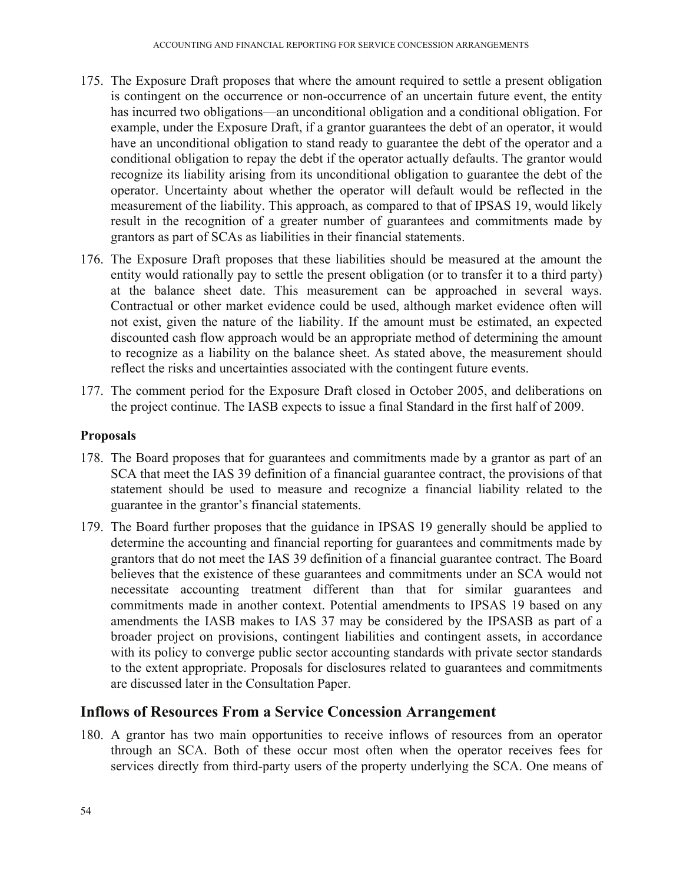175. The Exposure Draft proposes that where the amount required to settle a present obligation is contingent on the occurrence or non-occurrence of an uncertain future event, the entity has incurred two obligations—an unconditional obligation and a conditional obligation. For example, under the Exposure Draft, if a grantor guarantees the debt of an operator, it would have an unconditional obligation to stand ready to guarantee the debt of the operator and a conditional obligation to repay the debt if the operator actually defaults. The grantor would recognize its liability arising from its unconditional obligation to guarantee the debt of the operator. Uncertainty about whether the operator will default would be reflected in the measurement of the liability. This approach, as compared to that of IPSAS 19, would likely result in the recognition of a greater number of guarantees and commitments made by grantors as part of SCAs as liabilities in their financial statements.

176. The Exposure Draft proposes that these liabilities should be measured at the amount the entity would rationally pay to settle the present obligation (or to transfer it to a third party) at the balance sheet date. This measurement can be approached in several ways. Contractual or other market evidence could be used, although market evidence often will not exist, given the nature of the liability. If the amount must be estimated, an expected discounted cash flow approach would be an appropriate method of determining the amount to recognize as a liability on the balance sheet. As stated above, the measurement should reflect the risks and uncertainties associated with the contingent future events.

177. The comment period for the Exposure Draft closed in October 2005, and deliberations on the project continue. The IASB expects to issue a final Standard in the first half of 2009.

### Proposals

178. The Board proposes that for guarantees and commitments made by a grantor as part of an SCA that meet the IAS 39 definition of a financial guarantee contract, the provisions of that statement should be used to measure and recognize a financial liability related to the guarantee in the grantor's financial statements.

179. The Board further proposes that the guidance in IPSAS 19 generally should be applied to determine the accounting and financial reporting for guarantees and commitments made by grantors that do not meet the IAS 39 definition of a financial guarantee contract. The Board believes that the existence of these guarantees and commitments under an SCA would not necessitate accounting treatment different than that for similar guarantees and commitments made in another context. Potential amendments to IPSAS 19 based on any amendments the IASB makes to IAS 37 may be considered by the IPSASB as part of a broader project on provisions, contingent liabilities and contingent assets, in accordance with its policy to converge public sector accounting standards with private sector standards to the extent appropriate. Proposals for disclosures related to guarantees and commitments are discussed later in the Consultation Paper.

## Inflows of Resources From a Service Concession Arrangement

180. A grantor has two main opportunities to receive inflows of resources from an operator through an SCA. Both of these occur most often when the operator receives fees for services directly from third-party users of the property underlying the SCA. One means of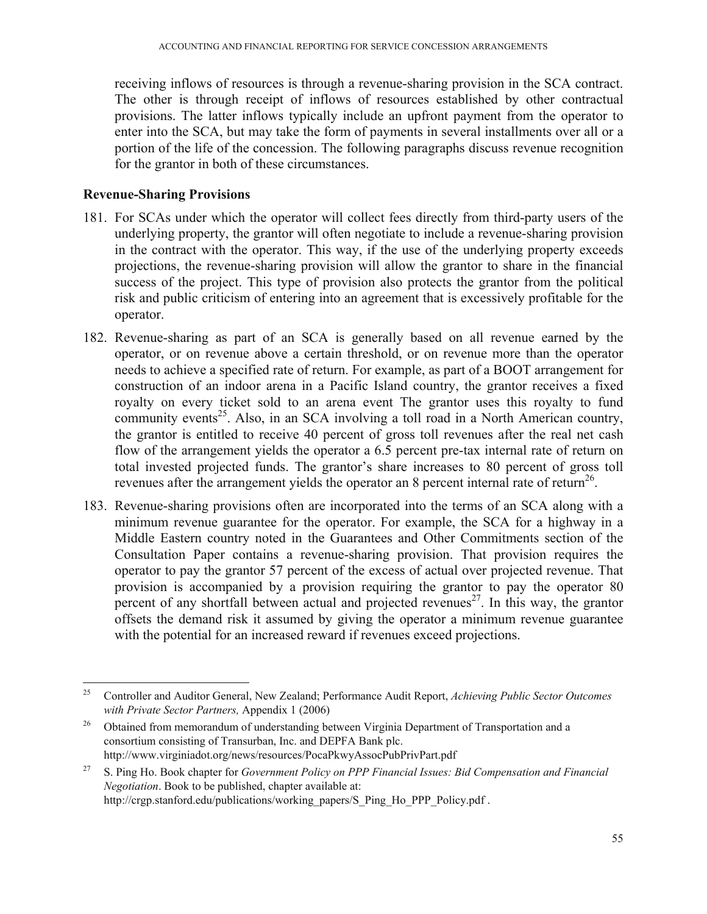receiving inflows of resources is through a revenue-sharing provision in the SCA contract. The other is through receipt of inflows of resources established by other contractual provisions. The latter inflows typically include an upfront payment from the operator to enter into the SCA, but may take the form of payments in several installments over all or a portion of the life of the concession. The following paragraphs discuss revenue recognition for the grantor in both of these circumstances.

### Revenue-Sharing Provisions

181. For SCAs under which the operator will collect fees directly from third-party users of the underlying property, the grantor will often negotiate to include a revenue-sharing provision in the contract with the operator. This way, if the use of the underlying property exceeds projections, the revenue-sharing provision will allow the grantor to share in the financial success of the project. This type of provision also protects the grantor from the political risk and public criticism of entering into an agreement that is excessively profitable for the operator.

182. Revenue-sharing as part of an SCA is generally based on all revenue earned by the operator, or on revenue above a certain threshold, or on revenue more than the operator needs to achieve a specified rate of return. For example, as part of a BOOT arrangement for construction of an indoor arena in a Pacific Island country, the grantor receives a fixed royalty on every ticket sold to an arena event The grantor uses this royalty to fund community events[25]. Also, in an SCA involving a toll road in a North American country, the grantor is entitled to receive 40 percent of gross toll revenues after the real net cash flow of the arrangement yields the operator a 6.5 percent pre-tax internal rate of return on total invested projected funds. The grantor's share increases to 80 percent of gross toll revenues after the arrangement yields the operator an 8 percent internal rate of return[26].

183. Revenue-sharing provisions often are incorporated into the terms of an SCA along with a minimum revenue guarantee for the operator. For example, the SCA for a highway in a Middle Eastern country noted in the Guarantees and Other Commitments section of the Consultation Paper contains a revenue-sharing provision. That provision requires the operator to pay the grantor 57 percent of the excess of actual over projected revenue. That provision is accompanied by a provision requiring the grantor to pay the operator 80 percent of any shortfall between actual and projected revenues[27]. In this way, the grantor offsets the demand risk it assumed by giving the operator a minimum revenue guarantee with the potential for an increased reward if revenues exceed projections.

---

[25] Controller and Auditor General, New Zealand; Performance Audit Report, *Achieving Public Sector Outcomes with Private Sector Partners,* Appendix 1 (2006)

[26] Obtained from memorandum of understanding between Virginia Department of Transportation and a consortium consisting of Transurban, Inc. and DEPFA Bank plc. http://www.virginiadot.org/news/resources/PocaPkwyAssocPubPrivPart.pdf

[27] S. Ping Ho. Book chapter for *Government Policy on PPP Financial Issues: Bid Compensation and Financial Negotiation*. Book to be published, chapter available at: http://crgp.stanford.edu/publications/working_papers/S_Ping_Ho_PPP_Policy.pdf .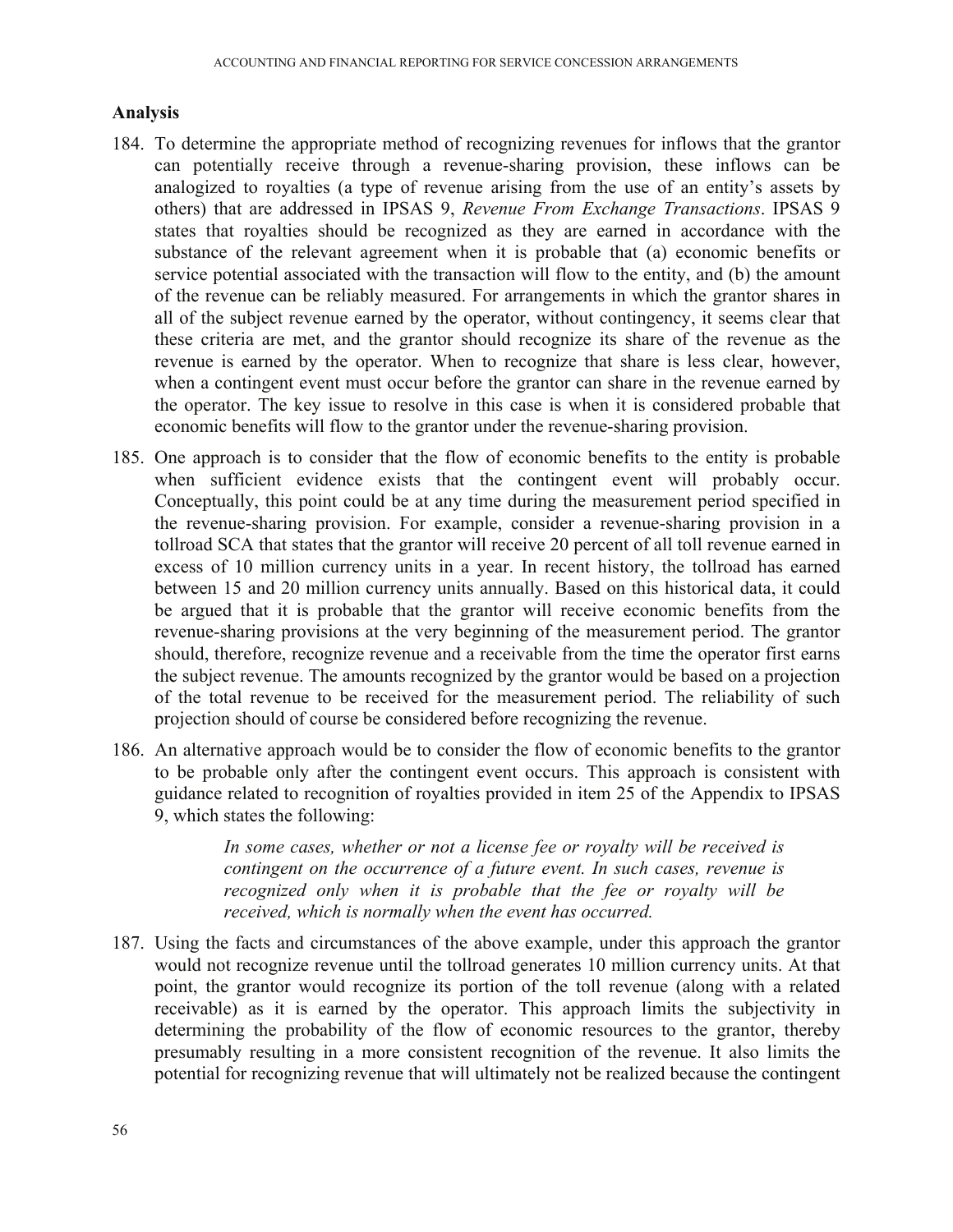### Analysis

184. To determine the appropriate method of recognizing revenues for inflows that the grantor can potentially receive through a revenue-sharing provision, these inflows can be analogized to royalties (a type of revenue arising from the use of an entity's assets by others) that are addressed in IPSAS 9, *Revenue From Exchange Transactions*. IPSAS 9 states that royalties should be recognized as they are earned in accordance with the substance of the relevant agreement when it is probable that (a) economic benefits or service potential associated with the transaction will flow to the entity, and (b) the amount of the revenue can be reliably measured. For arrangements in which the grantor shares in all of the subject revenue earned by the operator, without contingency, it seems clear that these criteria are met, and the grantor should recognize its share of the revenue as the revenue is earned by the operator. When to recognize that share is less clear, however, when a contingent event must occur before the grantor can share in the revenue earned by the operator. The key issue to resolve in this case is when it is considered probable that economic benefits will flow to the grantor under the revenue-sharing provision.

185. One approach is to consider that the flow of economic benefits to the entity is probable when sufficient evidence exists that the contingent event will probably occur. Conceptually, this point could be at any time during the measurement period specified in the revenue-sharing provision. For example, consider a revenue-sharing provision in a tollroad SCA that states that the grantor will receive 20 percent of all toll revenue earned in excess of 10 million currency units in a year. In recent history, the tollroad has earned between 15 and 20 million currency units annually. Based on this historical data, it could be argued that it is probable that the grantor will receive economic benefits from the revenue-sharing provisions at the very beginning of the measurement period. The grantor should, therefore, recognize revenue and a receivable from the time the operator first earns the subject revenue. The amounts recognized by the grantor would be based on a projection of the total revenue to be received for the measurement period. The reliability of such projection should of course be considered before recognizing the revenue.

186. An alternative approach would be to consider the flow of economic benefits to the grantor to be probable only after the contingent event occurs. This approach is consistent with guidance related to recognition of royalties provided in item 25 of the Appendix to IPSAS 9, which states the following:

> *In some cases, whether or not a license fee or royalty will be received is contingent on the occurrence of a future event. In such cases, revenue is recognized only when it is probable that the fee or royalty will be received, which is normally when the event has occurred.*

187. Using the facts and circumstances of the above example, under this approach the grantor would not recognize revenue until the tollroad generates 10 million currency units. At that point, the grantor would recognize its portion of the toll revenue (along with a related receivable) as it is earned by the operator. This approach limits the subjectivity in determining the probability of the flow of economic resources to the grantor, thereby presumably resulting in a more consistent recognition of the revenue. It also limits the potential for recognizing revenue that will ultimately not be realized because the contingent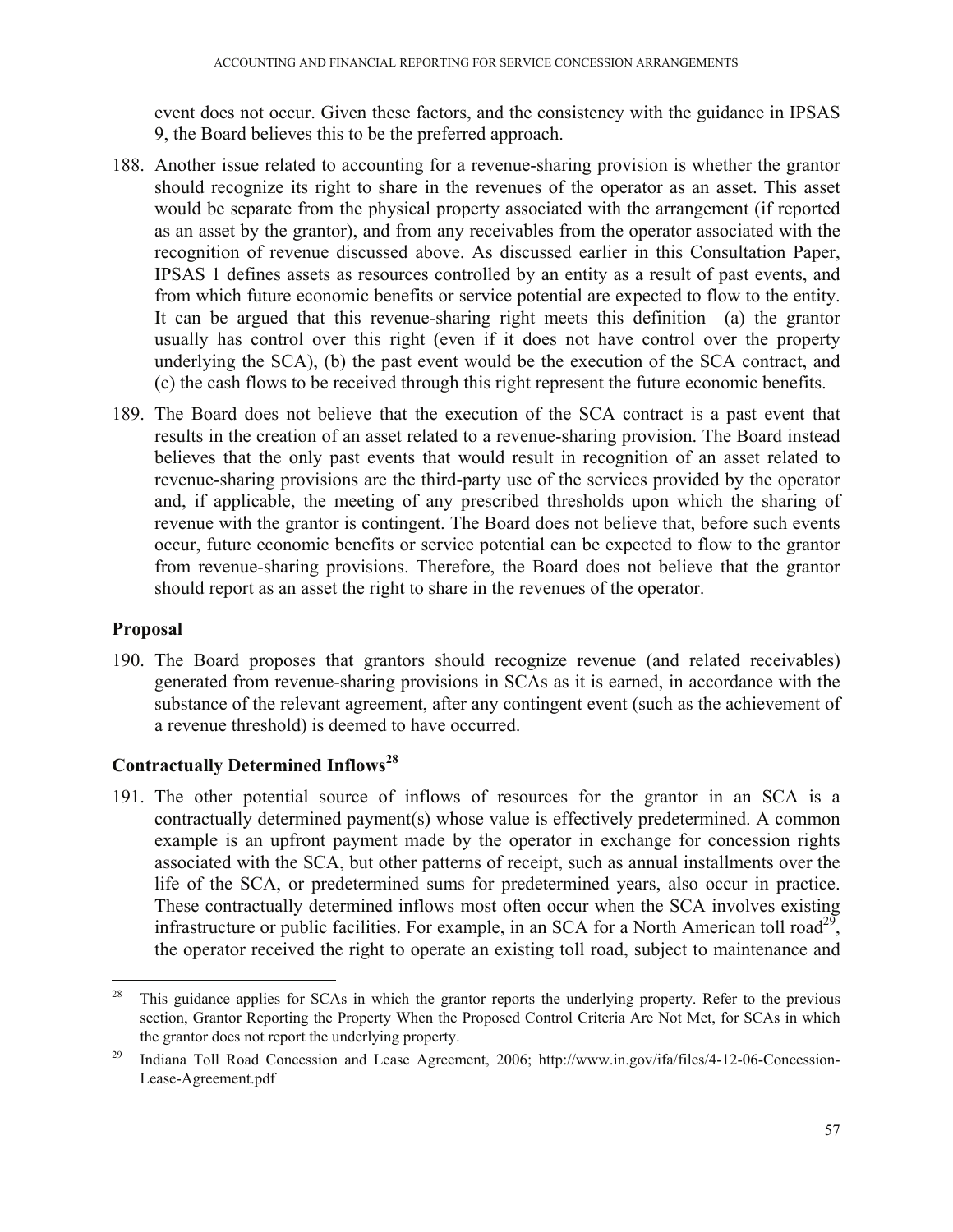event does not occur. Given these factors, and the consistency with the guidance in IPSAS 9, the Board believes this to be the preferred approach.

188. Another issue related to accounting for a revenue-sharing provision is whether the grantor should recognize its right to share in the revenues of the operator as an asset. This asset would be separate from the physical property associated with the arrangement (if reported as an asset by the grantor), and from any receivables from the operator associated with the recognition of revenue discussed above. As discussed earlier in this Consultation Paper, IPSAS 1 defines assets as resources controlled by an entity as a result of past events, and from which future economic benefits or service potential are expected to flow to the entity. It can be argued that this revenue-sharing right meets this definition—(a) the grantor usually has control over this right (even if it does not have control over the property underlying the SCA), (b) the past event would be the execution of the SCA contract, and (c) the cash flows to be received through this right represent the future economic benefits.

189. The Board does not believe that the execution of the SCA contract is a past event that results in the creation of an asset related to a revenue-sharing provision. The Board instead believes that the only past events that would result in recognition of an asset related to revenue-sharing provisions are the third-party use of the services provided by the operator and, if applicable, the meeting of any prescribed thresholds upon which the sharing of revenue with the grantor is contingent. The Board does not believe that, before such events occur, future economic benefits or service potential can be expected to flow to the grantor from revenue-sharing provisions. Therefore, the Board does not believe that the grantor should report as an asset the right to share in the revenues of the operator.

### Proposal

190. The Board proposes that grantors should recognize revenue (and related receivables) generated from revenue-sharing provisions in SCAs as it is earned, in accordance with the substance of the relevant agreement, after any contingent event (such as the achievement of a revenue threshold) is deemed to have occurred.

### Contractually Determined Inflows[28]

191. The other potential source of inflows of resources for the grantor in an SCA is a contractually determined payment(s) whose value is effectively predetermined. A common example is an upfront payment made by the operator in exchange for concession rights associated with the SCA, but other patterns of receipt, such as annual installments over the life of the SCA, or predetermined sums for predetermined years, also occur in practice. These contractually determined inflows most often occur when the SCA involves existing infrastructure or public facilities. For example, in an SCA for a North American toll road[29], the operator received the right to operate an existing toll road, subject to maintenance and

---

[28] This guidance applies for SCAs in which the grantor reports the underlying property. Refer to the previous section, Grantor Reporting the Property When the Proposed Control Criteria Are Not Met, for SCAs in which the grantor does not report the underlying property.

[29] Indiana Toll Road Concession and Lease Agreement, 2006; http://www.in.gov/ifa/files/4-12-06-Concession-Lease-Agreement.pdf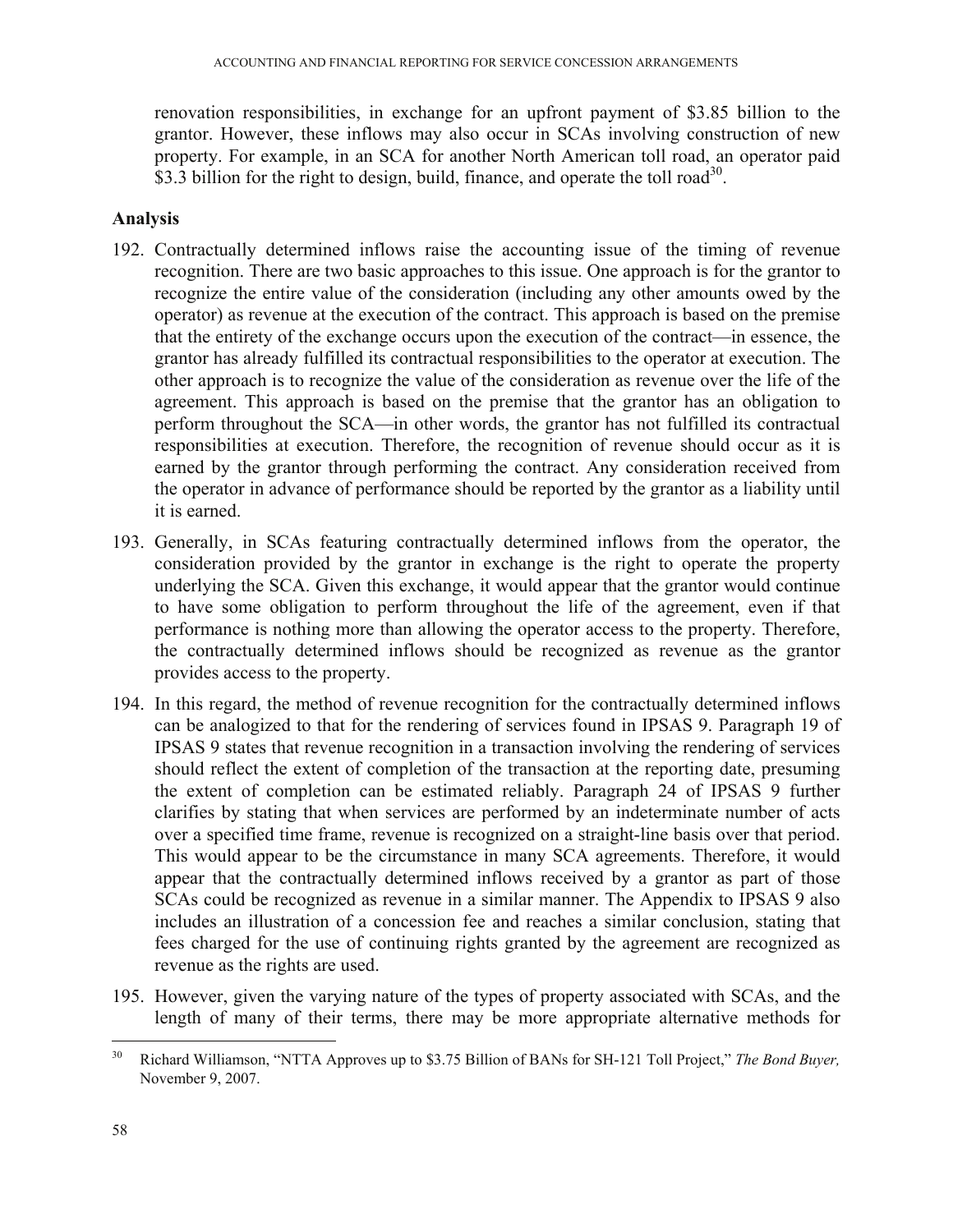renovation responsibilities, in exchange for an upfront payment of \$3.85 billion to the grantor. However, these inflows may also occur in SCAs involving construction of new property. For example, in an SCA for another North American toll road, an operator paid \$3.3 billion for the right to design, build, finance, and operate the toll road[30].

## Analysis

192. Contractually determined inflows raise the accounting issue of the timing of revenue recognition. There are two basic approaches to this issue. One approach is for the grantor to recognize the entire value of the consideration (including any other amounts owed by the operator) as revenue at the execution of the contract. This approach is based on the premise that the entirety of the exchange occurs upon the execution of the contract—in essence, the grantor has already fulfilled its contractual responsibilities to the operator at execution. The other approach is to recognize the value of the consideration as revenue over the life of the agreement. This approach is based on the premise that the grantor has an obligation to perform throughout the SCA—in other words, the grantor has not fulfilled its contractual responsibilities at execution. Therefore, the recognition of revenue should occur as it is earned by the grantor through performing the contract. Any consideration received from the operator in advance of performance should be reported by the grantor as a liability until it is earned.

193. Generally, in SCAs featuring contractually determined inflows from the operator, the consideration provided by the grantor in exchange is the right to operate the property underlying the SCA. Given this exchange, it would appear that the grantor would continue to have some obligation to perform throughout the life of the agreement, even if that performance is nothing more than allowing the operator access to the property. Therefore, the contractually determined inflows should be recognized as revenue as the grantor provides access to the property.

194. In this regard, the method of revenue recognition for the contractually determined inflows can be analogized to that for the rendering of services found in IPSAS 9. Paragraph 19 of IPSAS 9 states that revenue recognition in a transaction involving the rendering of services should reflect the extent of completion of the transaction at the reporting date, presuming the extent of completion can be estimated reliably. Paragraph 24 of IPSAS 9 further clarifies by stating that when services are performed by an indeterminate number of acts over a specified time frame, revenue is recognized on a straight-line basis over that period. This would appear to be the circumstance in many SCA agreements. Therefore, it would appear that the contractually determined inflows received by a grantor as part of those SCAs could be recognized as revenue in a similar manner. The Appendix to IPSAS 9 also includes an illustration of a concession fee and reaches a similar conclusion, stating that fees charged for the use of continuing rights granted by the agreement are recognized as revenue as the rights are used.

195. However, given the varying nature of the types of property associated with SCAs, and the length of many of their terms, there may be more appropriate alternative methods for

---

[30] Richard Williamson, "NTTA Approves up to \$3.75 Billion of BANs for SH-121 Toll Project," *The Bond Buyer,* November 9, 2007.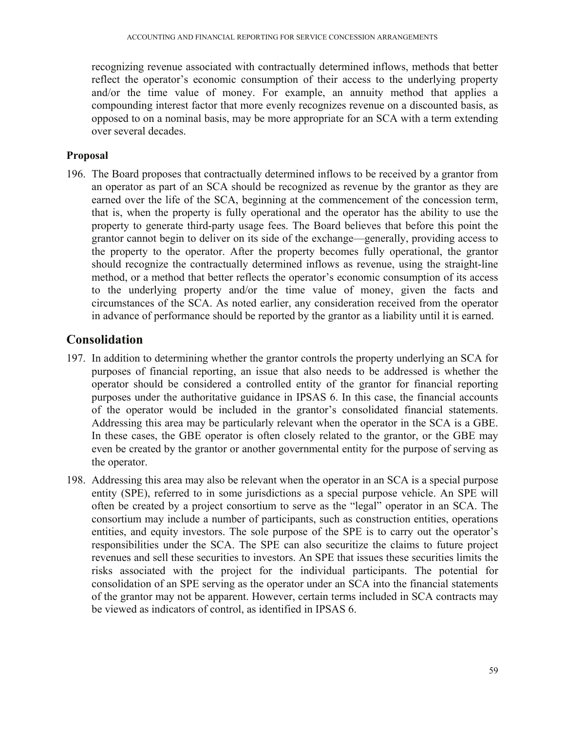recognizing revenue associated with contractually determined inflows, methods that better reflect the operator's economic consumption of their access to the underlying property and/or the time value of money. For example, an annuity method that applies a compounding interest factor that more evenly recognizes revenue on a discounted basis, as opposed to on a nominal basis, may be more appropriate for an SCA with a term extending over several decades.

### Proposal

196. The Board proposes that contractually determined inflows to be received by a grantor from an operator as part of an SCA should be recognized as revenue by the grantor as they are earned over the life of the SCA, beginning at the commencement of the concession term, that is, when the property is fully operational and the operator has the ability to use the property to generate third-party usage fees. The Board believes that before this point the grantor cannot begin to deliver on its side of the exchange—generally, providing access to the property to the operator. After the property becomes fully operational, the grantor should recognize the contractually determined inflows as revenue, using the straight-line method, or a method that better reflects the operator's economic consumption of its access to the underlying property and/or the time value of money, given the facts and circumstances of the SCA. As noted earlier, any consideration received from the operator in advance of performance should be reported by the grantor as a liability until it is earned.

## Consolidation

197. In addition to determining whether the grantor controls the property underlying an SCA for purposes of financial reporting, an issue that also needs to be addressed is whether the operator should be considered a controlled entity of the grantor for financial reporting purposes under the authoritative guidance in IPSAS 6. In this case, the financial accounts of the operator would be included in the grantor's consolidated financial statements. Addressing this area may be particularly relevant when the operator in the SCA is a GBE. In these cases, the GBE operator is often closely related to the grantor, or the GBE may even be created by the grantor or another governmental entity for the purpose of serving as the operator.

198. Addressing this area may also be relevant when the operator in an SCA is a special purpose entity (SPE), referred to in some jurisdictions as a special purpose vehicle. An SPE will often be created by a project consortium to serve as the "legal" operator in an SCA. The consortium may include a number of participants, such as construction entities, operations entities, and equity investors. The sole purpose of the SPE is to carry out the operator's responsibilities under the SCA. The SPE can also securitize the claims to future project revenues and sell these securities to investors. An SPE that issues these securities limits the risks associated with the project for the individual participants. The potential for consolidation of an SPE serving as the operator under an SCA into the financial statements of the grantor may not be apparent. However, certain terms included in SCA contracts may be viewed as indicators of control, as identified in IPSAS 6.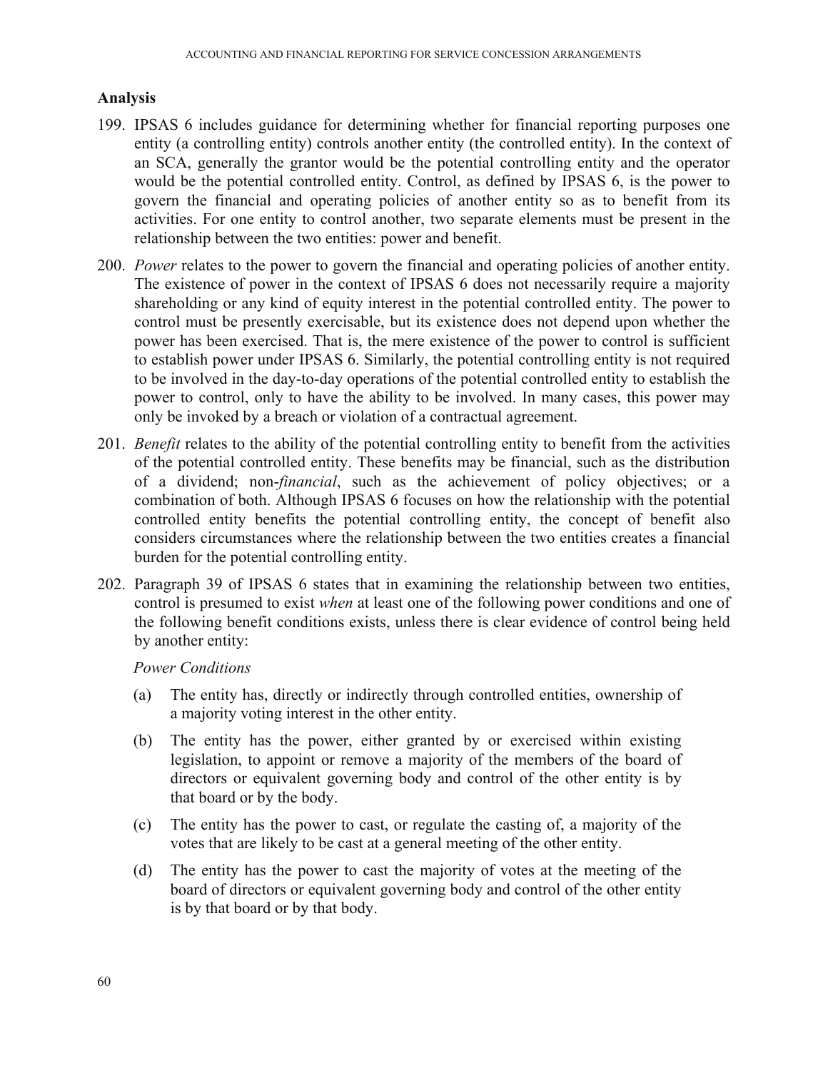## Analysis

199. IPSAS 6 includes guidance for determining whether for financial reporting purposes one entity (a controlling entity) controls another entity (the controlled entity). In the context of an SCA, generally the grantor would be the potential controlling entity and the operator would be the potential controlled entity. Control, as defined by IPSAS 6, is the power to govern the financial and operating policies of another entity so as to benefit from its activities. For one entity to control another, two separate elements must be present in the relationship between the two entities: power and benefit.

200. *Power* relates to the power to govern the financial and operating policies of another entity. The existence of power in the context of IPSAS 6 does not necessarily require a majority shareholding or any kind of equity interest in the potential controlled entity. The power to control must be presently exercisable, but its existence does not depend upon whether the power has been exercised. That is, the mere existence of the power to control is sufficient to establish power under IPSAS 6. Similarly, the potential controlling entity is not required to be involved in the day-to-day operations of the potential controlled entity to establish the power to control, only to have the ability to be involved. In many cases, this power may only be invoked by a breach or violation of a contractual agreement.

201. *Benefit* relates to the ability of the potential controlling entity to benefit from the activities of the potential controlled entity. These benefits may be financial, such as the distribution of a dividend; non-*financial*, such as the achievement of policy objectives; or a combination of both. Although IPSAS 6 focuses on how the relationship with the potential controlled entity benefits the potential controlling entity, the concept of benefit also considers circumstances where the relationship between the two entities creates a financial burden for the potential controlling entity.

202. Paragraph 39 of IPSAS 6 states that in examining the relationship between two entities, control is presumed to exist *when* at least one of the following power conditions and one of the following benefit conditions exists, unless there is clear evidence of control being held by another entity:

*Power Conditions*

(a) The entity has, directly or indirectly through controlled entities, ownership of a majority voting interest in the other entity.

(b) The entity has the power, either granted by or exercised within existing legislation, to appoint or remove a majority of the members of the board of directors or equivalent governing body and control of the other entity is by that board or by the body.

(c) The entity has the power to cast, or regulate the casting of, a majority of the votes that are likely to be cast at a general meeting of the other entity.

(d) The entity has the power to cast the majority of votes at the meeting of the board of directors or equivalent governing body and control of the other entity is by that board or by that body.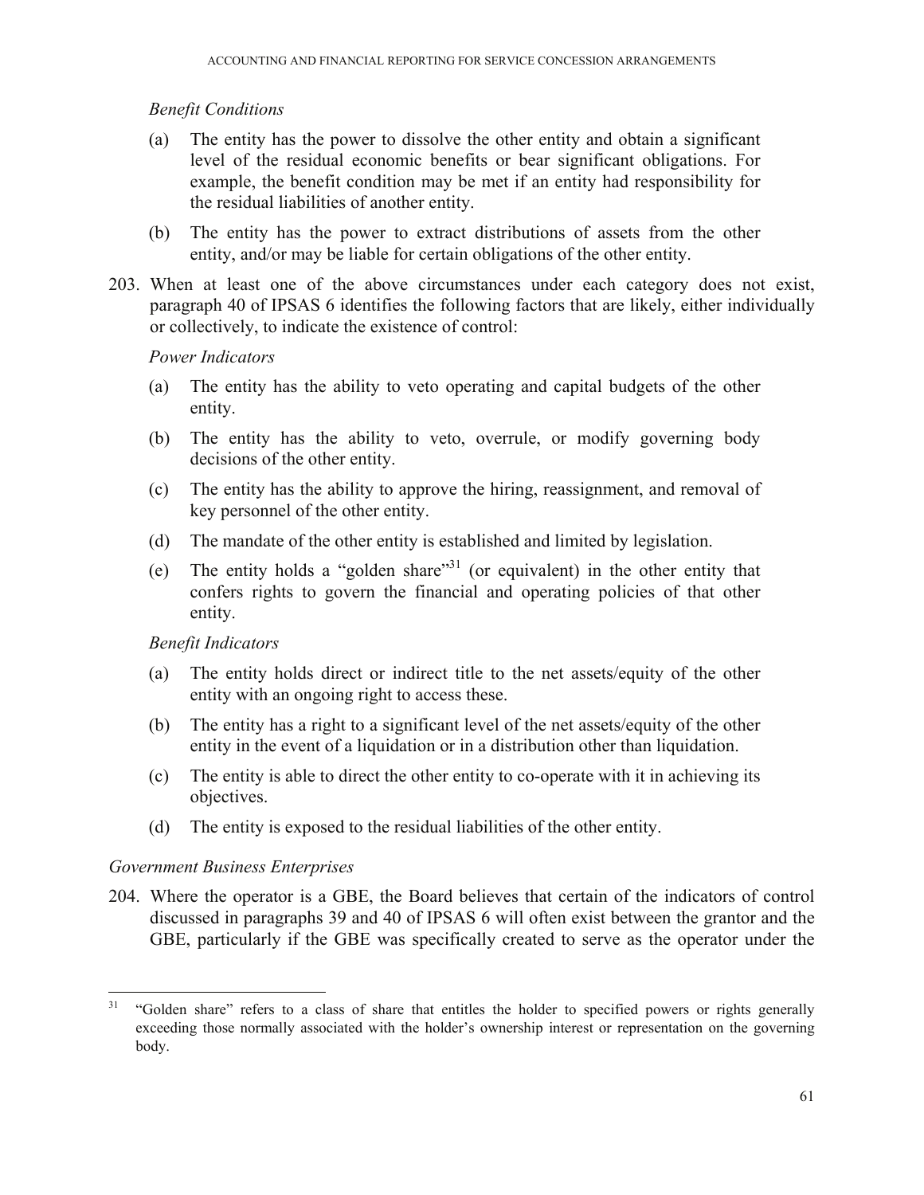*Benefit Conditions*

(a) The entity has the power to dissolve the other entity and obtain a significant level of the residual economic benefits or bear significant obligations. For example, the benefit condition may be met if an entity had responsibility for the residual liabilities of another entity.

(b) The entity has the power to extract distributions of assets from the other entity, and/or may be liable for certain obligations of the other entity.

203. When at least one of the above circumstances under each category does not exist, paragraph 40 of IPSAS 6 identifies the following factors that are likely, either individually or collectively, to indicate the existence of control:

*Power Indicators*

(a) The entity has the ability to veto operating and capital budgets of the other entity.

(b) The entity has the ability to veto, overrule, or modify governing body decisions of the other entity.

(c) The entity has the ability to approve the hiring, reassignment, and removal of key personnel of the other entity.

(d) The mandate of the other entity is established and limited by legislation.

(e) The entity holds a "golden share"[31] (or equivalent) in the other entity that confers rights to govern the financial and operating policies of that other entity.

*Benefit Indicators*

(a) The entity holds direct or indirect title to the net assets/equity of the other entity with an ongoing right to access these.

(b) The entity has a right to a significant level of the net assets/equity of the other entity in the event of a liquidation or in a distribution other than liquidation.

(c) The entity is able to direct the other entity to co-operate with it in achieving its objectives.

(d) The entity is exposed to the residual liabilities of the other entity.

*Government Business Enterprises*

204. Where the operator is a GBE, the Board believes that certain of the indicators of control discussed in paragraphs 39 and 40 of IPSAS 6 will often exist between the grantor and the GBE, particularly if the GBE was specifically created to serve as the operator under the

[31] "Golden share" refers to a class of share that entitles the holder to specified powers or rights generally exceeding those normally associated with the holder's ownership interest or representation on the governing body.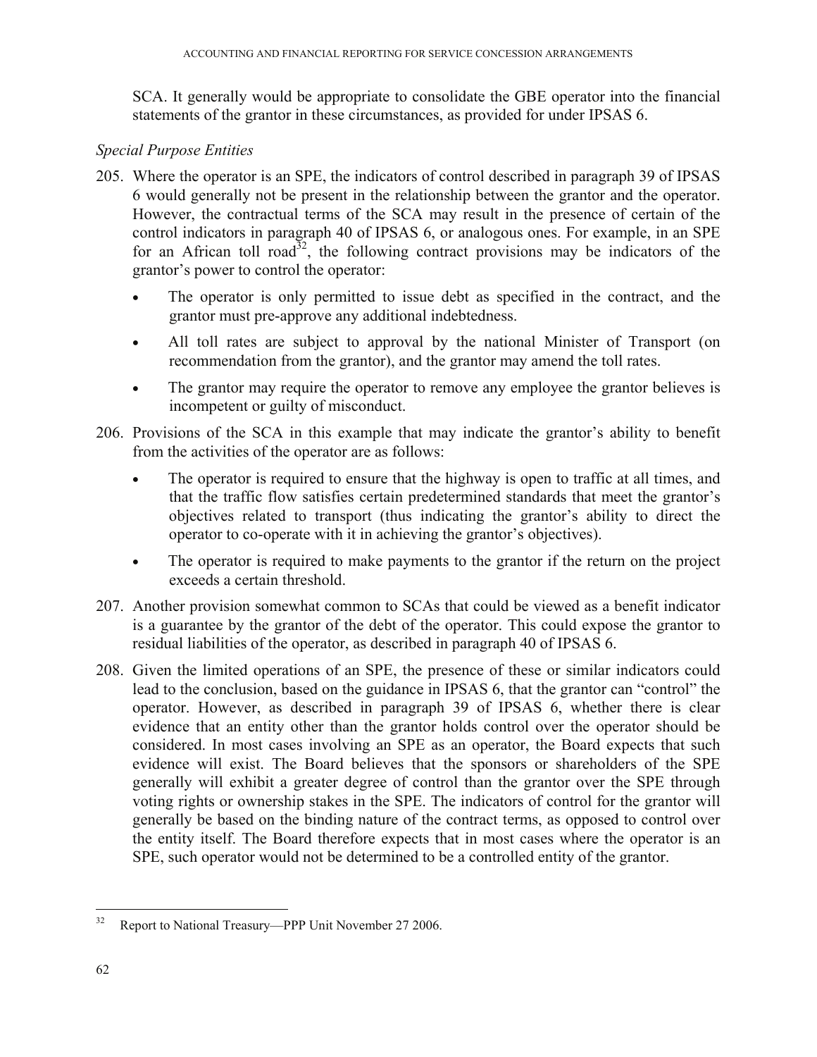SCA. It generally would be appropriate to consolidate the GBE operator into the financial statements of the grantor in these circumstances, as provided for under IPSAS 6.

*Special Purpose Entities*

205. Where the operator is an SPE, the indicators of control described in paragraph 39 of IPSAS 6 would generally not be present in the relationship between the grantor and the operator. However, the contractual terms of the SCA may result in the presence of certain of the control indicators in paragraph 40 of IPSAS 6, or analogous ones. For example, in an SPE for an African toll road[32], the following contract provisions may be indicators of the grantor's power to control the operator:

    - The operator is only permitted to issue debt as specified in the contract, and the grantor must pre-approve any additional indebtedness.
    - All toll rates are subject to approval by the national Minister of Transport (on recommendation from the grantor), and the grantor may amend the toll rates.
    - The grantor may require the operator to remove any employee the grantor believes is incompetent or guilty of misconduct.

206. Provisions of the SCA in this example that may indicate the grantor's ability to benefit from the activities of the operator are as follows:

    - The operator is required to ensure that the highway is open to traffic at all times, and that the traffic flow satisfies certain predetermined standards that meet the grantor's objectives related to transport (thus indicating the grantor's ability to direct the operator to co-operate with it in achieving the grantor's objectives).
    - The operator is required to make payments to the grantor if the return on the project exceeds a certain threshold.

207. Another provision somewhat common to SCAs that could be viewed as a benefit indicator is a guarantee by the grantor of the debt of the operator. This could expose the grantor to residual liabilities of the operator, as described in paragraph 40 of IPSAS 6.

208. Given the limited operations of an SPE, the presence of these or similar indicators could lead to the conclusion, based on the guidance in IPSAS 6, that the grantor can "control" the operator. However, as described in paragraph 39 of IPSAS 6, whether there is clear evidence that an entity other than the grantor holds control over the operator should be considered. In most cases involving an SPE as an operator, the Board expects that such evidence will exist. The Board believes that the sponsors or shareholders of the SPE generally will exhibit a greater degree of control than the grantor over the SPE through voting rights or ownership stakes in the SPE. The indicators of control for the grantor will generally be based on the binding nature of the contract terms, as opposed to control over the entity itself. The Board therefore expects that in most cases where the operator is an SPE, such operator would not be determined to be a controlled entity of the grantor.

[32] Report to National Treasury—PPP Unit November 27 2006.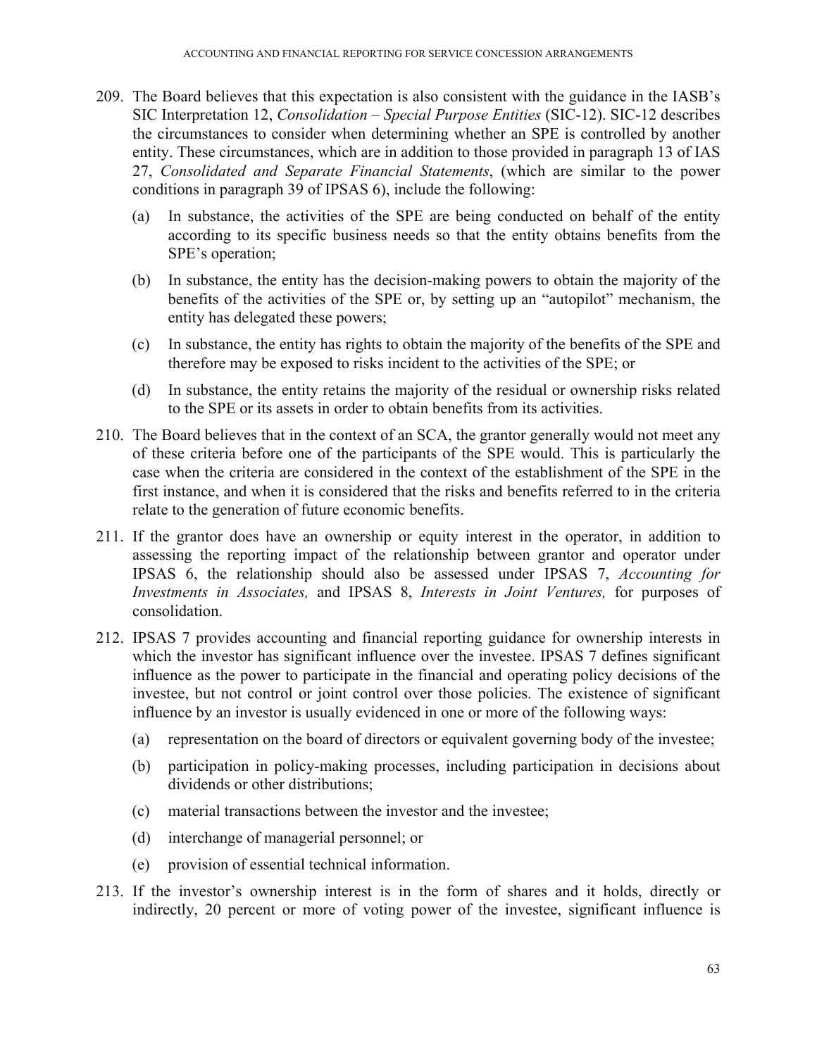209. The Board believes that this expectation is also consistent with the guidance in the IASB's SIC Interpretation 12, *Consolidation – Special Purpose Entities* (SIC-12). SIC-12 describes the circumstances to consider when determining whether an SPE is controlled by another entity. These circumstances, which are in addition to those provided in paragraph 13 of IAS 27, *Consolidated and Separate Financial Statements*, (which are similar to the power conditions in paragraph 39 of IPSAS 6), include the following:

    (a) In substance, the activities of the SPE are being conducted on behalf of the entity according to its specific business needs so that the entity obtains benefits from the SPE's operation;

    (b) In substance, the entity has the decision-making powers to obtain the majority of the benefits of the activities of the SPE or, by setting up an "autopilot" mechanism, the entity has delegated these powers;

    (c) In substance, the entity has rights to obtain the majority of the benefits of the SPE and therefore may be exposed to risks incident to the activities of the SPE; or

    (d) In substance, the entity retains the majority of the residual or ownership risks related to the SPE or its assets in order to obtain benefits from its activities.

210. The Board believes that in the context of an SCA, the grantor generally would not meet any of these criteria before one of the participants of the SPE would. This is particularly the case when the criteria are considered in the context of the establishment of the SPE in the first instance, and when it is considered that the risks and benefits referred to in the criteria relate to the generation of future economic benefits.

211. If the grantor does have an ownership or equity interest in the operator, in addition to assessing the reporting impact of the relationship between grantor and operator under IPSAS 6, the relationship should also be assessed under IPSAS 7, *Accounting for Investments in Associates,* and IPSAS 8, *Interests in Joint Ventures,* for purposes of consolidation.

212. IPSAS 7 provides accounting and financial reporting guidance for ownership interests in which the investor has significant influence over the investee. IPSAS 7 defines significant influence as the power to participate in the financial and operating policy decisions of the investee, but not control or joint control over those policies. The existence of significant influence by an investor is usually evidenced in one or more of the following ways:

    (a) representation on the board of directors or equivalent governing body of the investee;

    (b) participation in policy-making processes, including participation in decisions about dividends or other distributions;

    (c) material transactions between the investor and the investee;

    (d) interchange of managerial personnel; or

    (e) provision of essential technical information.

213. If the investor's ownership interest is in the form of shares and it holds, directly or indirectly, 20 percent or more of voting power of the investee, significant influence is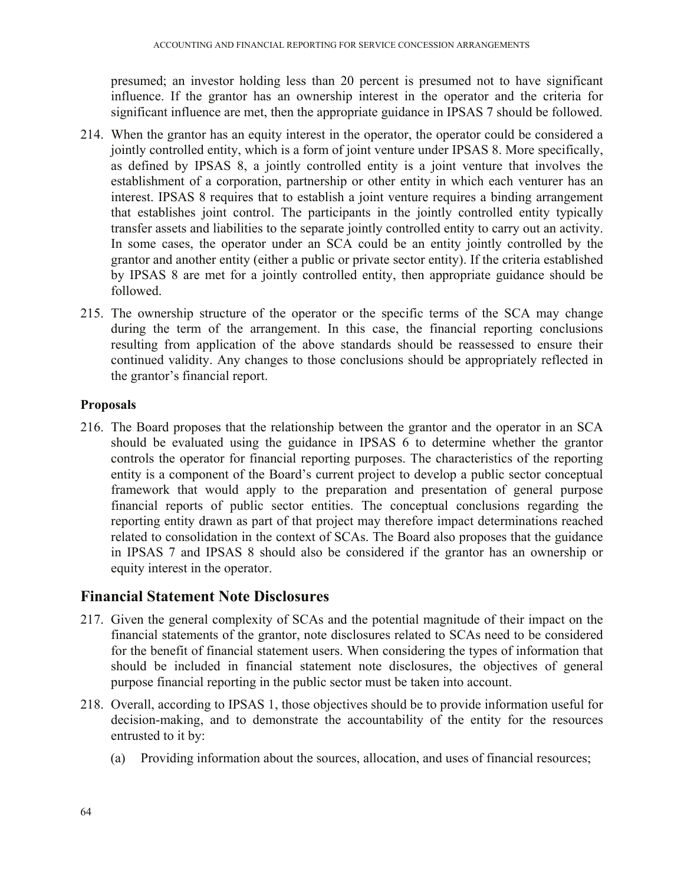presumed; an investor holding less than 20 percent is presumed not to have significant influence. If the grantor has an ownership interest in the operator and the criteria for significant influence are met, then the appropriate guidance in IPSAS 7 should be followed.

214. When the grantor has an equity interest in the operator, the operator could be considered a jointly controlled entity, which is a form of joint venture under IPSAS 8. More specifically, as defined by IPSAS 8, a jointly controlled entity is a joint venture that involves the establishment of a corporation, partnership or other entity in which each venturer has an interest. IPSAS 8 requires that to establish a joint venture requires a binding arrangement that establishes joint control. The participants in the jointly controlled entity typically transfer assets and liabilities to the separate jointly controlled entity to carry out an activity. In some cases, the operator under an SCA could be an entity jointly controlled by the grantor and another entity (either a public or private sector entity). If the criteria established by IPSAS 8 are met for a jointly controlled entity, then appropriate guidance should be followed.

215. The ownership structure of the operator or the specific terms of the SCA may change during the term of the arrangement. In this case, the financial reporting conclusions resulting from application of the above standards should be reassessed to ensure their continued validity. Any changes to those conclusions should be appropriately reflected in the grantor's financial report.

### Proposals

216. The Board proposes that the relationship between the grantor and the operator in an SCA should be evaluated using the guidance in IPSAS 6 to determine whether the grantor controls the operator for financial reporting purposes. The characteristics of the reporting entity is a component of the Board's current project to develop a public sector conceptual framework that would apply to the preparation and presentation of general purpose financial reports of public sector entities. The conceptual conclusions regarding the reporting entity drawn as part of that project may therefore impact determinations reached related to consolidation in the context of SCAs. The Board also proposes that the guidance in IPSAS 7 and IPSAS 8 should also be considered if the grantor has an ownership or equity interest in the operator.

## Financial Statement Note Disclosures

217. Given the general complexity of SCAs and the potential magnitude of their impact on the financial statements of the grantor, note disclosures related to SCAs need to be considered for the benefit of financial statement users. When considering the types of information that should be included in financial statement note disclosures, the objectives of general purpose financial reporting in the public sector must be taken into account.

218. Overall, according to IPSAS 1, those objectives should be to provide information useful for decision-making, and to demonstrate the accountability of the entity for the resources entrusted to it by:

    (a) Providing information about the sources, allocation, and uses of financial resources;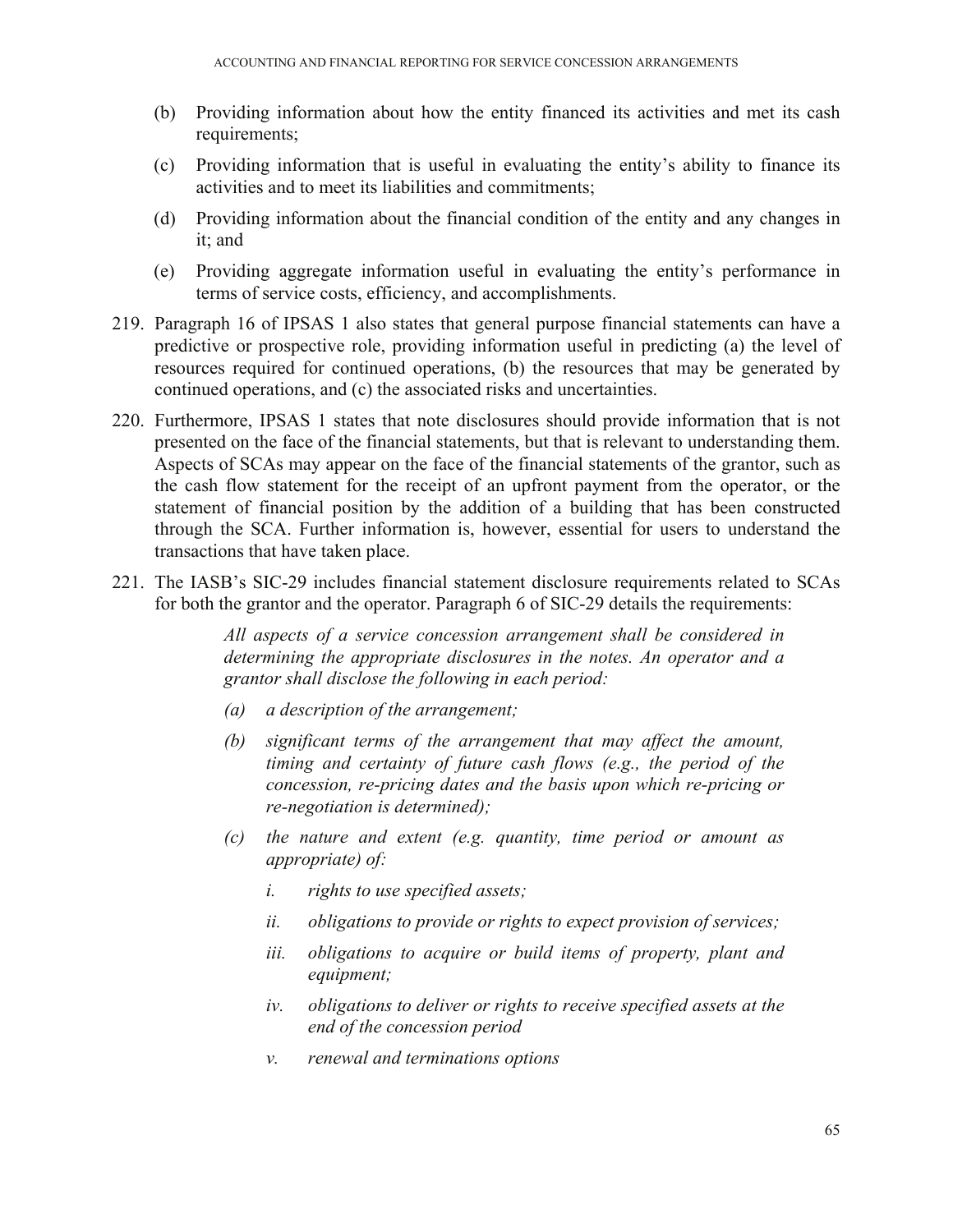(b) Providing information about how the entity financed its activities and met its cash requirements;

(c) Providing information that is useful in evaluating the entity's ability to finance its activities and to meet its liabilities and commitments;

(d) Providing information about the financial condition of the entity and any changes in it; and

(e) Providing aggregate information useful in evaluating the entity's performance in terms of service costs, efficiency, and accomplishments.

219. Paragraph 16 of IPSAS 1 also states that general purpose financial statements can have a predictive or prospective role, providing information useful in predicting (a) the level of resources required for continued operations, (b) the resources that may be generated by continued operations, and (c) the associated risks and uncertainties.

220. Furthermore, IPSAS 1 states that note disclosures should provide information that is not presented on the face of the financial statements, but that is relevant to understanding them. Aspects of SCAs may appear on the face of the financial statements of the grantor, such as the cash flow statement for the receipt of an upfront payment from the operator, or the statement of financial position by the addition of a building that has been constructed through the SCA. Further information is, however, essential for users to understand the transactions that have taken place.

221. The IASB's SIC-29 includes financial statement disclosure requirements related to SCAs for both the grantor and the operator. Paragraph 6 of SIC-29 details the requirements:

> *All aspects of a service concession arrangement shall be considered in determining the appropriate disclosures in the notes. An operator and a grantor shall disclose the following in each period:*
>
> *(a) a description of the arrangement;*
>
> *(b) significant terms of the arrangement that may affect the amount, timing and certainty of future cash flows (e.g., the period of the concession, re-pricing dates and the basis upon which re-pricing or re-negotiation is determined);*
>
> *(c) the nature and extent (e.g. quantity, time period or amount as appropriate) of:*
>
> *i. rights to use specified assets;*
>
> *ii. obligations to provide or rights to expect provision of services;*
>
> *iii. obligations to acquire or build items of property, plant and equipment;*
>
> *iv. obligations to deliver or rights to receive specified assets at the end of the concession period*
>
> *v. renewal and terminations options*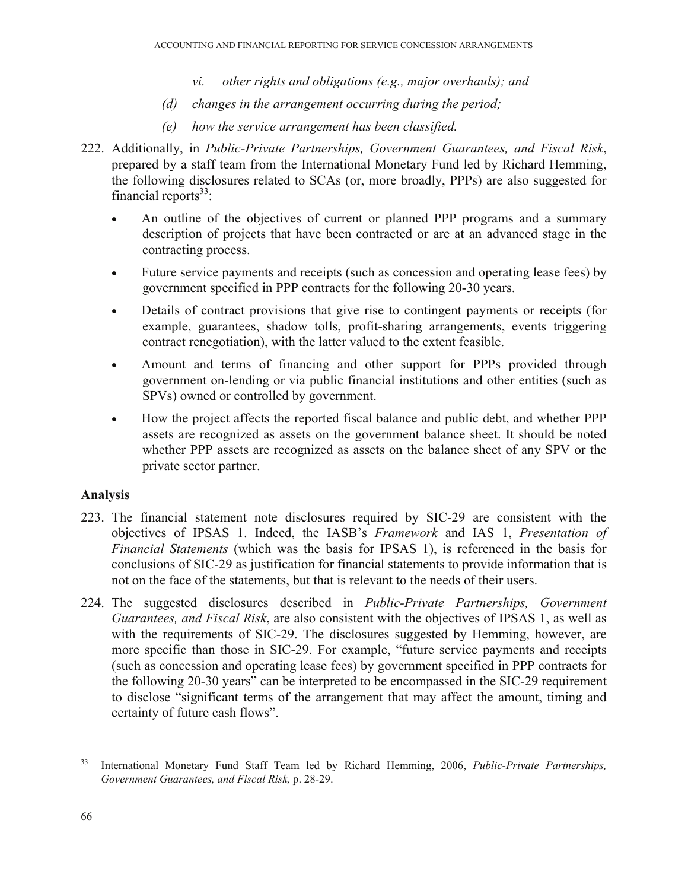*vi. other rights and obligations (e.g., major overhauls); and*

*(d) changes in the arrangement occurring during the period;*

*(e) how the service arrangement has been classified.*

222. Additionally, in *Public-Private Partnerships, Government Guarantees, and Fiscal Risk*, prepared by a staff team from the International Monetary Fund led by Richard Hemming, the following disclosures related to SCAs (or, more broadly, PPPs) are also suggested for financial reports[33]:

- An outline of the objectives of current or planned PPP programs and a summary description of projects that have been contracted or are at an advanced stage in the contracting process.
- Future service payments and receipts (such as concession and operating lease fees) by government specified in PPP contracts for the following 20-30 years.
- Details of contract provisions that give rise to contingent payments or receipts (for example, guarantees, shadow tolls, profit-sharing arrangements, events triggering contract renegotiation), with the latter valued to the extent feasible.
- Amount and terms of financing and other support for PPPs provided through government on-lending or via public financial institutions and other entities (such as SPVs) owned or controlled by government.
- How the project affects the reported fiscal balance and public debt, and whether PPP assets are recognized as assets on the government balance sheet. It should be noted whether PPP assets are recognized as assets on the balance sheet of any SPV or the private sector partner.

## Analysis

223. The financial statement note disclosures required by SIC-29 are consistent with the objectives of IPSAS 1. Indeed, the IASB's *Framework* and IAS 1, *Presentation of Financial Statements* (which was the basis for IPSAS 1), is referenced in the basis for conclusions of SIC-29 as justification for financial statements to provide information that is not on the face of the statements, but that is relevant to the needs of their users.

224. The suggested disclosures described in *Public-Private Partnerships, Government Guarantees, and Fiscal Risk*, are also consistent with the objectives of IPSAS 1, as well as with the requirements of SIC-29. The disclosures suggested by Hemming, however, are more specific than those in SIC-29. For example, "future service payments and receipts (such as concession and operating lease fees) by government specified in PPP contracts for the following 20-30 years" can be interpreted to be encompassed in the SIC-29 requirement to disclose "significant terms of the arrangement that may affect the amount, timing and certainty of future cash flows".

---

[33] International Monetary Fund Staff Team led by Richard Hemming, 2006, *Public-Private Partnerships, Government Guarantees, and Fiscal Risk,* p. 28-29.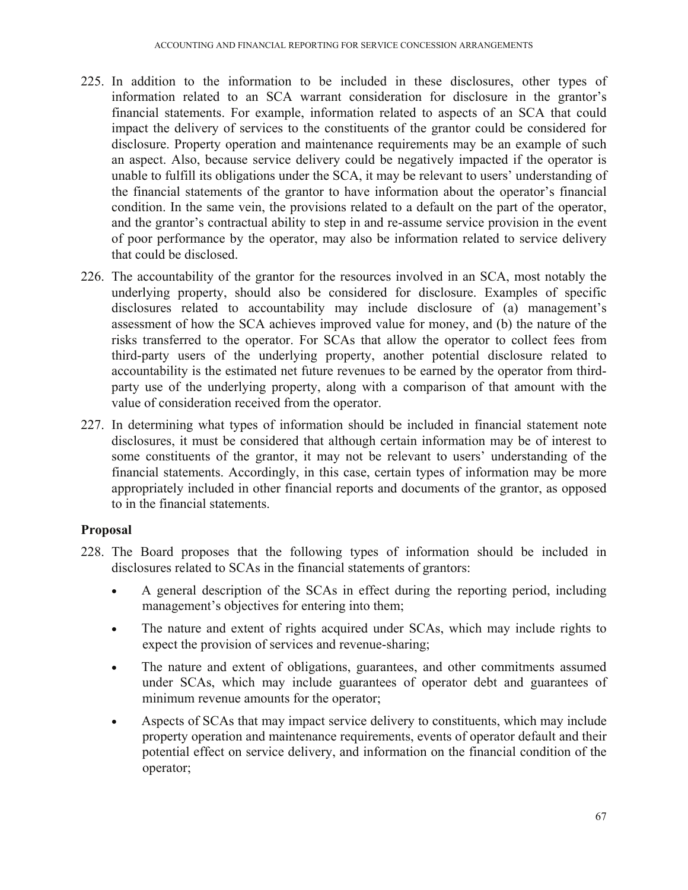225. In addition to the information to be included in these disclosures, other types of information related to an SCA warrant consideration for disclosure in the grantor's financial statements. For example, information related to aspects of an SCA that could impact the delivery of services to the constituents of the grantor could be considered for disclosure. Property operation and maintenance requirements may be an example of such an aspect. Also, because service delivery could be negatively impacted if the operator is unable to fulfill its obligations under the SCA, it may be relevant to users' understanding of the financial statements of the grantor to have information about the operator's financial condition. In the same vein, the provisions related to a default on the part of the operator, and the grantor's contractual ability to step in and re-assume service provision in the event of poor performance by the operator, may also be information related to service delivery that could be disclosed.

226. The accountability of the grantor for the resources involved in an SCA, most notably the underlying property, should also be considered for disclosure. Examples of specific disclosures related to accountability may include disclosure of (a) management's assessment of how the SCA achieves improved value for money, and (b) the nature of the risks transferred to the operator. For SCAs that allow the operator to collect fees from third-party users of the underlying property, another potential disclosure related to accountability is the estimated net future revenues to be earned by the operator from third-party use of the underlying property, along with a comparison of that amount with the value of consideration received from the operator.

227. In determining what types of information should be included in financial statement note disclosures, it must be considered that although certain information may be of interest to some constituents of the grantor, it may not be relevant to users' understanding of the financial statements. Accordingly, in this case, certain types of information may be more appropriately included in other financial reports and documents of the grantor, as opposed to in the financial statements.

### Proposal

228. The Board proposes that the following types of information should be included in disclosures related to SCAs in the financial statements of grantors:

- A general description of the SCAs in effect during the reporting period, including management's objectives for entering into them;
- The nature and extent of rights acquired under SCAs, which may include rights to expect the provision of services and revenue-sharing;
- The nature and extent of obligations, guarantees, and other commitments assumed under SCAs, which may include guarantees of operator debt and guarantees of minimum revenue amounts for the operator;
- Aspects of SCAs that may impact service delivery to constituents, which may include property operation and maintenance requirements, events of operator default and their potential effect on service delivery, and information on the financial condition of the operator;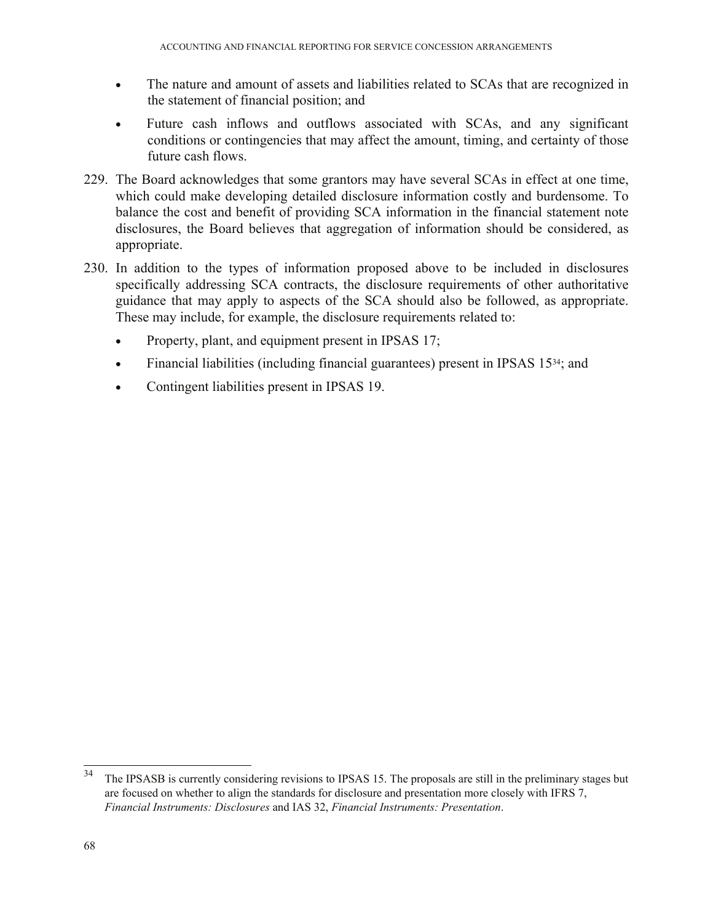- The nature and amount of assets and liabilities related to SCAs that are recognized in the statement of financial position; and
- Future cash inflows and outflows associated with SCAs, and any significant conditions or contingencies that may affect the amount, timing, and certainty of those future cash flows.

229. The Board acknowledges that some grantors may have several SCAs in effect at one time, which could make developing detailed disclosure information costly and burdensome. To balance the cost and benefit of providing SCA information in the financial statement note disclosures, the Board believes that aggregation of information should be considered, as appropriate.

230. In addition to the types of information proposed above to be included in disclosures specifically addressing SCA contracts, the disclosure requirements of other authoritative guidance that may apply to aspects of the SCA should also be followed, as appropriate. These may include, for example, the disclosure requirements related to:

    - Property, plant, and equipment present in IPSAS 17;
    - Financial liabilities (including financial guarantees) present in IPSAS 15[34]; and
    - Contingent liabilities present in IPSAS 19.

[34] The IPSASB is currently considering revisions to IPSAS 15. The proposals are still in the preliminary stages but are focused on whether to align the standards for disclosure and presentation more closely with IFRS 7, *Financial Instruments: Disclosures* and IAS 32, *Financial Instruments: Presentation*.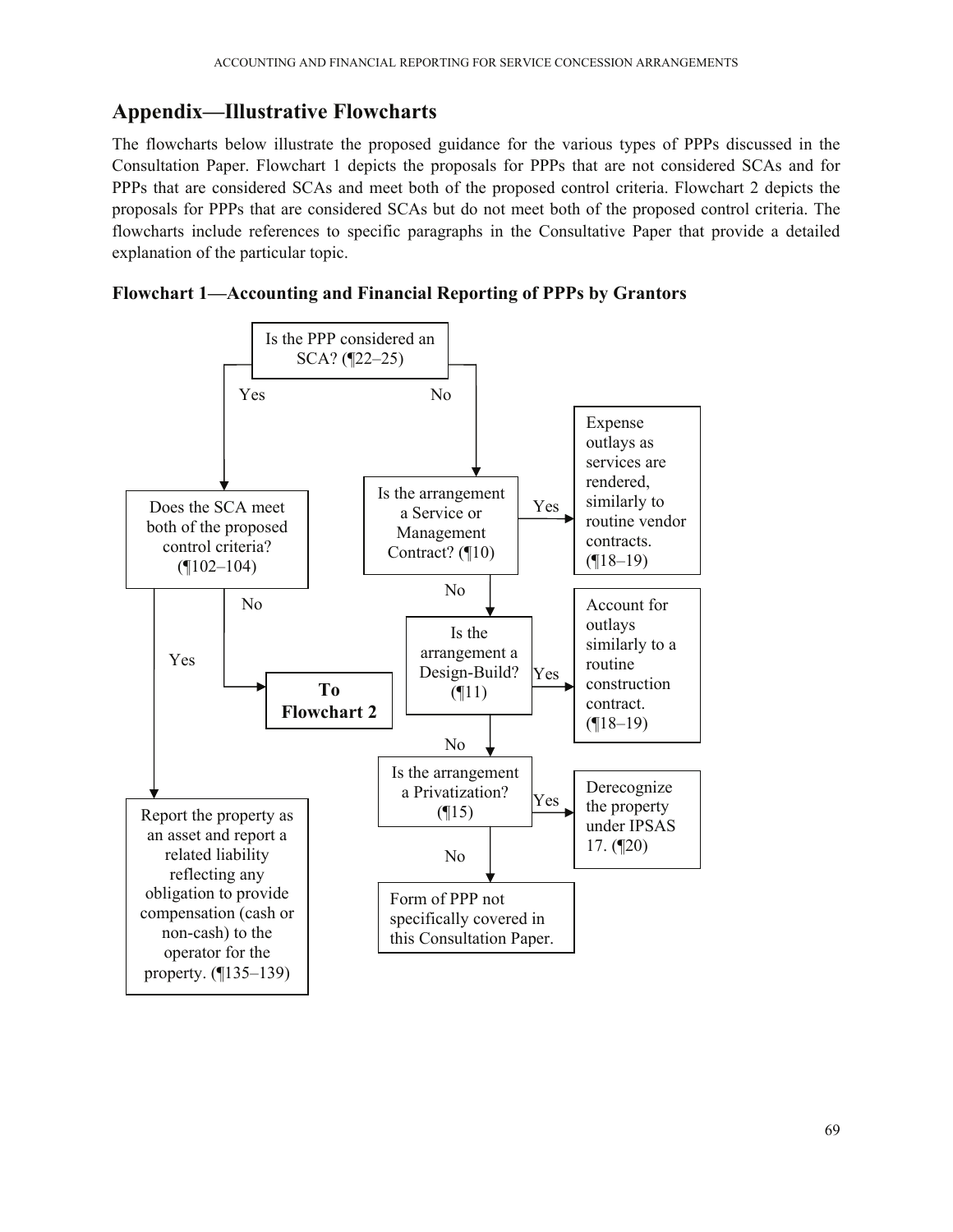## Appendix—Illustrative Flowcharts

The flowcharts below illustrate the proposed guidance for the various types of PPPs discussed in the Consultation Paper. Flowchart 1 depicts the proposals for PPPs that are not considered SCAs and for PPPs that are considered SCAs and meet both of the proposed control criteria. Flowchart 2 depicts the proposals for PPPs that are considered SCAs but do not meet both of the proposed control criteria. The flowcharts include references to specific paragraphs in the Consultative Paper that provide a detailed explanation of the particular topic.

### Flowchart 1—Accounting and Financial Reporting of PPPs by Grantors

Is the PPP considered an SCA? (¶22–25)

- **Yes** → Does the SCA meet both of the proposed control criteria? (¶102–104)
  - **Yes** → Report the property as an asset and report a related liability reflecting any obligation to provide compensation (cash or non-cash) to the operator for the property. (¶135–139)
  - **No** → **To Flowchart 2**
- **No** → Is the arrangement a Service or Management Contract? (¶10)
  - **Yes** → Expense outlays as services are rendered, similarly to routine vendor contracts. (¶18–19)
  - **No** → Is the arrangement a Design-Build? (¶11)
    - **Yes** → Account for outlays similarly to a routine construction contract. (¶18–19)
    - **No** → Is the arrangement a Privatization? (¶15)
      - **Yes** → Derecognize the property under IPSAS 17. (¶20)
      - **No** → Form of PPP not specifically covered in this Consultation Paper.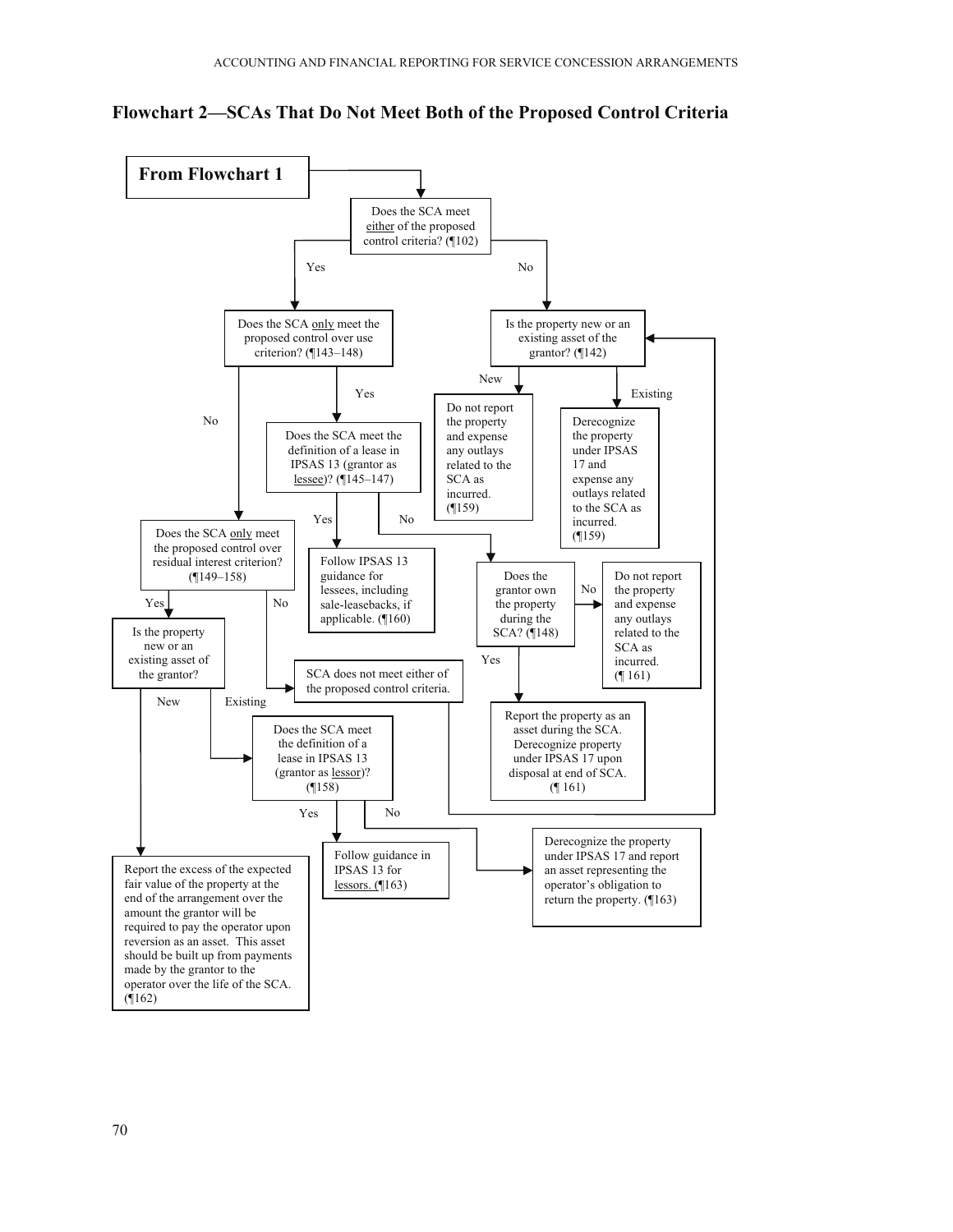## Flowchart 2—SCAs That Do Not Meet Both of the Proposed Control Criteria

**From Flowchart 1**

Does the SCA meet either of the proposed control criteria? (¶102)

Yes → Does the SCA only meet the proposed control over use criterion? (¶143–148)

No → Is the property new or an existing asset of the grantor? (¶142)

New → Do not report the property and expense any outlays related to the SCA as incurred. (¶159)

Existing → Derecognize the property under IPSAS 17 and expense any outlays related to the SCA as incurred. (¶159)

Does the SCA only meet the proposed control over use criterion? (¶143–148)

Yes → Does the SCA meet the definition of a lease in IPSAS 13 (grantor as lessee)? (¶145–147)

No → Does the SCA only meet the proposed control over residual interest criterion? (¶149–158)

Does the SCA meet the definition of a lease in IPSAS 13 (grantor as lessee)? (¶145–147)

Yes → Follow IPSAS 13 guidance for lessees, including sale-leasebacks, if applicable. (¶160)

No → Does the grantor own the property during the SCA? (¶148)

Does the grantor own the property during the SCA? (¶148)

No → Do not report the property and expense any outlays related to the SCA as incurred. (¶ 161)

Yes → Report the property as an asset during the SCA. Derecognize property under IPSAS 17 upon disposal at end of SCA. (¶ 161)

Does the SCA only meet the proposed control over residual interest criterion? (¶149–158)

Yes → Is the property new or an existing asset of the grantor?

No → SCA does not meet either of the proposed control criteria. → Is the property new or an existing asset of the grantor? (¶142)

Is the property new or an existing asset of the grantor?

New → Report the excess of the expected fair value of the property at the end of the arrangement over the amount the grantor will be required to pay the operator upon reversion as an asset. This asset should be built up from payments made by the grantor to the operator over the life of the SCA. (¶162)

Existing → Does the SCA meet the definition of a lease in IPSAS 13 (grantor as lessor)? (¶158)

Does the SCA meet the definition of a lease in IPSAS 13 (grantor as lessor)? (¶158)

Yes → Follow guidance in IPSAS 13 for lessors. (¶163)

No → Derecognize the property under IPSAS 17 and report an asset representing the operator's obligation to return the property. (¶163)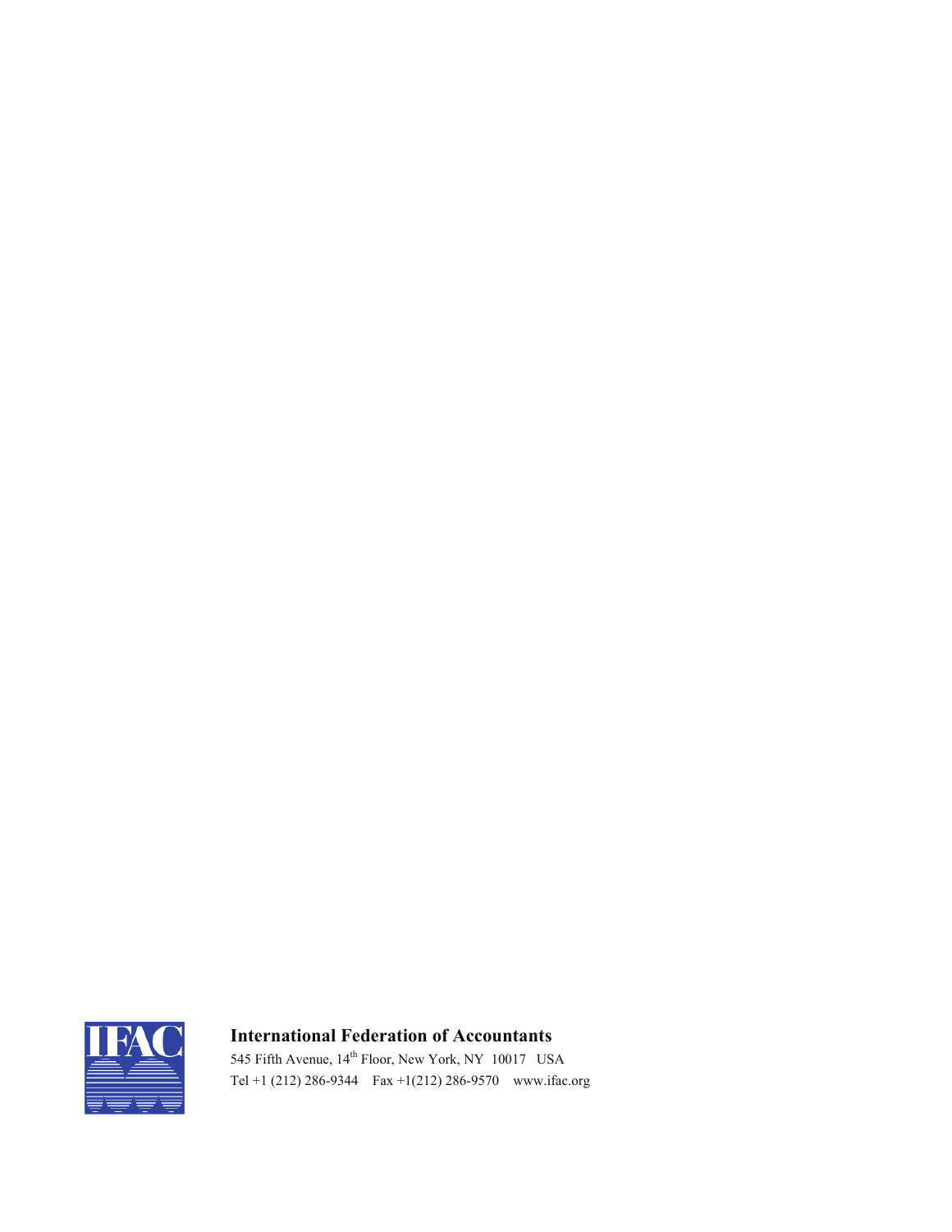**International Federation of Accountants**

545 Fifth Avenue, 14th Floor, New York, NY 10017 USA

Tel +1 (212) 286-9344 Fax +1(212) 286-9570 www.ifac.org